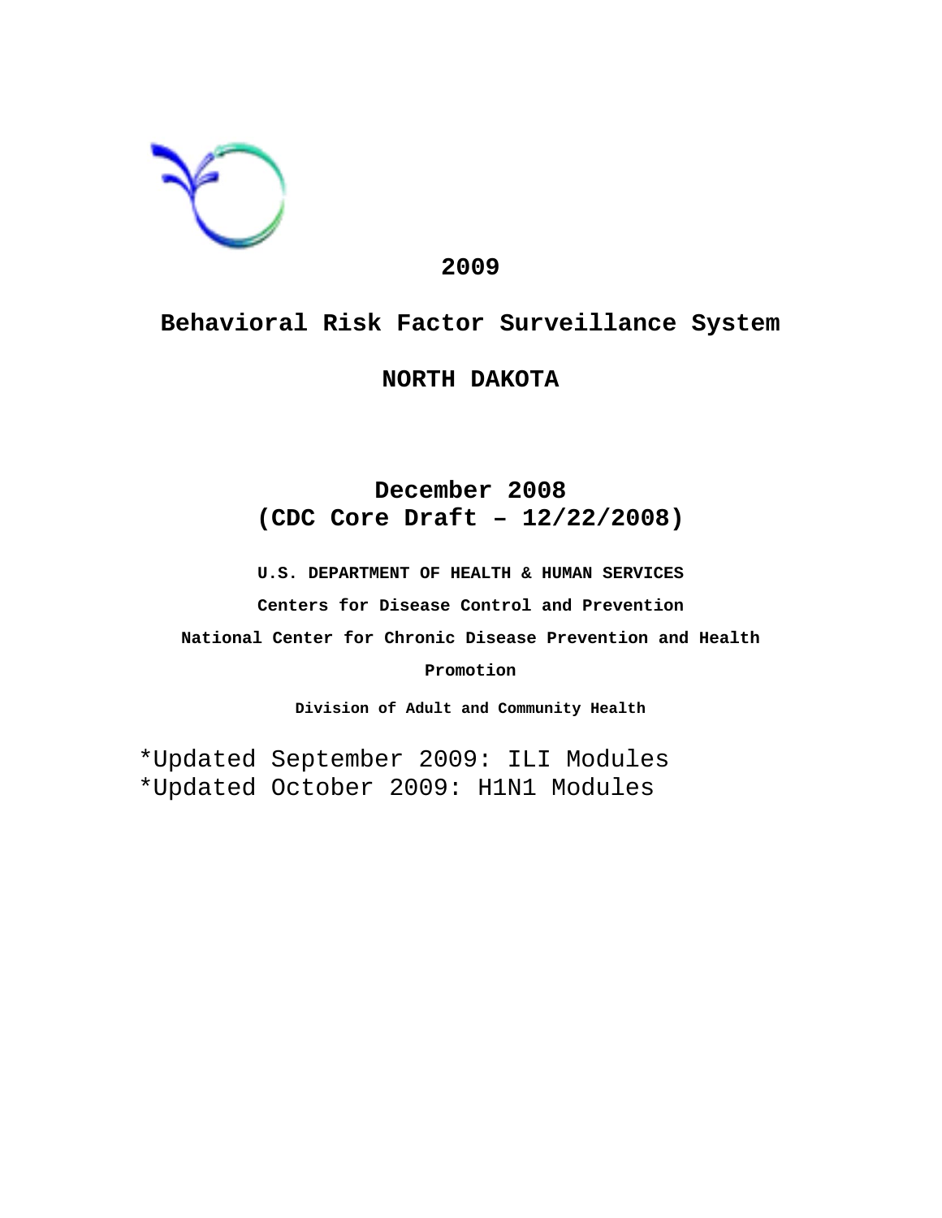# 2009

# Behavioral Risk Factor Surveillance System

# NORTH DAKOTA

## December 2008
## (CDC Core Draft – 12/22/2008)

**U.S. DEPARTMENT OF HEALTH & HUMAN SERVICES**

**Centers for Disease Control and Prevention**

**National Center for Chronic Disease Prevention and Health Promotion**

**Division of Adult and Community Health**

*Updated September 2009: ILI Modules
*Updated October 2009: H1N1 Modules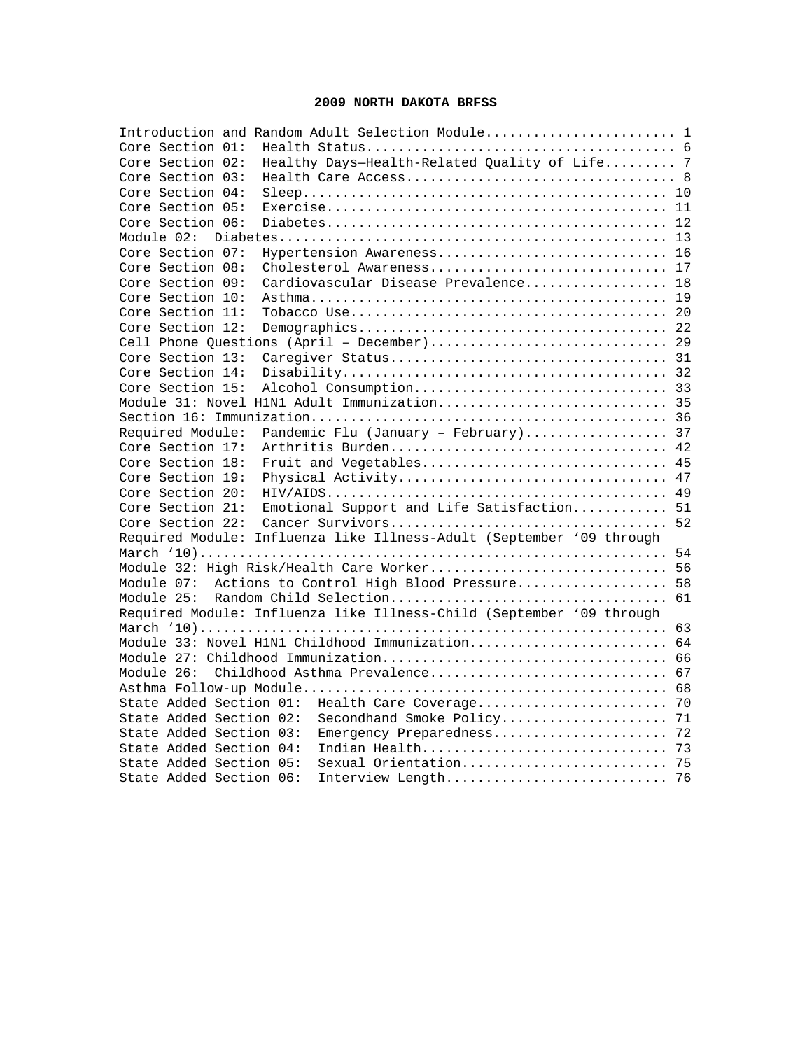# 2009 NORTH DAKOTA BRFSS

| Section | Page |
|---|---|
| Introduction and Random Adult Selection Module | 1 |
| Core Section 01: Health Status | 6 |
| Core Section 02: Healthy Days—Health-Related Quality of Life | 7 |
| Core Section 03: Health Care Access | 8 |
| Core Section 04: Sleep | 10 |
| Core Section 05: Exercise | 11 |
| Core Section 06: Diabetes | 12 |
| Module 02: Diabetes | 13 |
| Core Section 07: Hypertension Awareness | 16 |
| Core Section 08: Cholesterol Awareness | 17 |
| Core Section 09: Cardiovascular Disease Prevalence | 18 |
| Core Section 10: Asthma | 19 |
| Core Section 11: Tobacco Use | 20 |
| Core Section 12: Demographics | 22 |
| Cell Phone Questions (April – December) | 29 |
| Core Section 13: Caregiver Status | 31 |
| Core Section 14: Disability | 32 |
| Core Section 15: Alcohol Consumption | 33 |
| Module 31: Novel H1N1 Adult Immunization | 35 |
| Section 16: Immunization | 36 |
| Required Module: Pandemic Flu (January – February) | 37 |
| Core Section 17: Arthritis Burden | 42 |
| Core Section 18: Fruit and Vegetables | 45 |
| Core Section 19: Physical Activity | 47 |
| Core Section 20: HIV/AIDS | 49 |
| Core Section 21: Emotional Support and Life Satisfaction | 51 |
| Core Section 22: Cancer Survivors | 52 |
| Required Module: Influenza like Illness-Adult (September '09 through March '10) | 54 |
| Module 32: High Risk/Health Care Worker | 56 |
| Module 07: Actions to Control High Blood Pressure | 58 |
| Module 25: Random Child Selection | 61 |
| Required Module: Influenza like Illness-Child (September '09 through March '10) | 63 |
| Module 33: Novel H1N1 Childhood Immunization | 64 |
| Module 27: Childhood Immunization | 66 |
| Module 26: Childhood Asthma Prevalence | 67 |
| Asthma Follow-up Module | 68 |
| State Added Section 01: Health Care Coverage | 70 |
| State Added Section 02: Secondhand Smoke Policy | 71 |
| State Added Section 03: Emergency Preparedness | 72 |
| State Added Section 04: Indian Health | 73 |
| State Added Section 05: Sexual Orientation | 75 |
| State Added Section 06: Interview Length | 76 |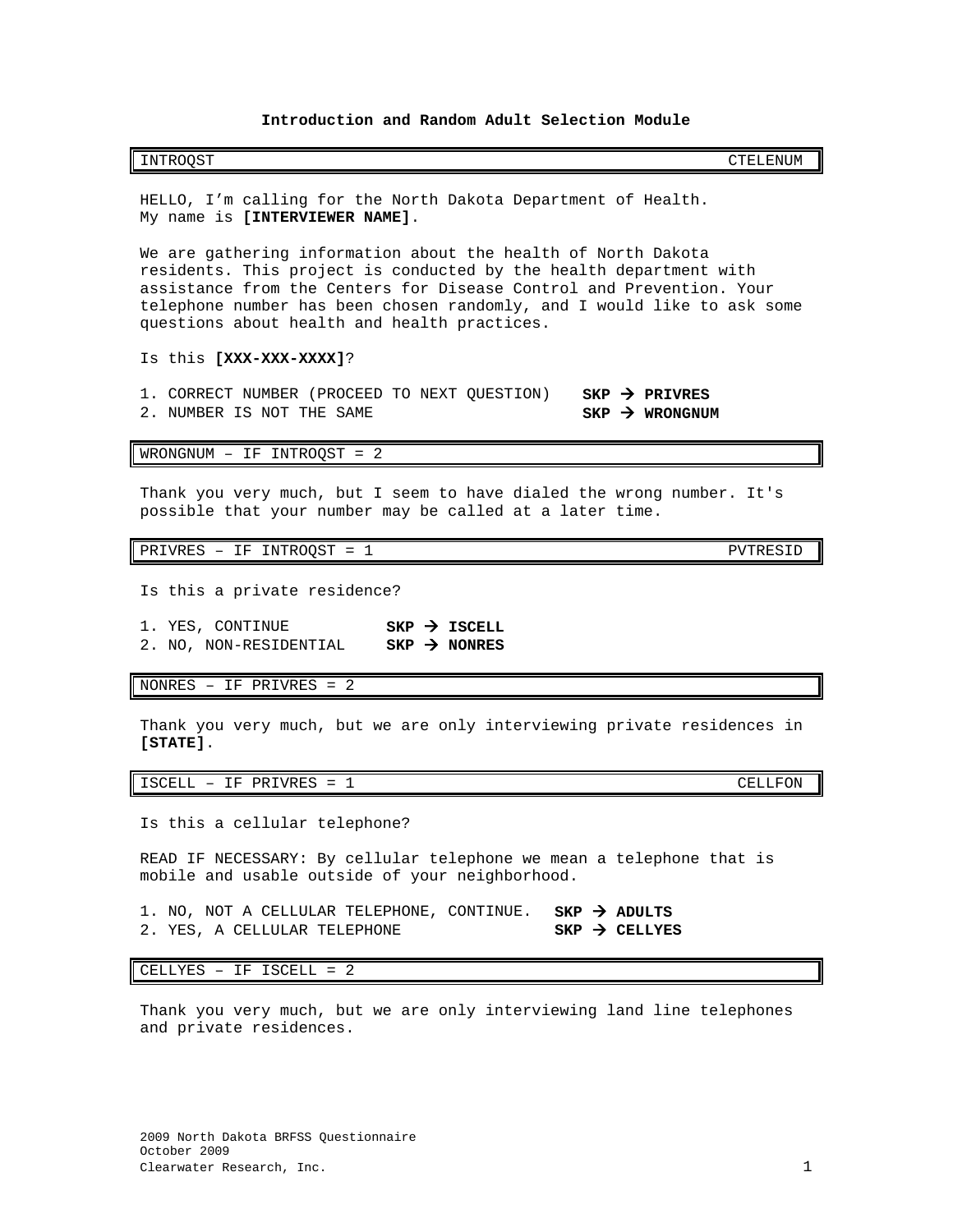## Introduction and Random Adult Selection Module

| INTROQST | CTELENUM |
|---|---|

HELLO, I'm calling for the North Dakota Department of Health. My name is **[INTERVIEWER NAME]**.

We are gathering information about the health of North Dakota residents. This project is conducted by the health department with assistance from the Centers for Disease Control and Prevention. Your telephone number has been chosen randomly, and I would like to ask some questions about health and health practices.

Is this **[XXX-XXX-XXXX]**?

1. CORRECT NUMBER (PROCEED TO NEXT QUESTION) **SKP → PRIVRES**
2. NUMBER IS NOT THE SAME **SKP → WRONGNUM**

| WRONGNUM – IF INTROQST = 2 |
|---|

Thank you very much, but I seem to have dialed the wrong number. It's possible that your number may be called at a later time.

| PRIVRES – IF INTROQST = 1 | PVTRESID |
|---|---|

Is this a private residence?

1. YES, CONTINUE **SKP → ISCELL**
2. NO, NON-RESIDENTIAL **SKP → NONRES**

| NONRES – IF PRIVRES = 2 |
|---|

Thank you very much, but we are only interviewing private residences in **[STATE]**.

| ISCELL – IF PRIVRES = 1 | CELLFON |
|---|---|

Is this a cellular telephone?

READ IF NECESSARY: By cellular telephone we mean a telephone that is mobile and usable outside of your neighborhood.

1. NO, NOT A CELLULAR TELEPHONE, CONTINUE. **SKP → ADULTS**
2. YES, A CELLULAR TELEPHONE **SKP → CELLYES**

| CELLYES – IF ISCELL = 2 |
|---|

Thank you very much, but we are only interviewing land line telephones and private residences.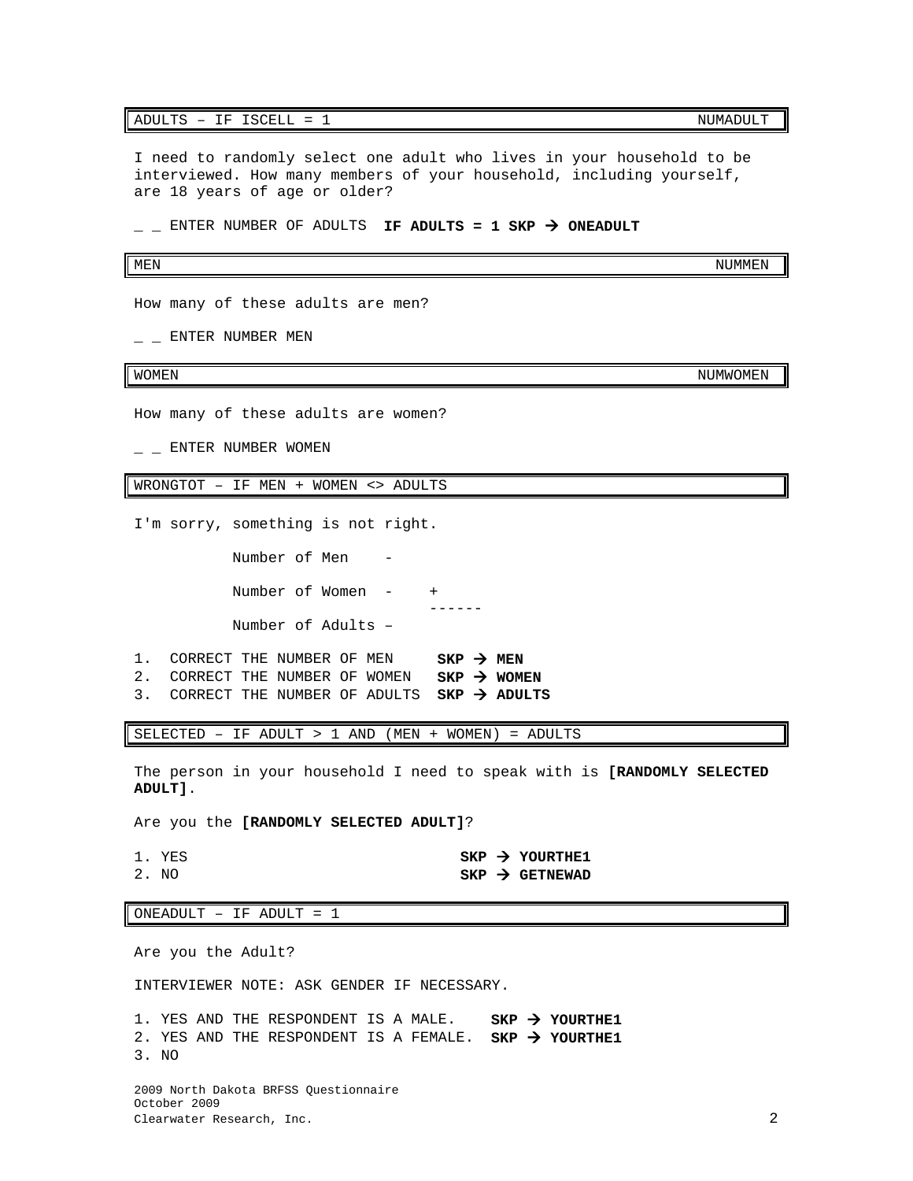**ADULTS – IF ISCELL = 1** NUMADULT

I need to randomly select one adult who lives in your household to be interviewed. How many members of your household, including yourself, are 18 years of age or older?

_ _ ENTER NUMBER OF ADULTS **IF ADULTS = 1 SKP → ONEADULT**

**MEN** NUMMEN

How many of these adults are men?

_ _ ENTER NUMBER MEN

**WOMEN** NUMWOMEN

How many of these adults are women?

_ _ ENTER NUMBER WOMEN

**WRONGTOT – IF MEN + WOMEN <> ADULTS**

I'm sorry, something is not right.

```
          Number of Men    -

          Number of Women  -    +
                               ------
          Number of Adults –
```

1. CORRECT THE NUMBER OF MEN **SKP → MEN**
2. CORRECT THE NUMBER OF WOMEN **SKP → WOMEN**
3. CORRECT THE NUMBER OF ADULTS **SKP → ADULTS**

**SELECTED – IF ADULT > 1 AND (MEN + WOMEN) = ADULTS**

The person in your household I need to speak with is **[RANDOMLY SELECTED ADULT]**.

Are you the **[RANDOMLY SELECTED ADULT]**?

1. YES **SKP → YOURTHE1**
2. NO **SKP → GETNEWAD**

**ONEADULT – IF ADULT = 1**

Are you the Adult?

INTERVIEWER NOTE: ASK GENDER IF NECESSARY.

1. YES AND THE RESPONDENT IS A MALE. **SKP → YOURTHE1**
2. YES AND THE RESPONDENT IS A FEMALE. **SKP → YOURTHE1**
3. NO

2009 North Dakota BRFSS Questionnaire
October 2009
Clearwater Research, Inc.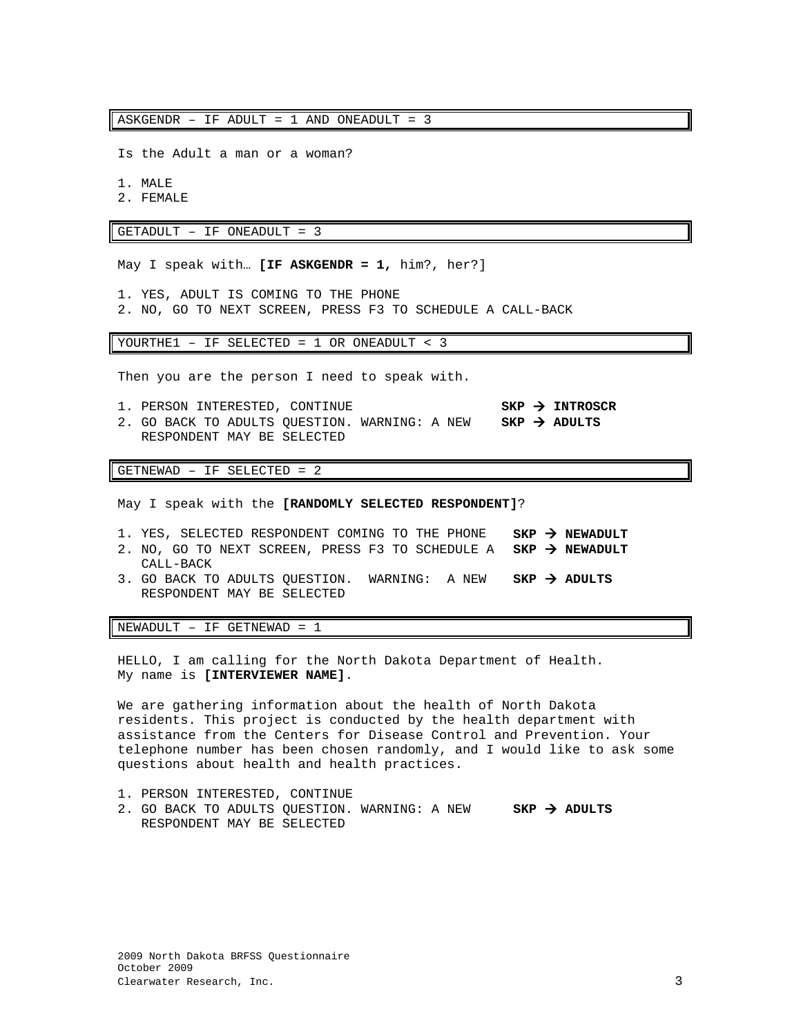**ASKGENDR – IF ADULT = 1 AND ONEADULT = 3**

Is the Adult a man or a woman?

1. MALE
2. FEMALE

**GETADULT – IF ONEADULT = 3**

May I speak with… **[IF ASKGENDR = 1,** him?, her?]

1. YES, ADULT IS COMING TO THE PHONE
2. NO, GO TO NEXT SCREEN, PRESS F3 TO SCHEDULE A CALL-BACK

**YOURTHE1 – IF SELECTED = 1 OR ONEADULT < 3**

Then you are the person I need to speak with.

1. PERSON INTERESTED, CONTINUE **SKP → INTROSCR**
2. GO BACK TO ADULTS QUESTION. WARNING: A NEW RESPONDENT MAY BE SELECTED **SKP → ADULTS**

**GETNEWAD – IF SELECTED = 2**

May I speak with the **[RANDOMLY SELECTED RESPONDENT]**?

1. YES, SELECTED RESPONDENT COMING TO THE PHONE **SKP → NEWADULT**
2. NO, GO TO NEXT SCREEN, PRESS F3 TO SCHEDULE A CALL-BACK **SKP → NEWADULT**
3. GO BACK TO ADULTS QUESTION. WARNING: A NEW RESPONDENT MAY BE SELECTED **SKP → ADULTS**

**NEWADULT – IF GETNEWAD = 1**

HELLO, I am calling for the North Dakota Department of Health. My name is **[INTERVIEWER NAME]**.

We are gathering information about the health of North Dakota residents. This project is conducted by the health department with assistance from the Centers for Disease Control and Prevention. Your telephone number has been chosen randomly, and I would like to ask some questions about health and health practices.

1. PERSON INTERESTED, CONTINUE
2. GO BACK TO ADULTS QUESTION. WARNING: A NEW RESPONDENT MAY BE SELECTED **SKP → ADULTS**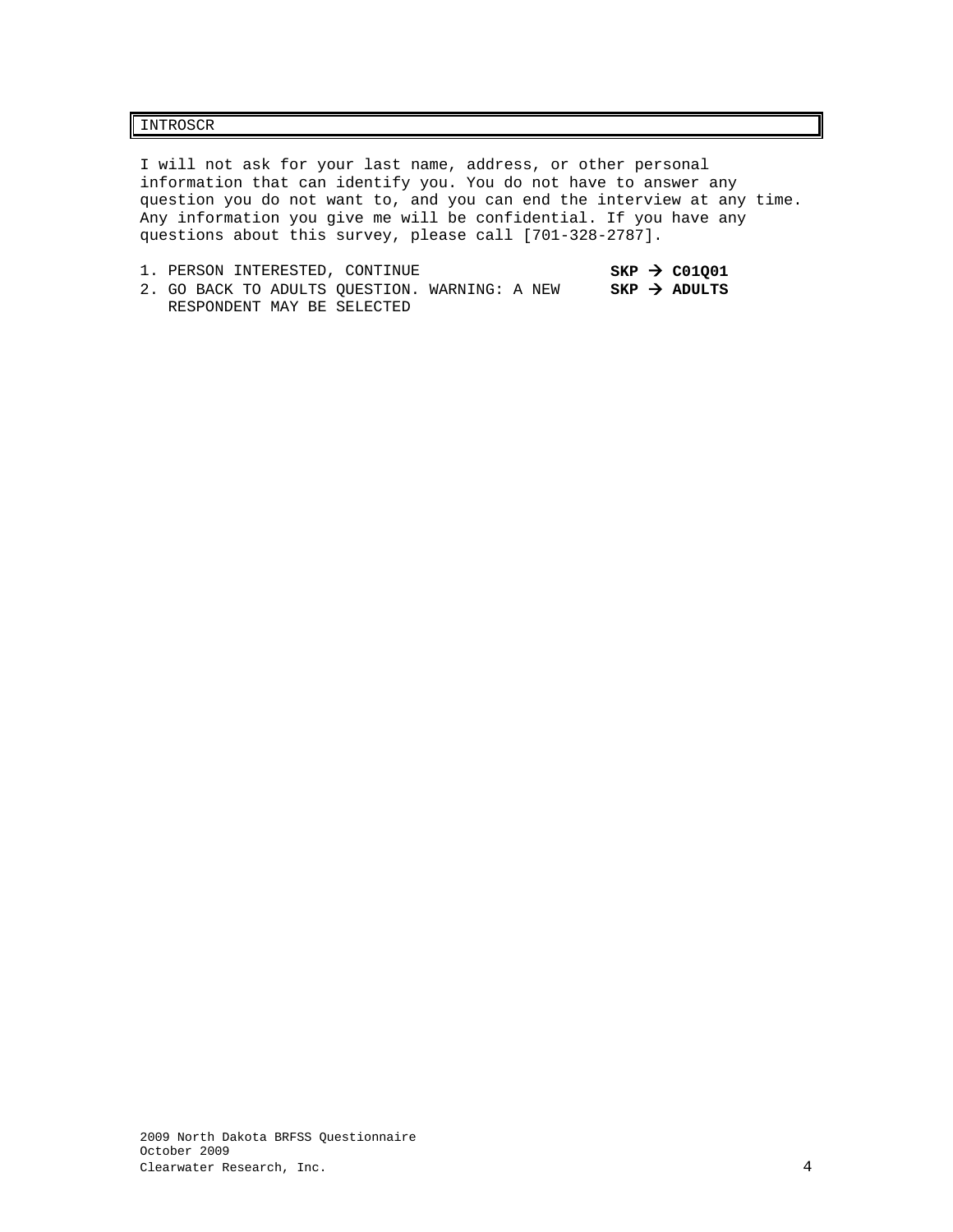INTROSCR

I will not ask for your last name, address, or other personal information that can identify you. You do not have to answer any question you do not want to, and you can end the interview at any time. Any information you give me will be confidential. If you have any questions about this survey, please call [701-328-2787].

1. PERSON INTERESTED, CONTINUE **SKP → C01Q01**
2. GO BACK TO ADULTS QUESTION. WARNING: A NEW RESPONDENT MAY BE SELECTED **SKP → ADULTS**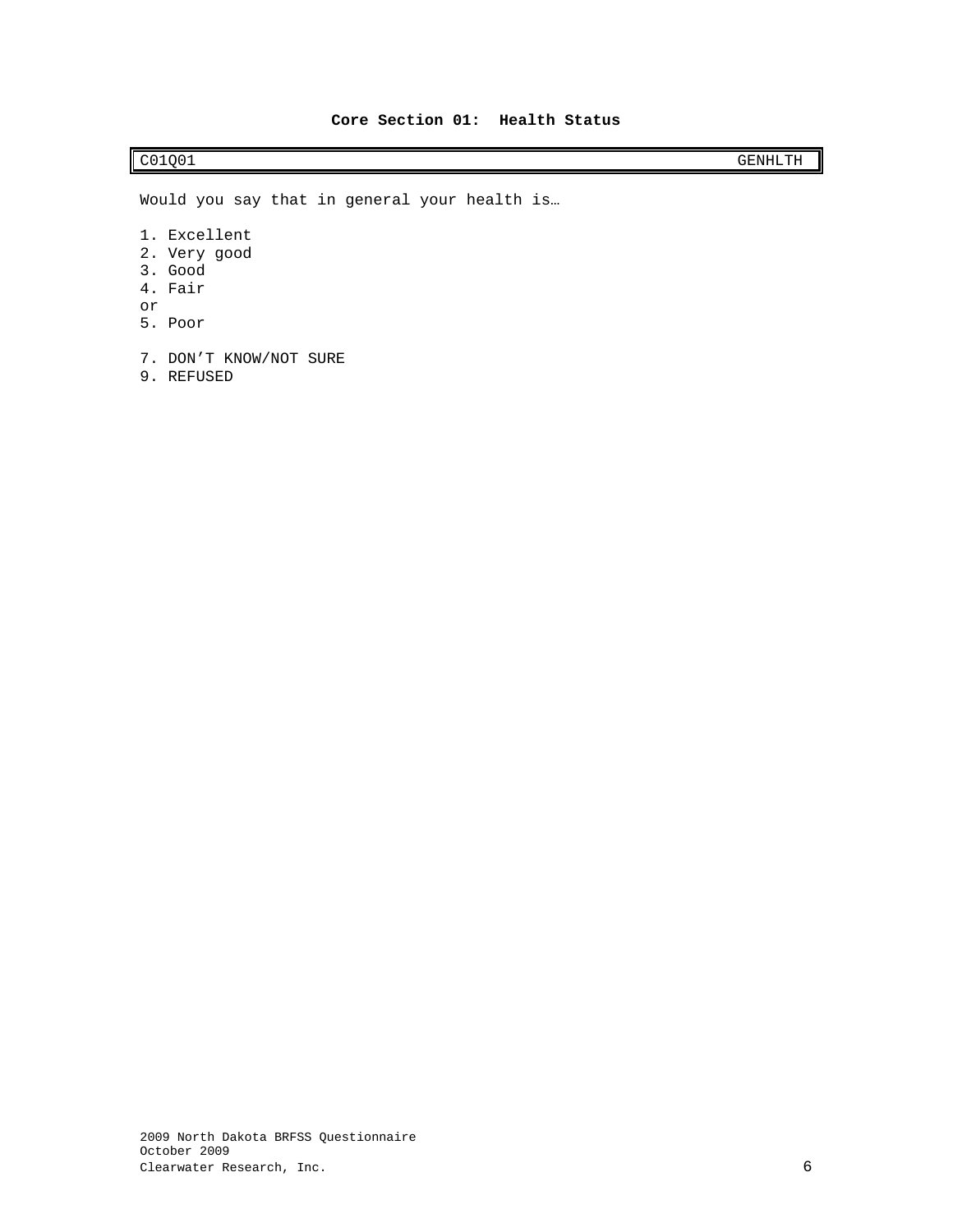## Core Section 01: Health Status

| C01Q01 | GENHLTH |
|---|---|

Would you say that in general your health is…

1. Excellent
2. Very good
3. Good
4. Fair

or

5. Poor

7. DON’T KNOW/NOT SURE
9. REFUSED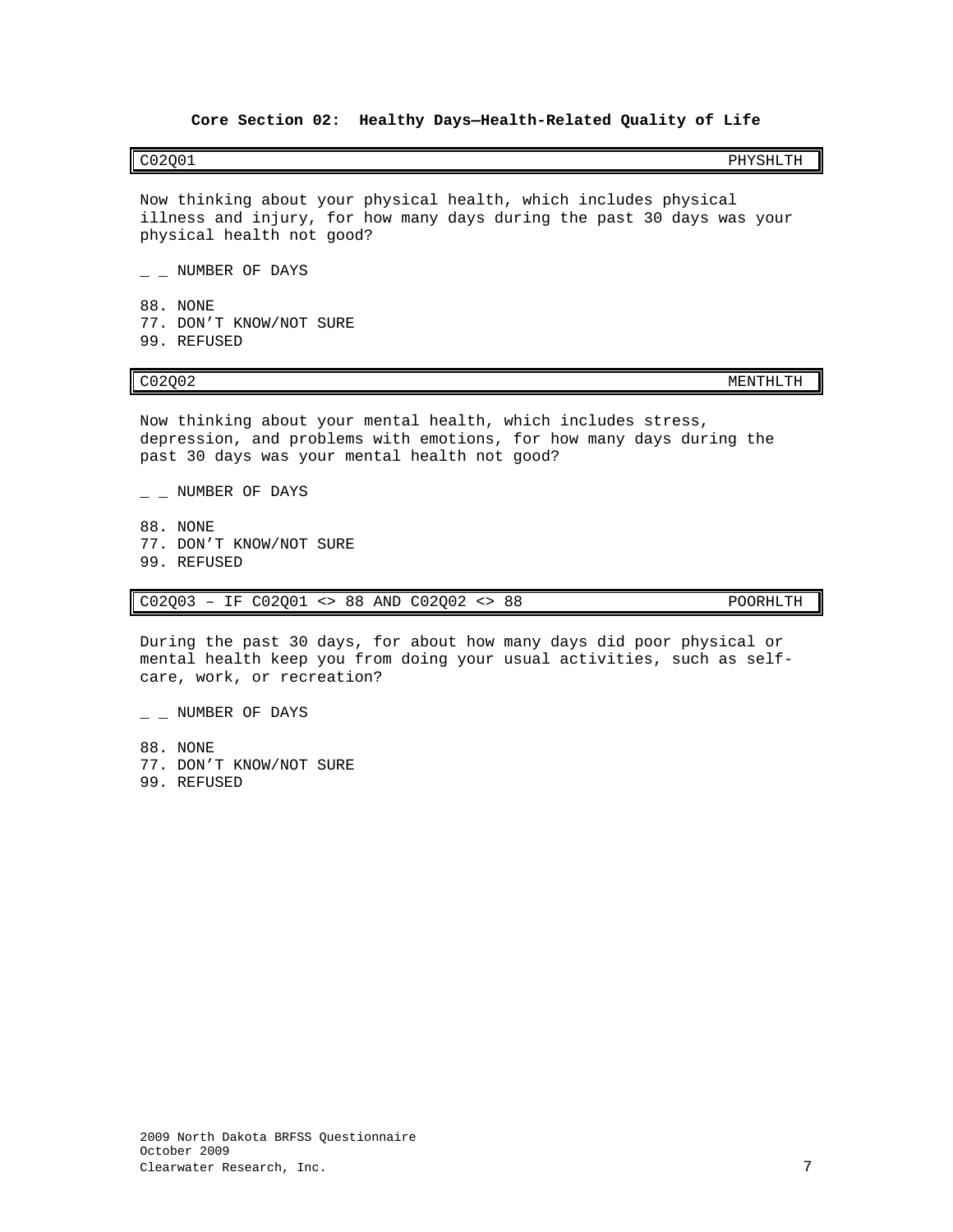**Core Section 02: Healthy Days—Health-Related Quality of Life**

| C02Q01 | PHYSHLTH |
|---|---|

Now thinking about your physical health, which includes physical illness and injury, for how many days during the past 30 days was your physical health not good?

_ _ NUMBER OF DAYS

88. NONE
77. DON'T KNOW/NOT SURE
99. REFUSED

| C02Q02 | MENTHLTH |
|---|---|

Now thinking about your mental health, which includes stress, depression, and problems with emotions, for how many days during the past 30 days was your mental health not good?

_ _ NUMBER OF DAYS

88. NONE
77. DON'T KNOW/NOT SURE
99. REFUSED

| C02Q03 – IF C02Q01 <> 88 AND C02Q02 <> 88 | POORHLTH |
|---|---|

During the past 30 days, for about how many days did poor physical or mental health keep you from doing your usual activities, such as self-care, work, or recreation?

_ _ NUMBER OF DAYS

88. NONE
77. DON'T KNOW/NOT SURE
99. REFUSED

2009 North Dakota BRFSS Questionnaire
October 2009
Clearwater Research, Inc.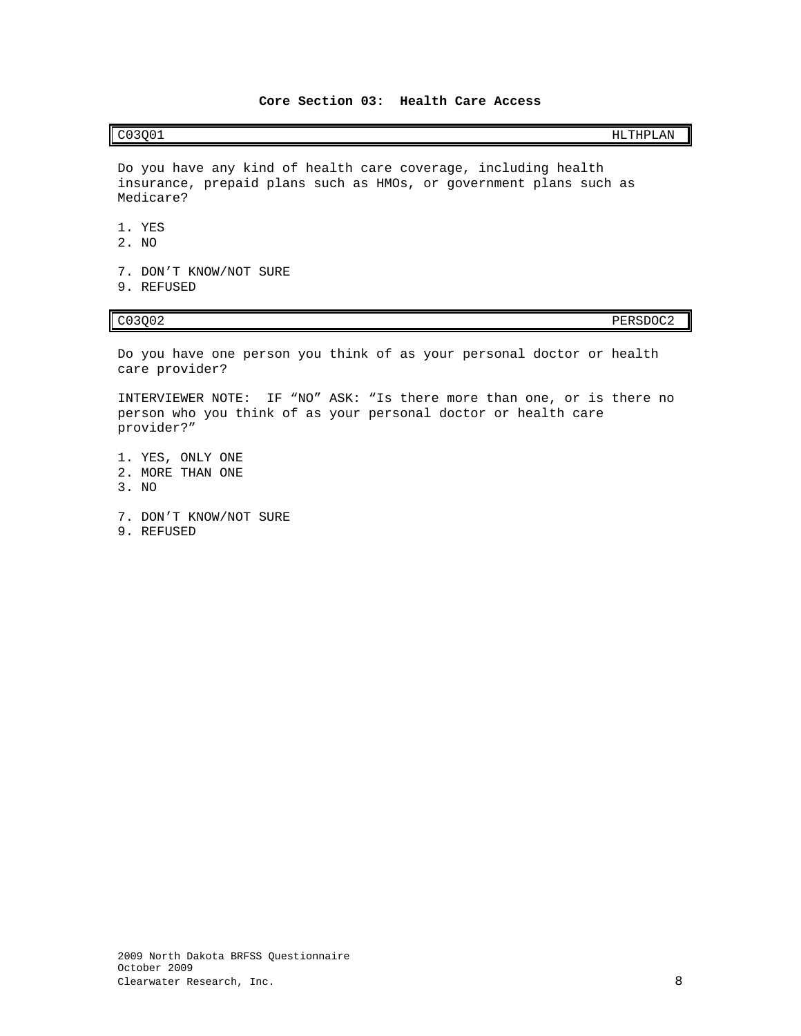## Core Section 03: Health Care Access

| C03Q01 | HLTHPLAN |
| --- | --- |

Do you have any kind of health care coverage, including health insurance, prepaid plans such as HMOs, or government plans such as Medicare?

1. YES
2. NO

7. DON’T KNOW/NOT SURE
9. REFUSED

| C03Q02 | PERSDOC2 |
| --- | --- |

Do you have one person you think of as your personal doctor or health care provider?

INTERVIEWER NOTE: IF “NO” ASK: “Is there more than one, or is there no person who you think of as your personal doctor or health care provider?”

1. YES, ONLY ONE
2. MORE THAN ONE
3. NO

7. DON’T KNOW/NOT SURE
9. REFUSED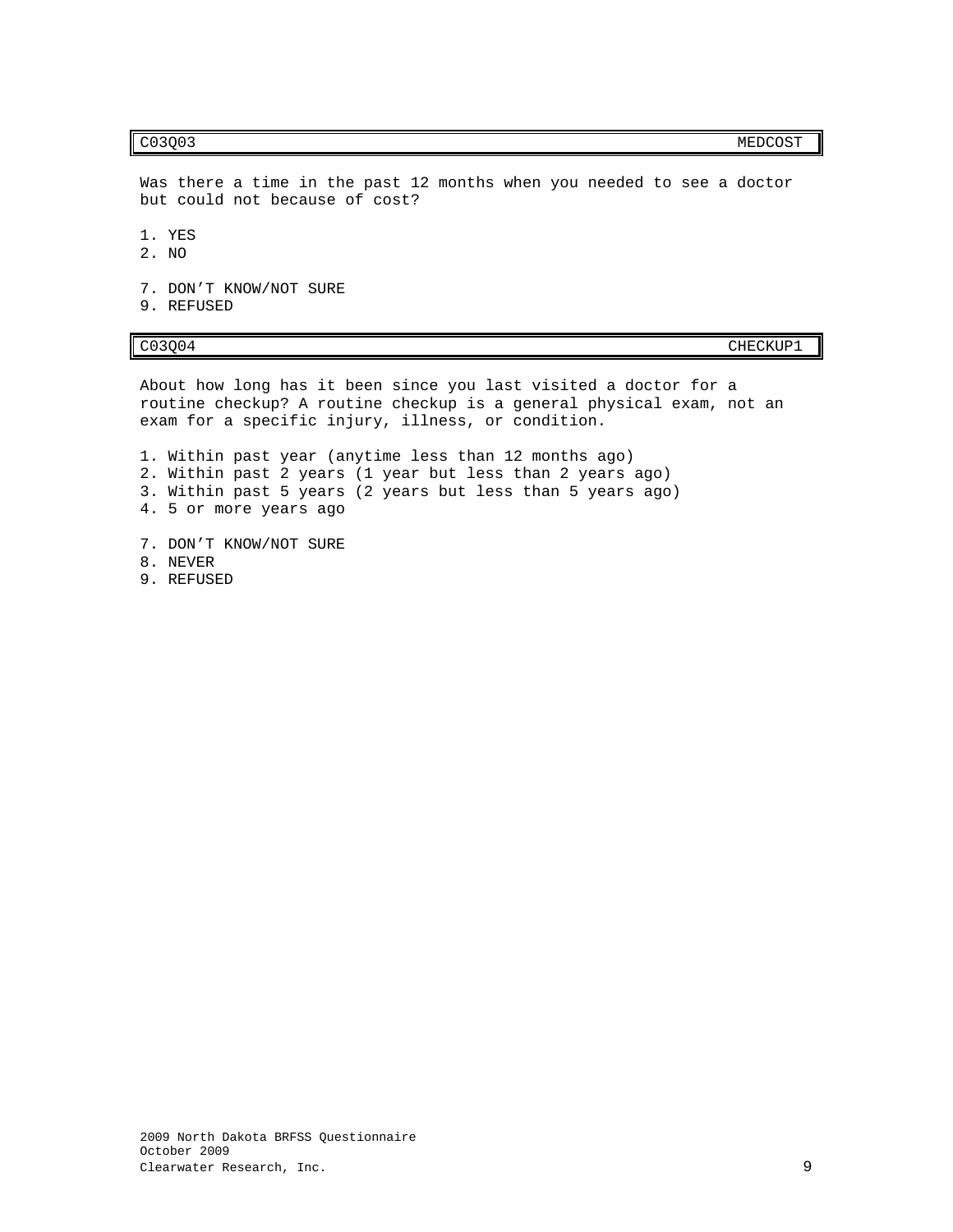| C03Q03 | MEDCOST |
|---|---|

Was there a time in the past 12 months when you needed to see a doctor but could not because of cost?

1. YES
2. NO

7. DON'T KNOW/NOT SURE
9. REFUSED

| C03Q04 | CHECKUP1 |
|---|---|

About how long has it been since you last visited a doctor for a routine checkup? A routine checkup is a general physical exam, not an exam for a specific injury, illness, or condition.

1. Within past year (anytime less than 12 months ago)
2. Within past 2 years (1 year but less than 2 years ago)
3. Within past 5 years (2 years but less than 5 years ago)
4. 5 or more years ago

7. DON'T KNOW/NOT SURE
8. NEVER
9. REFUSED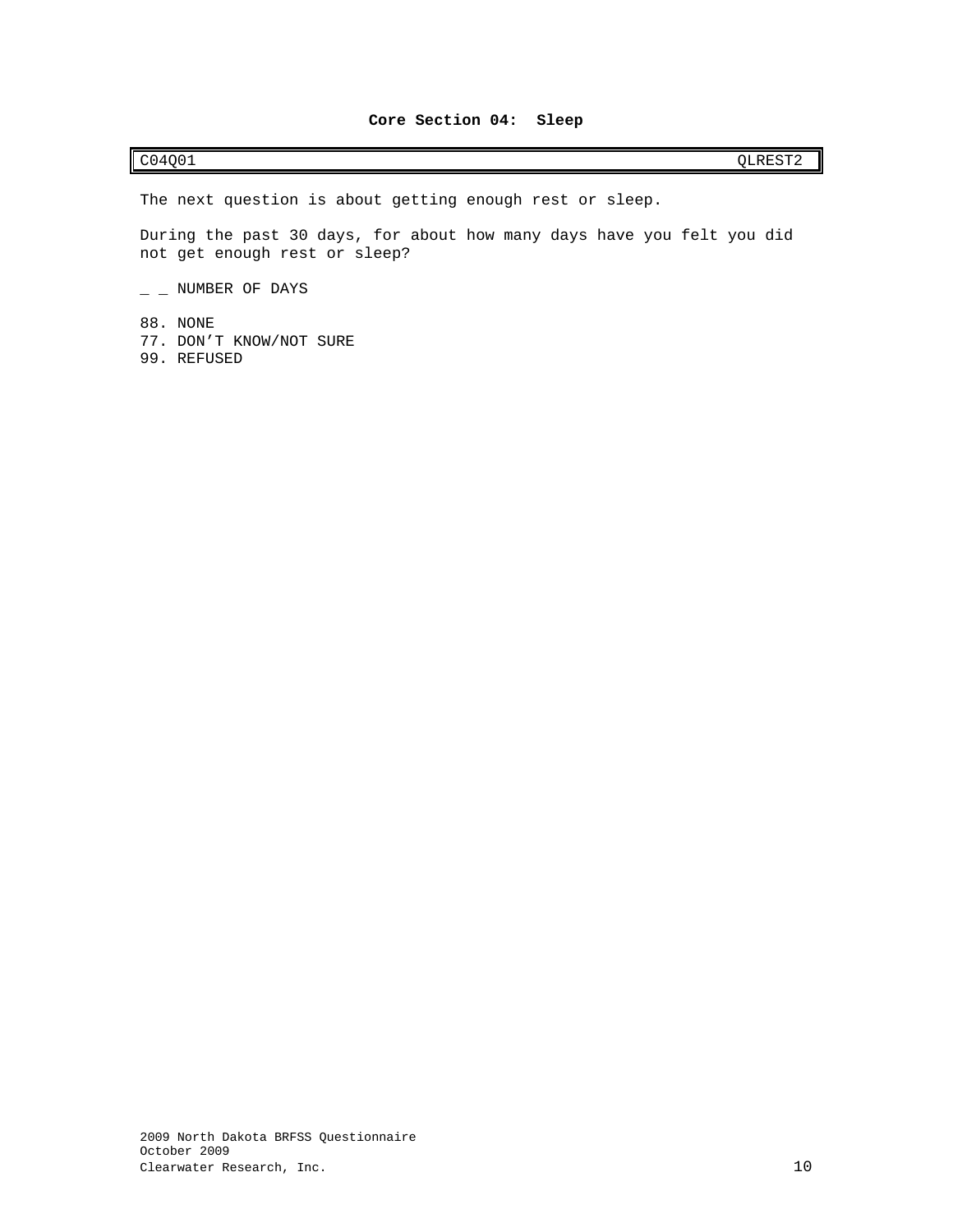## Core Section 04: Sleep

| C04Q01 | QLREST2 |
|---|---|

The next question is about getting enough rest or sleep.

During the past 30 days, for about how many days have you felt you did not get enough rest or sleep?

_ _ NUMBER OF DAYS

88. NONE
77. DON'T KNOW/NOT SURE
99. REFUSED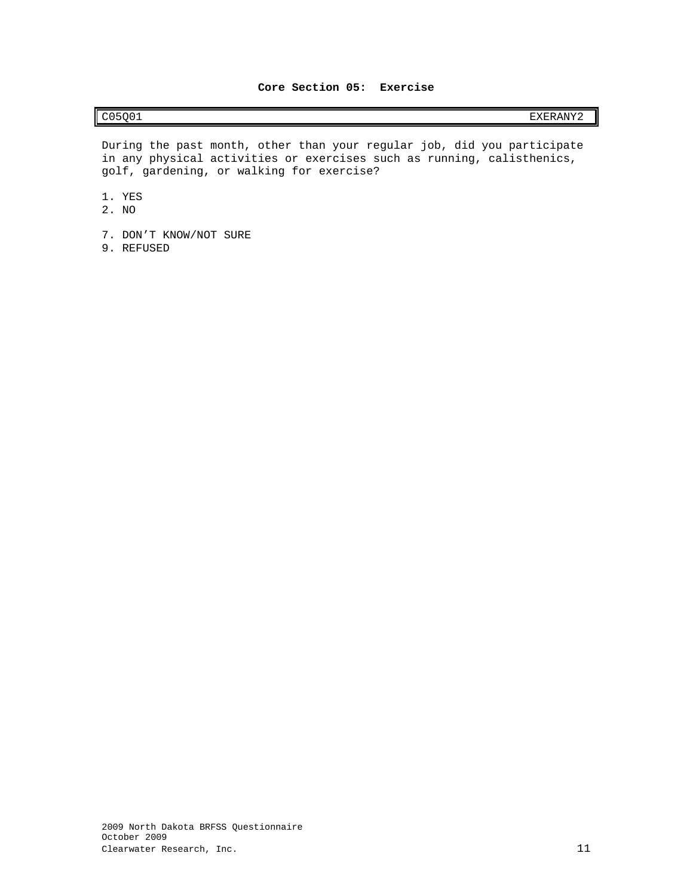## Core Section 05: Exercise

| C05Q01 | EXERANY2 |
|---|---|

During the past month, other than your regular job, did you participate in any physical activities or exercises such as running, calisthenics, golf, gardening, or walking for exercise?

1. YES
2. NO

7. DON'T KNOW/NOT SURE
9. REFUSED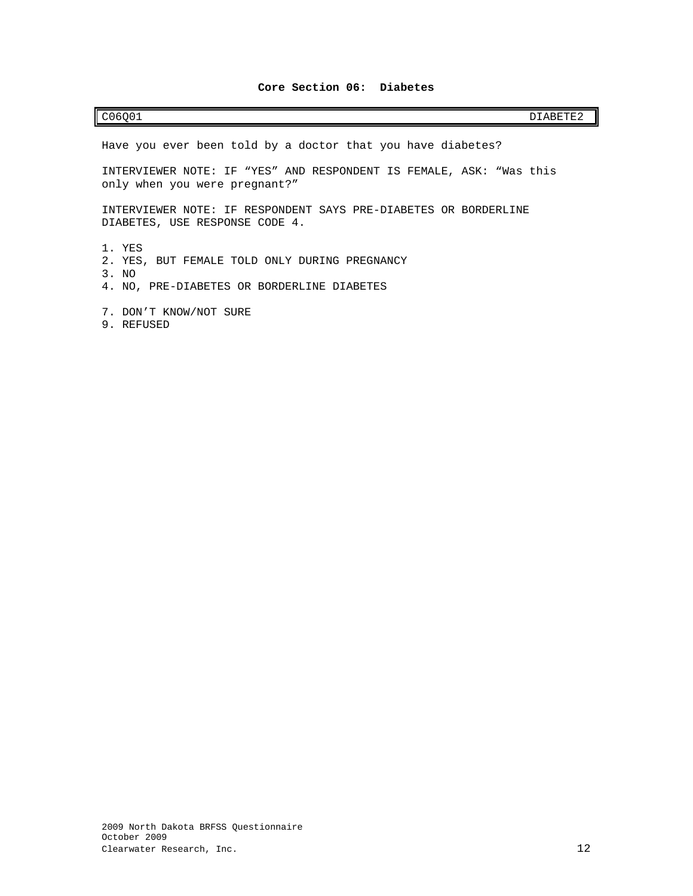# Core Section 06: Diabetes

| C06Q01 | DIABETE2 |
|---|---|

Have you ever been told by a doctor that you have diabetes?

INTERVIEWER NOTE: IF “YES” AND RESPONDENT IS FEMALE, ASK: “Was this only when you were pregnant?”

INTERVIEWER NOTE: IF RESPONDENT SAYS PRE-DIABETES OR BORDERLINE DIABETES, USE RESPONSE CODE 4.

1. YES
2. YES, BUT FEMALE TOLD ONLY DURING PREGNANCY
3. NO
4. NO, PRE-DIABETES OR BORDERLINE DIABETES

7. DON’T KNOW/NOT SURE
9. REFUSED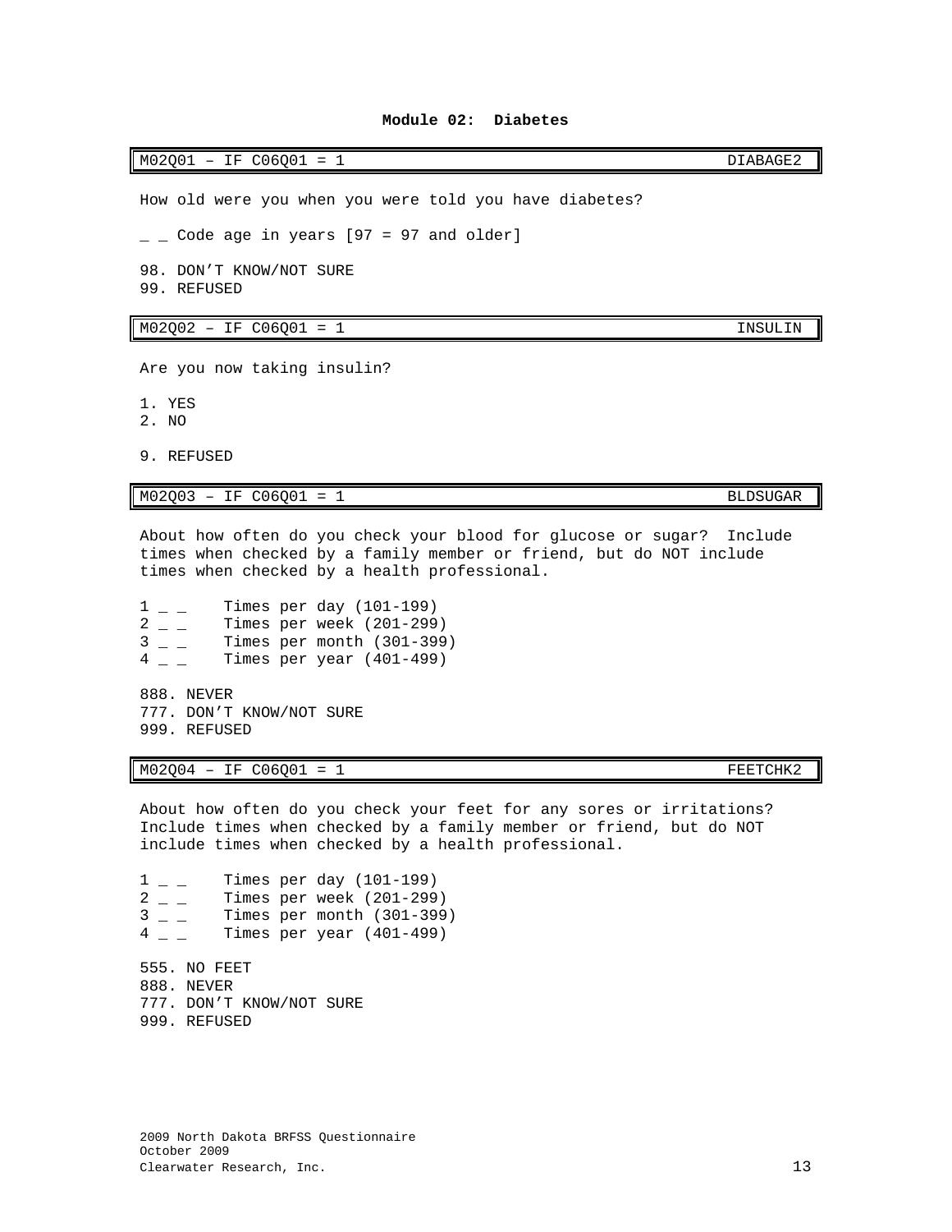## Module 02: Diabetes

| M02Q01 – IF C06Q01 = 1 | DIABAGE2 |
|---|---|

How old were you when you were told you have diabetes?

_ _ Code age in years [97 = 97 and older]

98. DON'T KNOW/NOT SURE
99. REFUSED

| M02Q02 – IF C06Q01 = 1 | INSULIN |
|---|---|

Are you now taking insulin?

1. YES
2. NO

9. REFUSED

| M02Q03 – IF C06Q01 = 1 | BLDSUGAR |
|---|---|

About how often do you check your blood for glucose or sugar? Include times when checked by a family member or friend, but do NOT include times when checked by a health professional.

1 _ _ Times per day (101-199)
2 _ _ Times per week (201-299)
3 _ _ Times per month (301-399)
4 _ _ Times per year (401-499)

888. NEVER
777. DON'T KNOW/NOT SURE
999. REFUSED

| M02Q04 – IF C06Q01 = 1 | FEETCHK2 |
|---|---|

About how often do you check your feet for any sores or irritations? Include times when checked by a family member or friend, but do NOT include times when checked by a health professional.

1 _ _ Times per day (101-199)
2 _ _ Times per week (201-299)
3 _ _ Times per month (301-399)
4 _ _ Times per year (401-499)

555. NO FEET
888. NEVER
777. DON'T KNOW/NOT SURE
999. REFUSED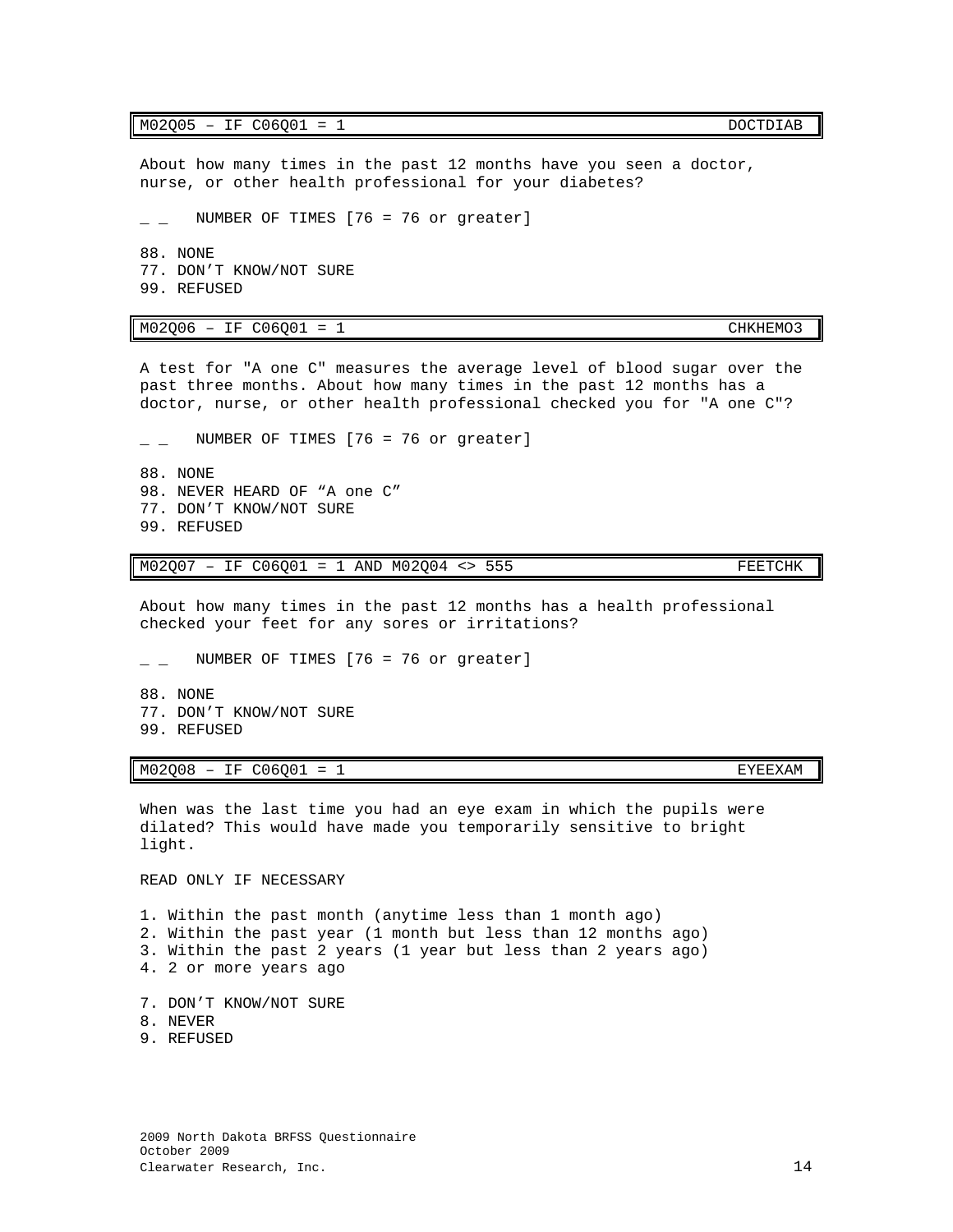| M02Q05 – IF C06Q01 = 1 | DOCTDIAB |
|---|---|

About how many times in the past 12 months have you seen a doctor, nurse, or other health professional for your diabetes?

_ _ NUMBER OF TIMES [76 = 76 or greater]

88. NONE
77. DON'T KNOW/NOT SURE
99. REFUSED

| M02Q06 – IF C06Q01 = 1 | CHKHEMO3 |
|---|---|

A test for "A one C" measures the average level of blood sugar over the past three months. About how many times in the past 12 months has a doctor, nurse, or other health professional checked you for "A one C"?

_ _ NUMBER OF TIMES [76 = 76 or greater]

88. NONE
98. NEVER HEARD OF "A one C"
77. DON'T KNOW/NOT SURE
99. REFUSED

| M02Q07 – IF C06Q01 = 1 AND M02Q04 <> 555 | FEETCHK |
|---|---|

About how many times in the past 12 months has a health professional checked your feet for any sores or irritations?

_ _ NUMBER OF TIMES [76 = 76 or greater]

88. NONE
77. DON'T KNOW/NOT SURE
99. REFUSED

| M02Q08 – IF C06Q01 = 1 | EYEEXAM |
|---|---|

When was the last time you had an eye exam in which the pupils were dilated? This would have made you temporarily sensitive to bright light.

READ ONLY IF NECESSARY

1. Within the past month (anytime less than 1 month ago)
2. Within the past year (1 month but less than 12 months ago)
3. Within the past 2 years (1 year but less than 2 years ago)
4. 2 or more years ago

7. DON'T KNOW/NOT SURE
8. NEVER
9. REFUSED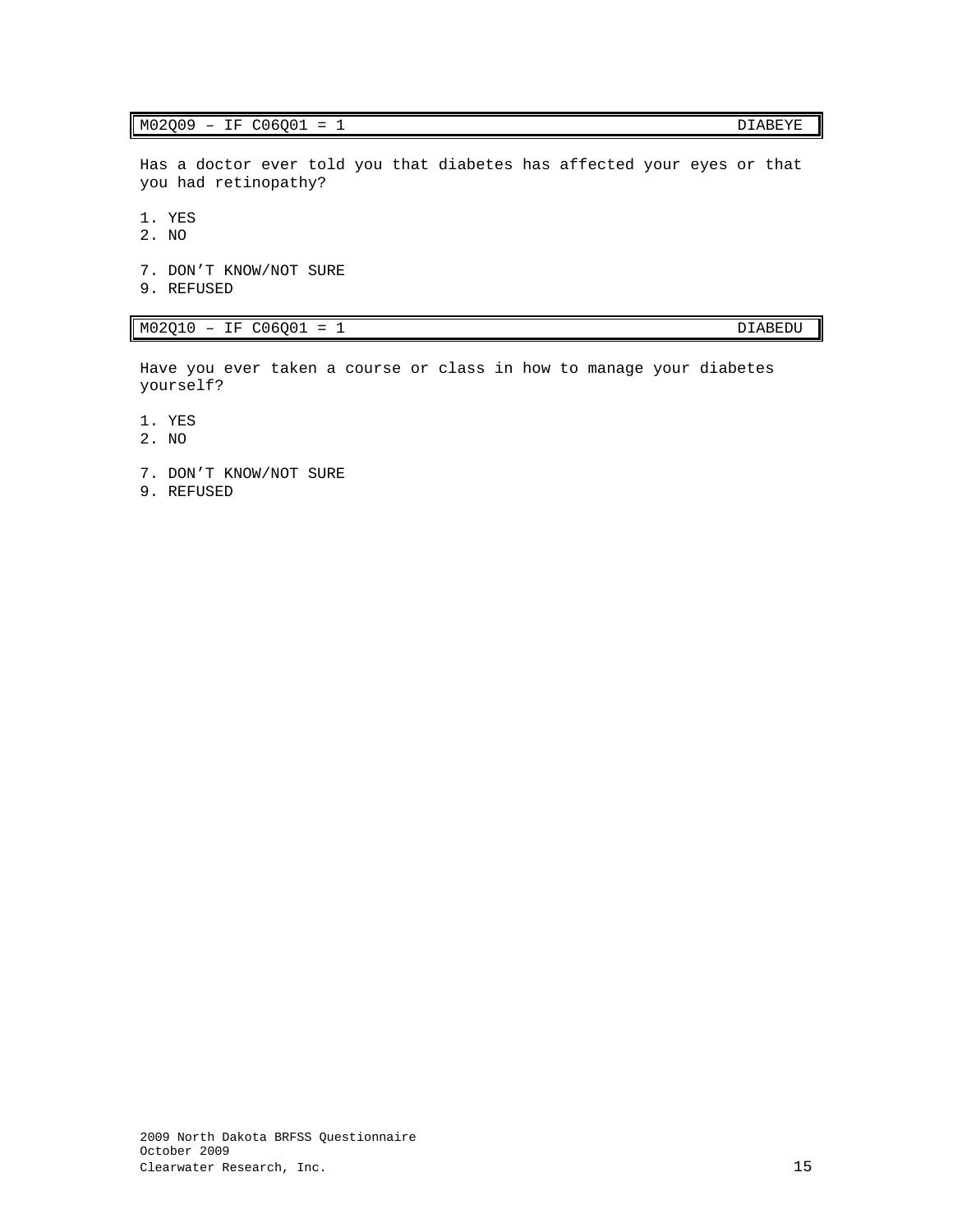| M02Q09 – IF C06Q01 = 1 | DIABEYE |
|---|---|

Has a doctor ever told you that diabetes has affected your eyes or that you had retinopathy?

1. YES
2. NO

7. DON'T KNOW/NOT SURE
9. REFUSED

| M02Q10 – IF C06Q01 = 1 | DIABEDU |
|---|---|

Have you ever taken a course or class in how to manage your diabetes yourself?

1. YES
2. NO

7. DON'T KNOW/NOT SURE
9. REFUSED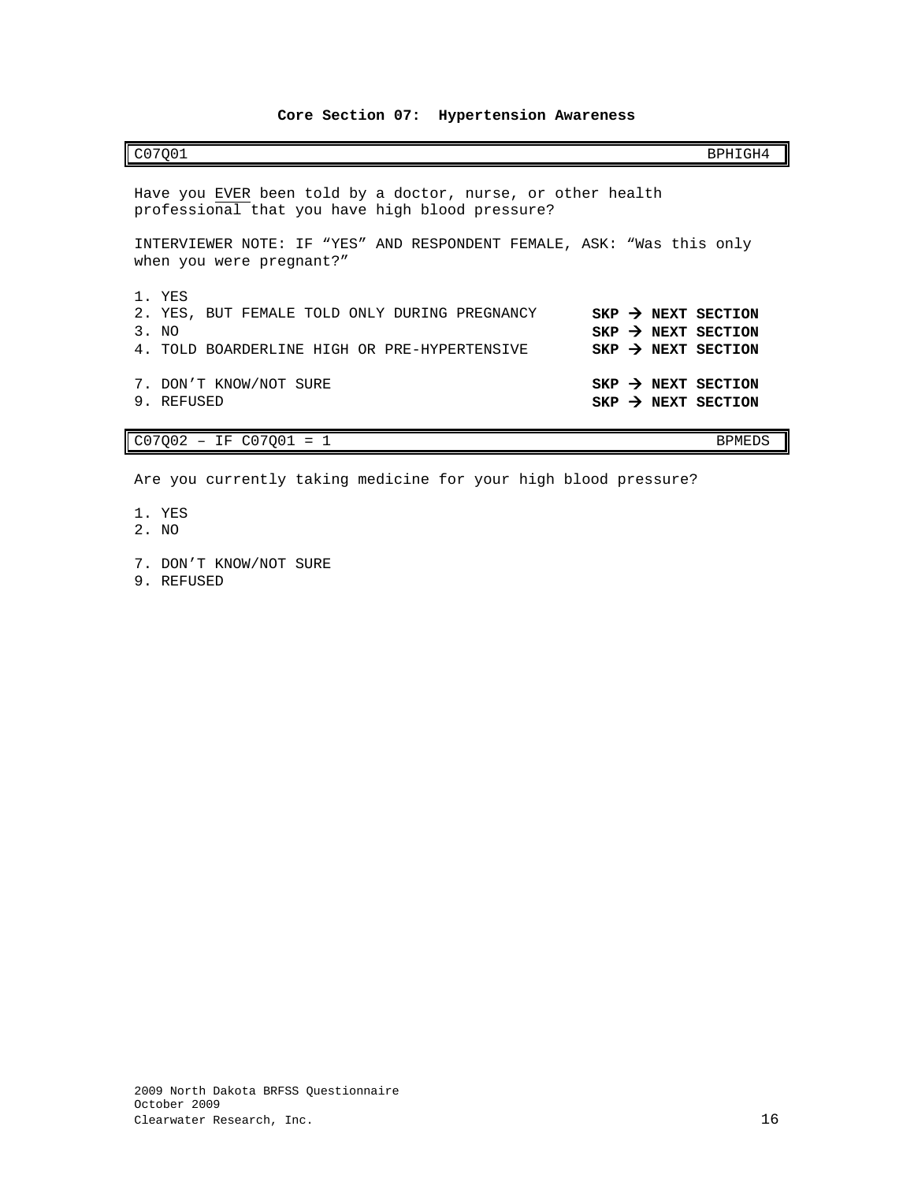## Core Section 07: Hypertension Awareness

| C07Q01 | BPHIGH4 |
| --- | --- |

Have you EVER been told by a doctor, nurse, or other health professional that you have high blood pressure?

INTERVIEWER NOTE: IF "YES" AND RESPONDENT FEMALE, ASK: "Was this only when you were pregnant?"

1. YES
2. YES, BUT FEMALE TOLD ONLY DURING PREGNANCY **SKP → NEXT SECTION**
3. NO **SKP → NEXT SECTION**
4. TOLD BOARDERLINE HIGH OR PRE-HYPERTENSIVE **SKP → NEXT SECTION**

7. DON'T KNOW/NOT SURE **SKP → NEXT SECTION**
9. REFUSED **SKP → NEXT SECTION**

| C07Q02 – IF C07Q01 = 1 | BPMEDS |
| --- | --- |

Are you currently taking medicine for your high blood pressure?

1. YES
2. NO

7. DON'T KNOW/NOT SURE
9. REFUSED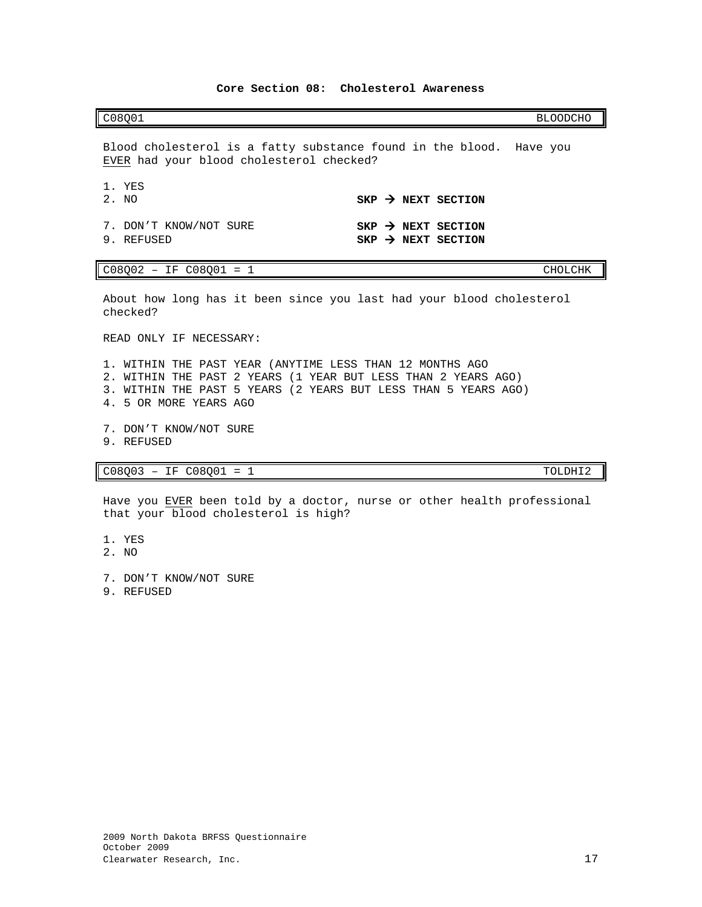## Core Section 08: Cholesterol Awareness

| C08Q01 | BLOODCHO |
|---|---|

Blood cholesterol is a fatty substance found in the blood. Have you EVER had your blood cholesterol checked?

1. YES
2. NO **SKP → NEXT SECTION**

7. DON'T KNOW/NOT SURE **SKP → NEXT SECTION**
9. REFUSED **SKP → NEXT SECTION**

| C08Q02 – IF C08Q01 = 1 | CHOLCHK |
|---|---|

About how long has it been since you last had your blood cholesterol checked?

READ ONLY IF NECESSARY:

1. WITHIN THE PAST YEAR (ANYTIME LESS THAN 12 MONTHS AGO
2. WITHIN THE PAST 2 YEARS (1 YEAR BUT LESS THAN 2 YEARS AGO)
3. WITHIN THE PAST 5 YEARS (2 YEARS BUT LESS THAN 5 YEARS AGO)
4. 5 OR MORE YEARS AGO

7. DON'T KNOW/NOT SURE
9. REFUSED

| C08Q03 – IF C08Q01 = 1 | TOLDHI2 |
|---|---|

Have you EVER been told by a doctor, nurse or other health professional that your blood cholesterol is high?

1. YES
2. NO

7. DON'T KNOW/NOT SURE
9. REFUSED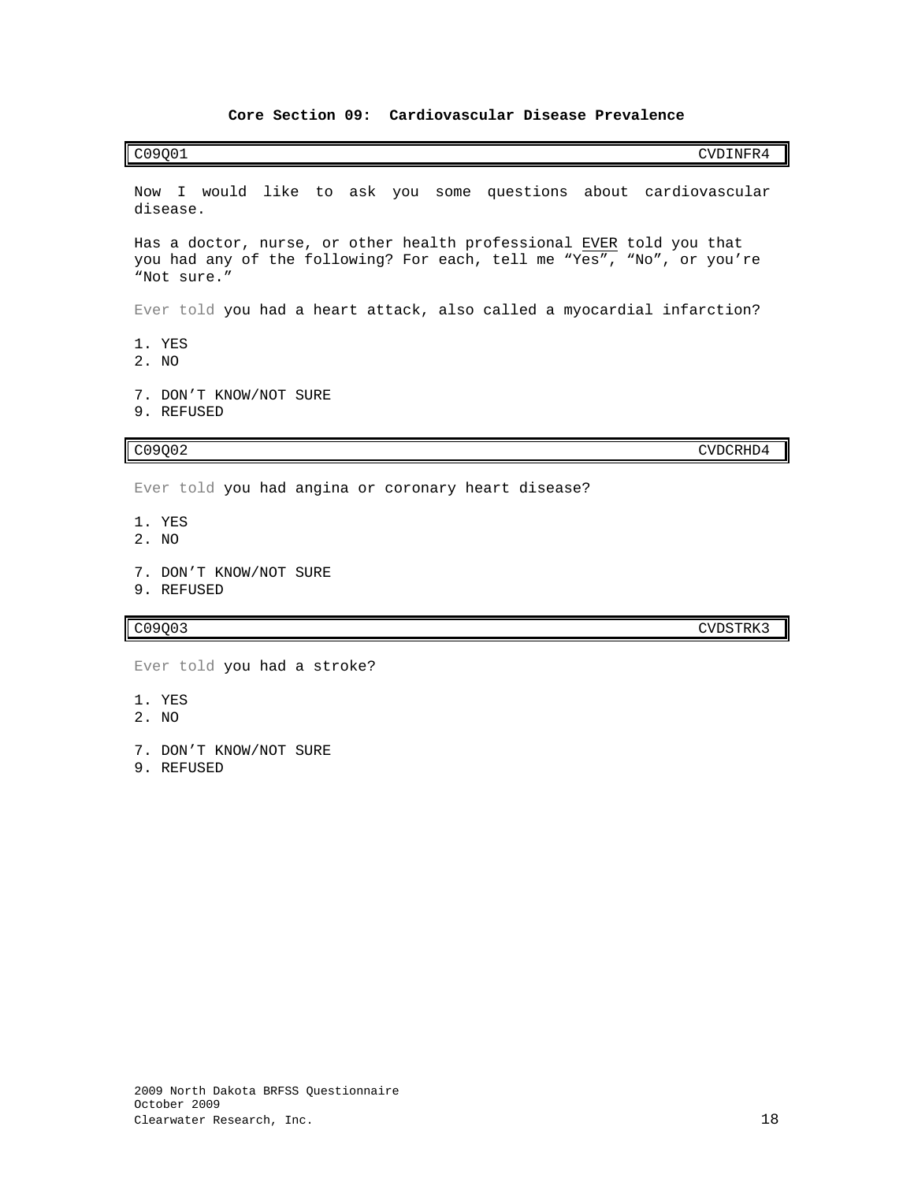**Core Section 09: Cardiovascular Disease Prevalence**

| C09Q01 | CVDINFR4 |
|---|---|

Now I would like to ask you some questions about cardiovascular disease.

Has a doctor, nurse, or other health professional EVER told you that you had any of the following? For each, tell me “Yes”, “No”, or you’re “Not sure.”

Ever told you had a heart attack, also called a myocardial infarction?

1. YES
2. NO

7. DON’T KNOW/NOT SURE
9. REFUSED

| C09Q02 | CVDCRHD4 |
|---|---|

Ever told you had angina or coronary heart disease?

1. YES
2. NO

7. DON’T KNOW/NOT SURE
9. REFUSED

| C09Q03 | CVDSTRK3 |
|---|---|

Ever told you had a stroke?

1. YES
2. NO

7. DON’T KNOW/NOT SURE
9. REFUSED

2009 North Dakota BRFSS Questionnaire
October 2009
Clearwater Research, Inc.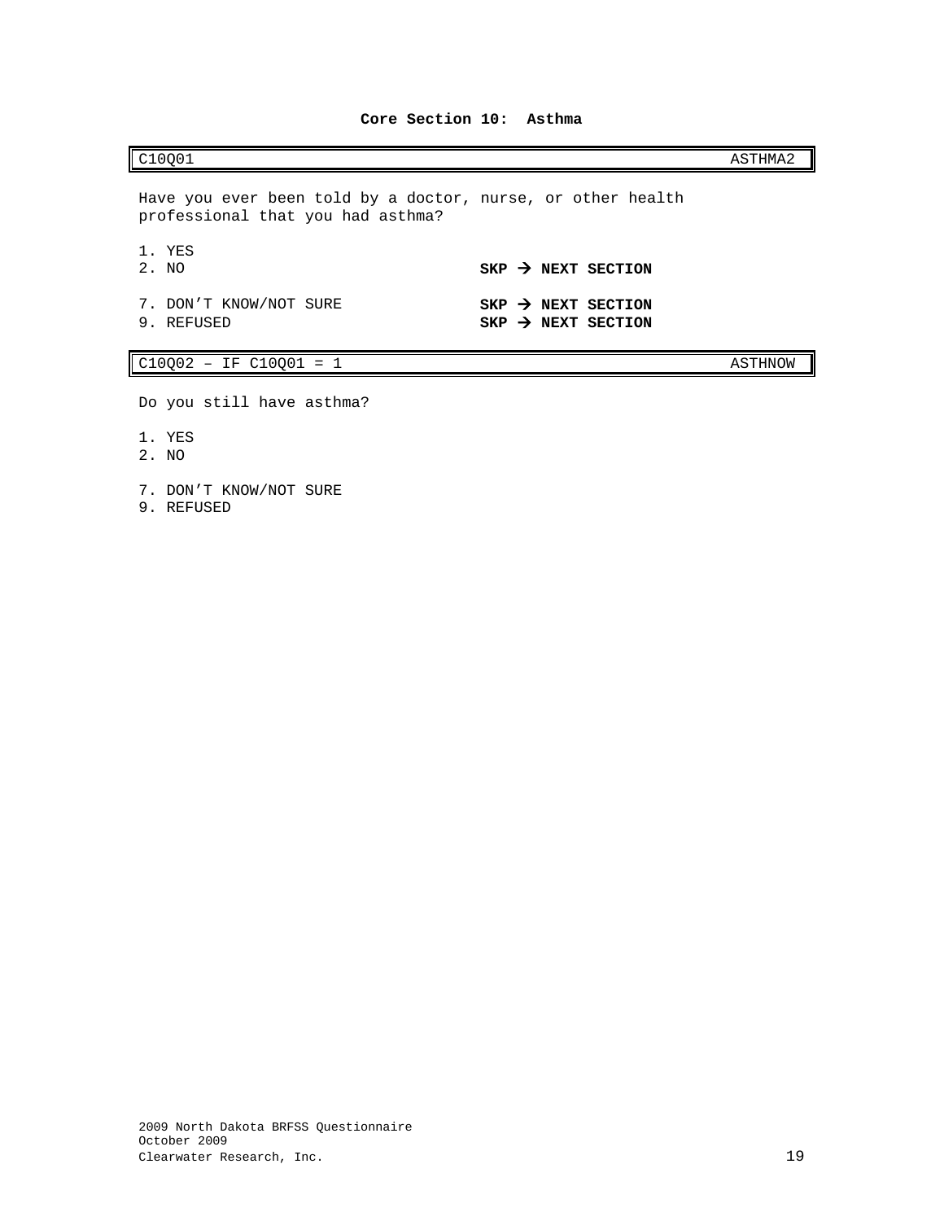# Core Section 10: Asthma

| C10Q01 | ASTHMA2 |
|---|---|

Have you ever been told by a doctor, nurse, or other health professional that you had asthma?

1. YES
2. NO **SKP → NEXT SECTION**

7. DON'T KNOW/NOT SURE **SKP → NEXT SECTION**
9. REFUSED **SKP → NEXT SECTION**

| C10Q02 – IF C10Q01 = 1 | ASTHNOW |
|---|---|

Do you still have asthma?

1. YES
2. NO

7. DON'T KNOW/NOT SURE
9. REFUSED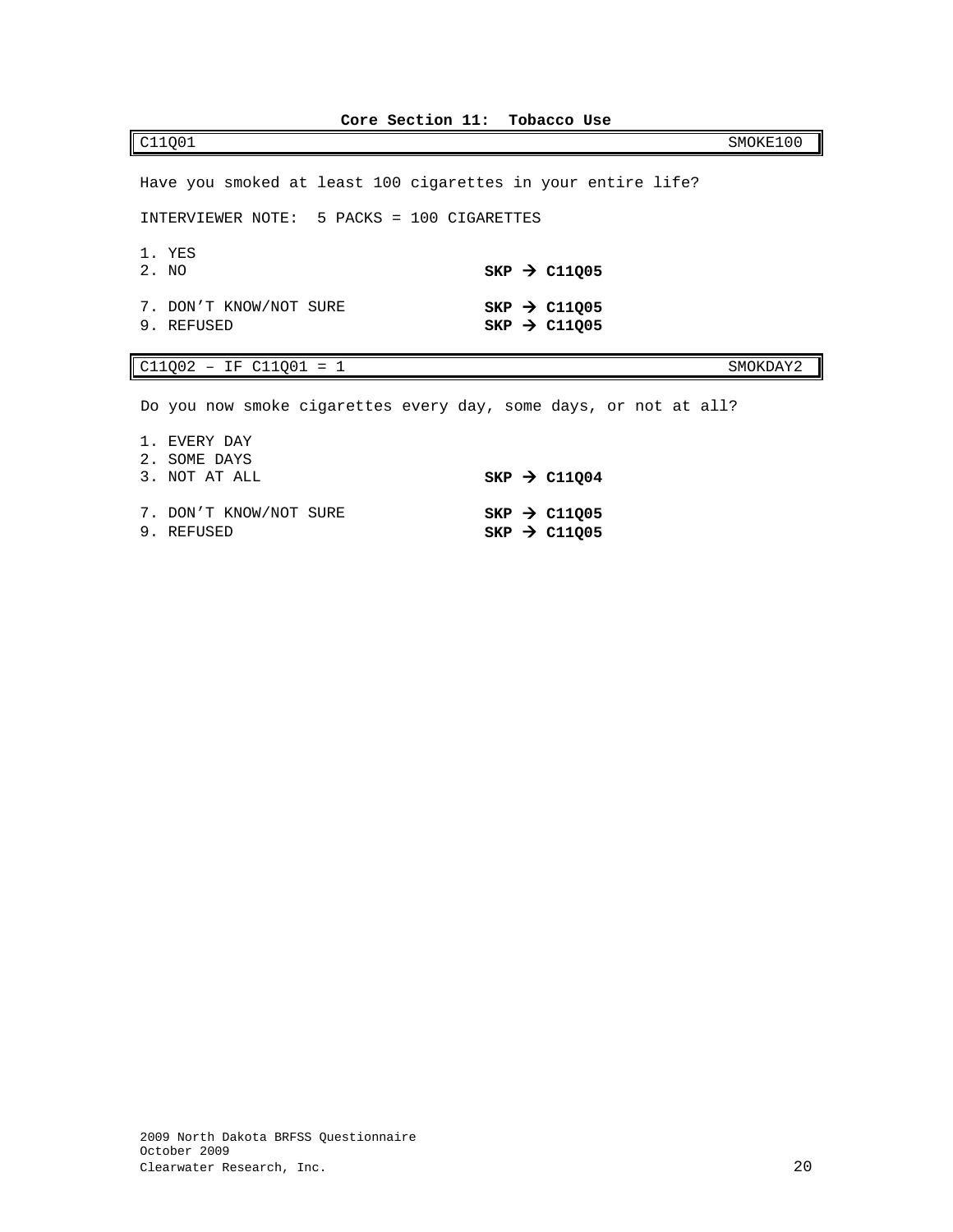**Core Section 11: Tobacco Use**

| C11Q01 | SMOKE100 |
|---|---|

Have you smoked at least 100 cigarettes in your entire life?

INTERVIEWER NOTE: 5 PACKS = 100 CIGARETTES

1. YES
2. NO **SKP → C11Q05**

7. DON'T KNOW/NOT SURE **SKP → C11Q05**
9. REFUSED **SKP → C11Q05**

| C11Q02 – IF C11Q01 = 1 | SMOKDAY2 |
|---|---|

Do you now smoke cigarettes every day, some days, or not at all?

1. EVERY DAY
2. SOME DAYS
3. NOT AT ALL **SKP → C11Q04**

7. DON'T KNOW/NOT SURE **SKP → C11Q05**
9. REFUSED **SKP → C11Q05**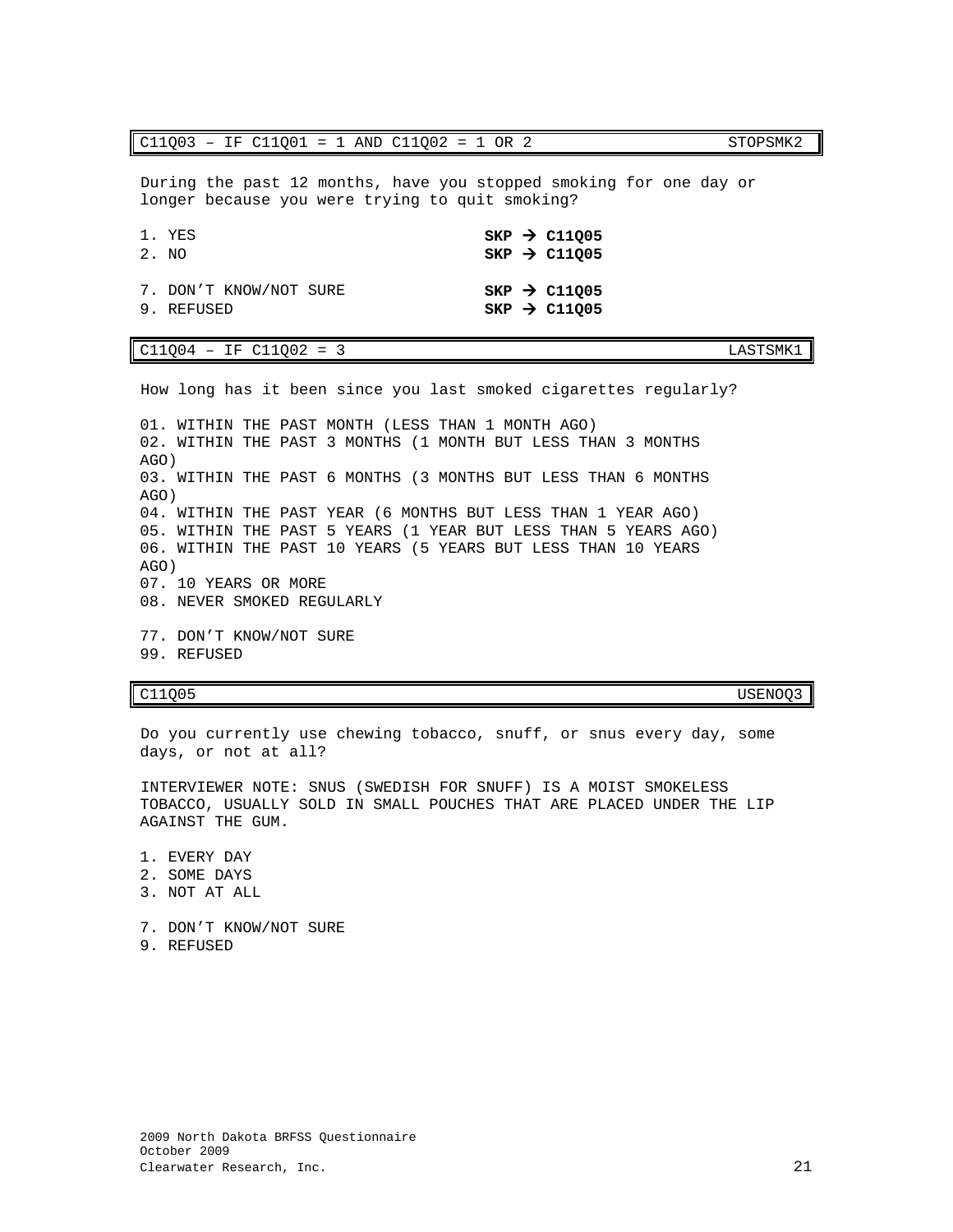| C11Q03 – IF C11Q01 = 1 AND C11Q02 = 1 OR 2 | STOPSMK2 |
|---|---|

During the past 12 months, have you stopped smoking for one day or longer because you were trying to quit smoking?

1. YES **SKP → C11Q05**
2. NO **SKP → C11Q05**

7. DON'T KNOW/NOT SURE **SKP → C11Q05**
9. REFUSED **SKP → C11Q05**

| C11Q04 – IF C11Q02 = 3 | LASTSMK1 |
|---|---|

How long has it been since you last smoked cigarettes regularly?

01. WITHIN THE PAST MONTH (LESS THAN 1 MONTH AGO)
02. WITHIN THE PAST 3 MONTHS (1 MONTH BUT LESS THAN 3 MONTHS AGO)
03. WITHIN THE PAST 6 MONTHS (3 MONTHS BUT LESS THAN 6 MONTHS AGO)
04. WITHIN THE PAST YEAR (6 MONTHS BUT LESS THAN 1 YEAR AGO)
05. WITHIN THE PAST 5 YEARS (1 YEAR BUT LESS THAN 5 YEARS AGO)
06. WITHIN THE PAST 10 YEARS (5 YEARS BUT LESS THAN 10 YEARS AGO)
07. 10 YEARS OR MORE
08. NEVER SMOKED REGULARLY

77. DON'T KNOW/NOT SURE
99. REFUSED

| C11Q05 | USENOQ3 |
|---|---|

Do you currently use chewing tobacco, snuff, or snus every day, some days, or not at all?

INTERVIEWER NOTE: SNUS (SWEDISH FOR SNUFF) IS A MOIST SMOKELESS TOBACCO, USUALLY SOLD IN SMALL POUCHES THAT ARE PLACED UNDER THE LIP AGAINST THE GUM.

1. EVERY DAY
2. SOME DAYS
3. NOT AT ALL

7. DON'T KNOW/NOT SURE
9. REFUSED

2009 North Dakota BRFSS Questionnaire
October 2009
Clearwater Research, Inc.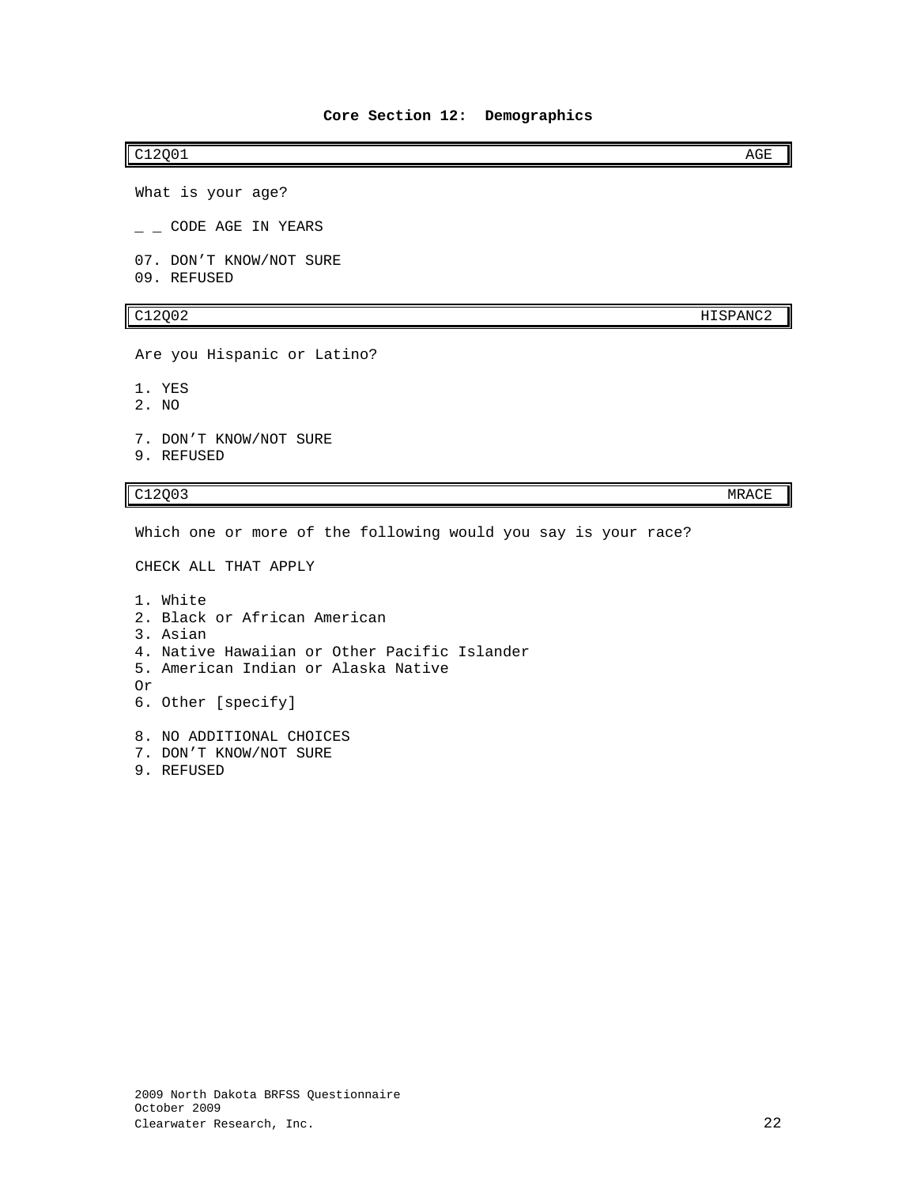## Core Section 12: Demographics

| C12Q01 | AGE |
|---|---|

What is your age?

_ _ CODE AGE IN YEARS

07. DON'T KNOW/NOT SURE
09. REFUSED

| C12Q02 | HISPANC2 |
|---|---|

Are you Hispanic or Latino?

1. YES
2. NO

7. DON'T KNOW/NOT SURE
9. REFUSED

| C12Q03 | MRACE |
|---|---|

Which one or more of the following would you say is your race?

CHECK ALL THAT APPLY

1. White
2. Black or African American
3. Asian
4. Native Hawaiian or Other Pacific Islander
5. American Indian or Alaska Native

Or

6. Other [specify]

8. NO ADDITIONAL CHOICES
7. DON'T KNOW/NOT SURE
9. REFUSED

2009 North Dakota BRFSS Questionnaire
October 2009
Clearwater Research, Inc.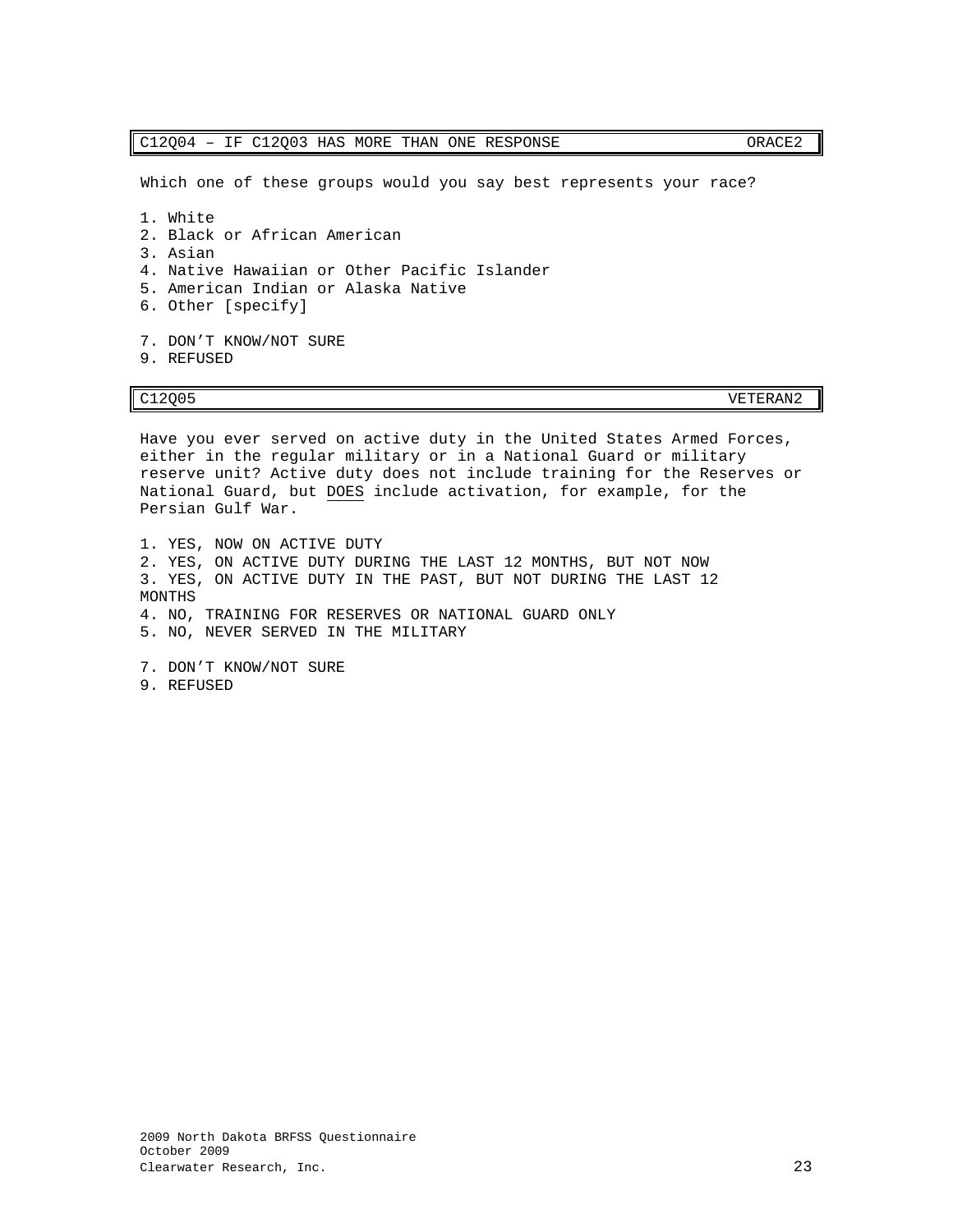| C12Q04 – IF C12Q03 HAS MORE THAN ONE RESPONSE | ORACE2 |
|---|---|

Which one of these groups would you say best represents your race?

1. White
2. Black or African American
3. Asian
4. Native Hawaiian or Other Pacific Islander
5. American Indian or Alaska Native
6. Other [specify]

7. DON'T KNOW/NOT SURE
9. REFUSED

| C12Q05 | VETERAN2 |
|---|---|

Have you ever served on active duty in the United States Armed Forces, either in the regular military or in a National Guard or military reserve unit? Active duty does not include training for the Reserves or National Guard, but <u>DOES</u> include activation, for example, for the Persian Gulf War.

1. YES, NOW ON ACTIVE DUTY
2. YES, ON ACTIVE DUTY DURING THE LAST 12 MONTHS, BUT NOT NOW
3. YES, ON ACTIVE DUTY IN THE PAST, BUT NOT DURING THE LAST 12 MONTHS
4. NO, TRAINING FOR RESERVES OR NATIONAL GUARD ONLY
5. NO, NEVER SERVED IN THE MILITARY

7. DON'T KNOW/NOT SURE
9. REFUSED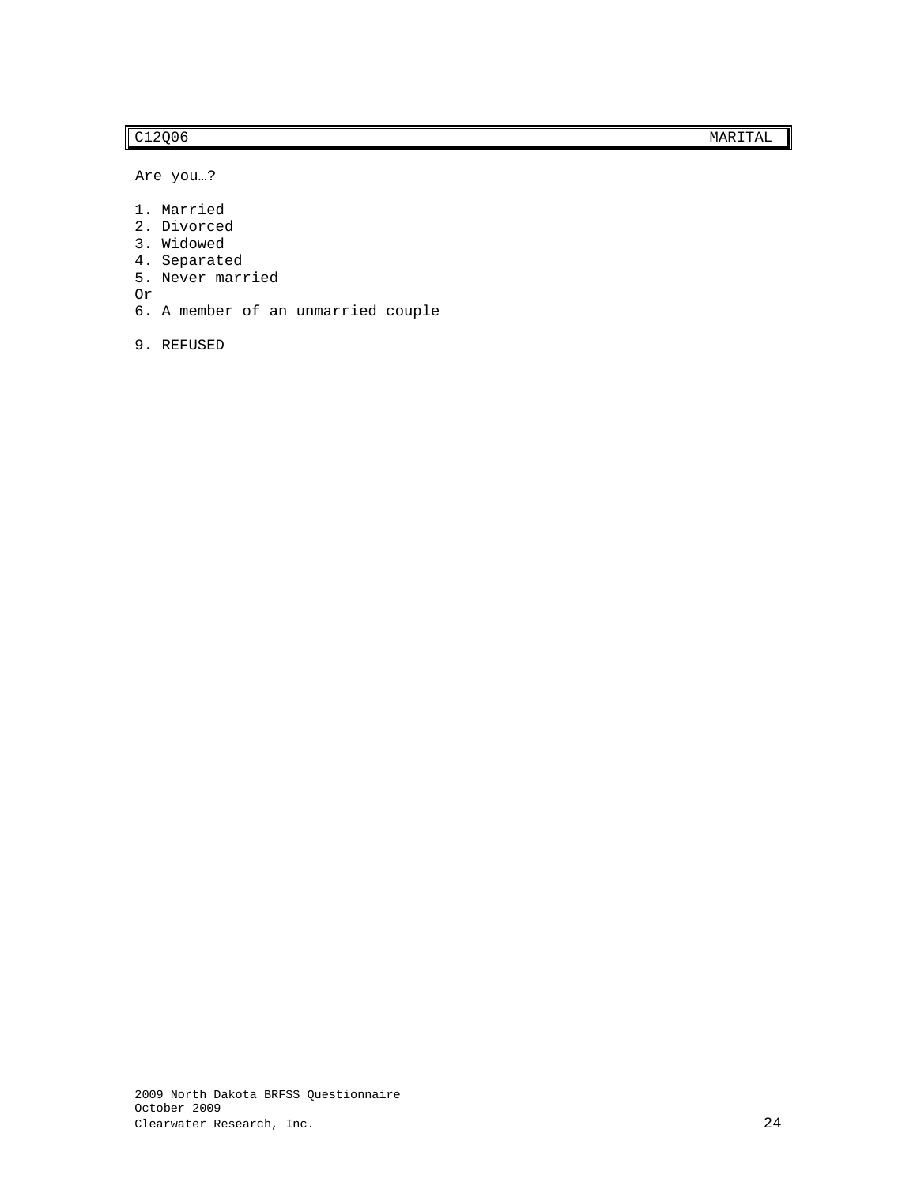| C12Q06 | MARITAL |
|---|---|

Are you…?

1. Married
2. Divorced
3. Widowed
4. Separated
5. Never married

Or

6. A member of an unmarried couple

9. REFUSED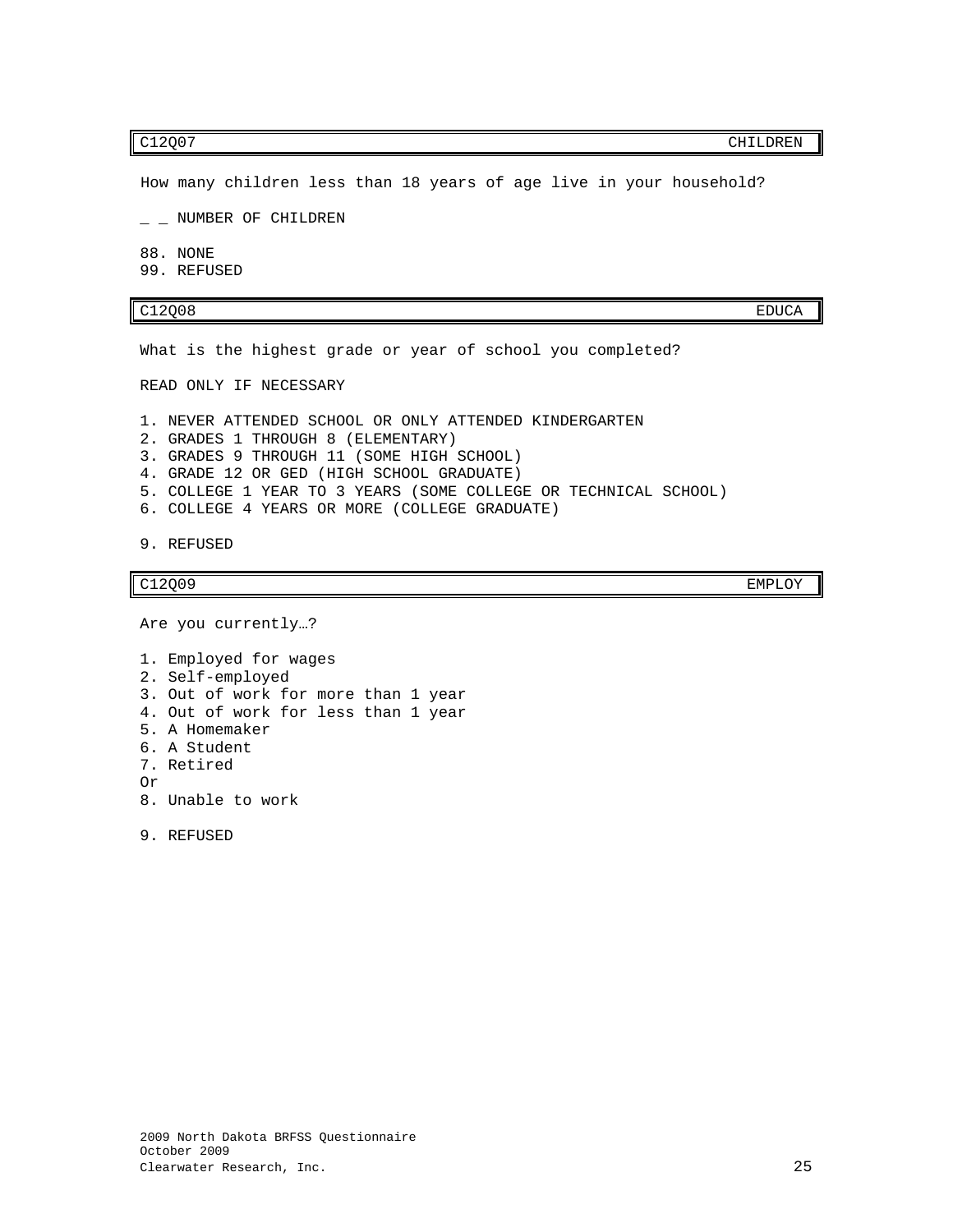| C12Q07 | CHILDREN |
|---|---|

How many children less than 18 years of age live in your household?

_ _ NUMBER OF CHILDREN

88. NONE
99. REFUSED

| C12Q08 | EDUCA |
|---|---|

What is the highest grade or year of school you completed?

READ ONLY IF NECESSARY

1. NEVER ATTENDED SCHOOL OR ONLY ATTENDED KINDERGARTEN
2. GRADES 1 THROUGH 8 (ELEMENTARY)
3. GRADES 9 THROUGH 11 (SOME HIGH SCHOOL)
4. GRADE 12 OR GED (HIGH SCHOOL GRADUATE)
5. COLLEGE 1 YEAR TO 3 YEARS (SOME COLLEGE OR TECHNICAL SCHOOL)
6. COLLEGE 4 YEARS OR MORE (COLLEGE GRADUATE)

9. REFUSED

| C12Q09 | EMPLOY |
|---|---|

Are you currently…?

1. Employed for wages
2. Self-employed
3. Out of work for more than 1 year
4. Out of work for less than 1 year
5. A Homemaker
6. A Student
7. Retired

Or

8. Unable to work

9. REFUSED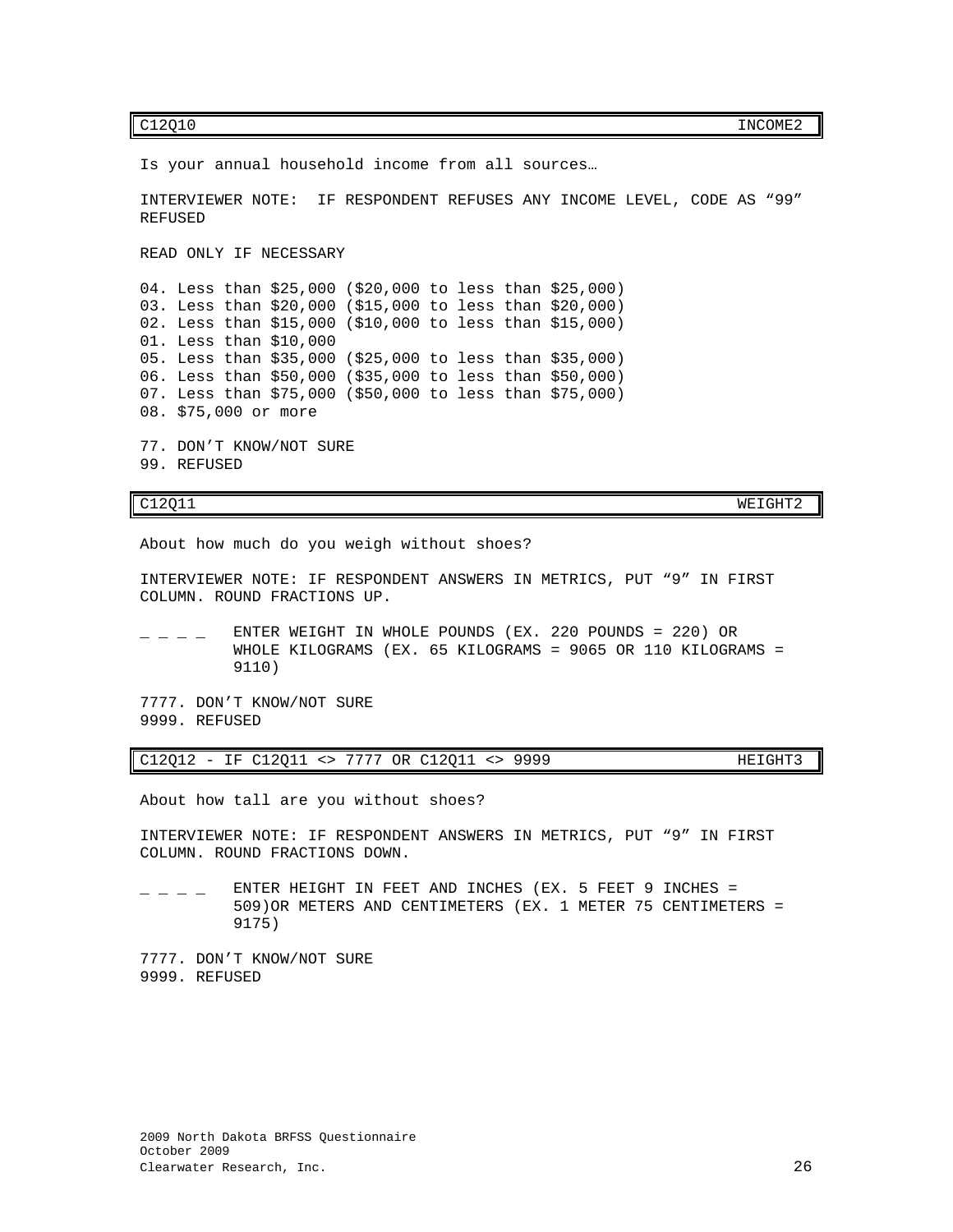| C12Q10 | INCOME2 |
|---|---|

Is your annual household income from all sources…

INTERVIEWER NOTE: IF RESPONDENT REFUSES ANY INCOME LEVEL, CODE AS “99” REFUSED

READ ONLY IF NECESSARY

04. Less than $25,000 ($20,000 to less than $25,000)
03. Less than $20,000 ($15,000 to less than $20,000)
02. Less than $15,000 ($10,000 to less than $15,000)
01. Less than $10,000
05. Less than $35,000 ($25,000 to less than $35,000)
06. Less than $50,000 ($35,000 to less than $50,000)
07. Less than $75,000 ($50,000 to less than $75,000)
08. $75,000 or more

77. DON’T KNOW/NOT SURE
99. REFUSED

| C12Q11 | WEIGHT2 |
|---|---|

About how much do you weigh without shoes?

INTERVIEWER NOTE: IF RESPONDENT ANSWERS IN METRICS, PUT “9” IN FIRST COLUMN. ROUND FRACTIONS UP.

_ _ _ _ ENTER WEIGHT IN WHOLE POUNDS (EX. 220 POUNDS = 220) OR WHOLE KILOGRAMS (EX. 65 KILOGRAMS = 9065 OR 110 KILOGRAMS = 9110)

7777. DON’T KNOW/NOT SURE
9999. REFUSED

| C12Q12 - IF C12Q11 <> 7777 OR C12Q11 <> 9999 | HEIGHT3 |
|---|---|

About how tall are you without shoes?

INTERVIEWER NOTE: IF RESPONDENT ANSWERS IN METRICS, PUT “9” IN FIRST COLUMN. ROUND FRACTIONS DOWN.

_ _ _ _ ENTER HEIGHT IN FEET AND INCHES (EX. 5 FEET 9 INCHES = 509)OR METERS AND CENTIMETERS (EX. 1 METER 75 CENTIMETERS = 9175)

7777. DON’T KNOW/NOT SURE
9999. REFUSED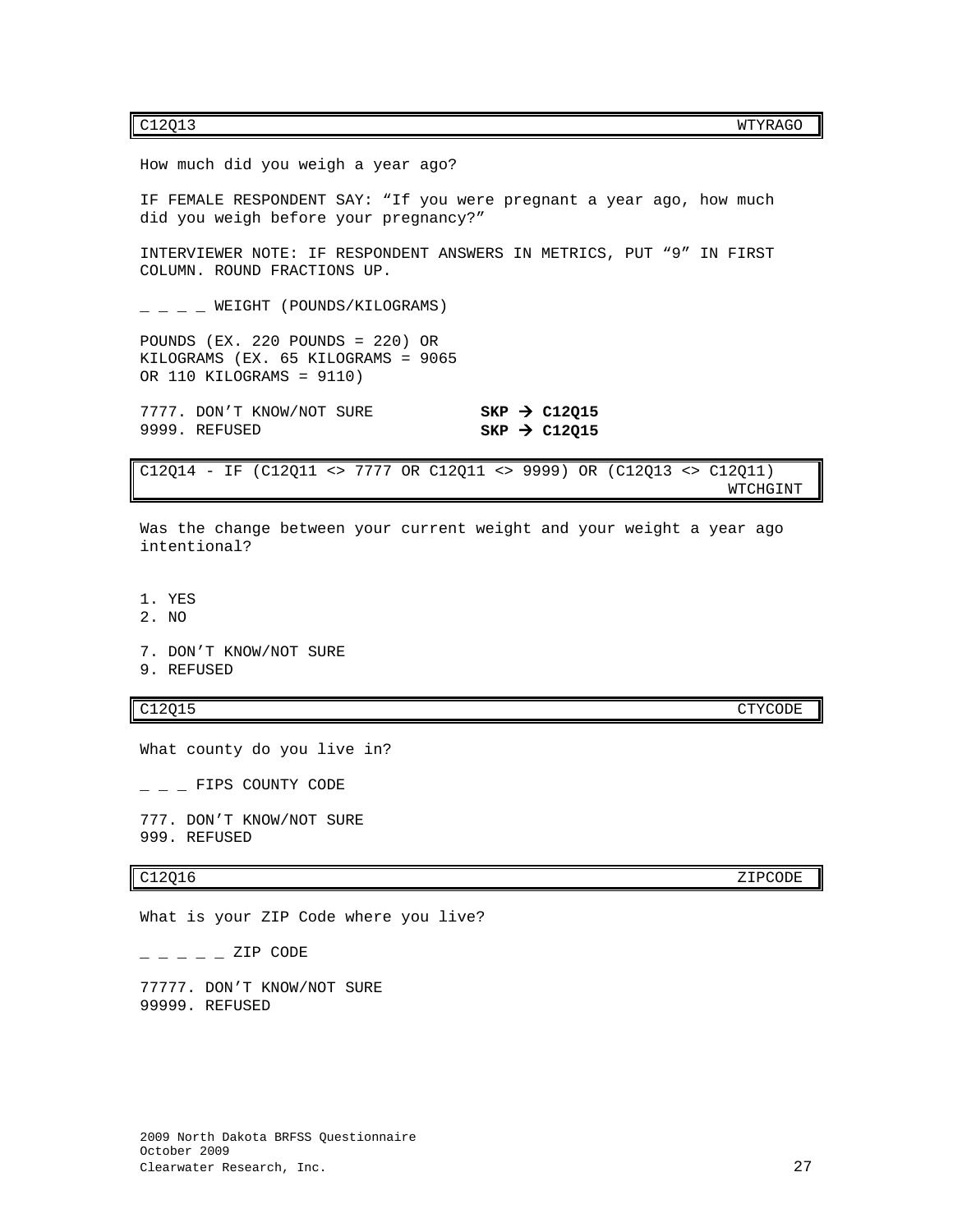| C12Q13 | WTYRAGO |
|---|---|

How much did you weigh a year ago?

IF FEMALE RESPONDENT SAY: “If you were pregnant a year ago, how much did you weigh before your pregnancy?”

INTERVIEWER NOTE: IF RESPONDENT ANSWERS IN METRICS, PUT “9” IN FIRST COLUMN. ROUND FRACTIONS UP.

_ _ _ _ WEIGHT (POUNDS/KILOGRAMS)

POUNDS (EX. 220 POUNDS = 220) OR
KILOGRAMS (EX. 65 KILOGRAMS = 9065
OR 110 KILOGRAMS = 9110)

7777. DON’T KNOW/NOT SURE **SKP → C12Q15**
9999. REFUSED **SKP → C12Q15**

| C12Q14 - IF (C12Q11 <> 7777 OR C12Q11 <> 9999) OR (C12Q13 <> C12Q11) | WTCHGINT |
|---|---|

Was the change between your current weight and your weight a year ago intentional?

1. YES
2. NO

7. DON’T KNOW/NOT SURE
9. REFUSED

| C12Q15 | CTYCODE |
|---|---|

What county do you live in?

_ _ _ FIPS COUNTY CODE

777. DON’T KNOW/NOT SURE
999. REFUSED

| C12Q16 | ZIPCODE |
|---|---|

What is your ZIP Code where you live?

_ _ _ _ _ ZIP CODE

77777. DON’T KNOW/NOT SURE
99999. REFUSED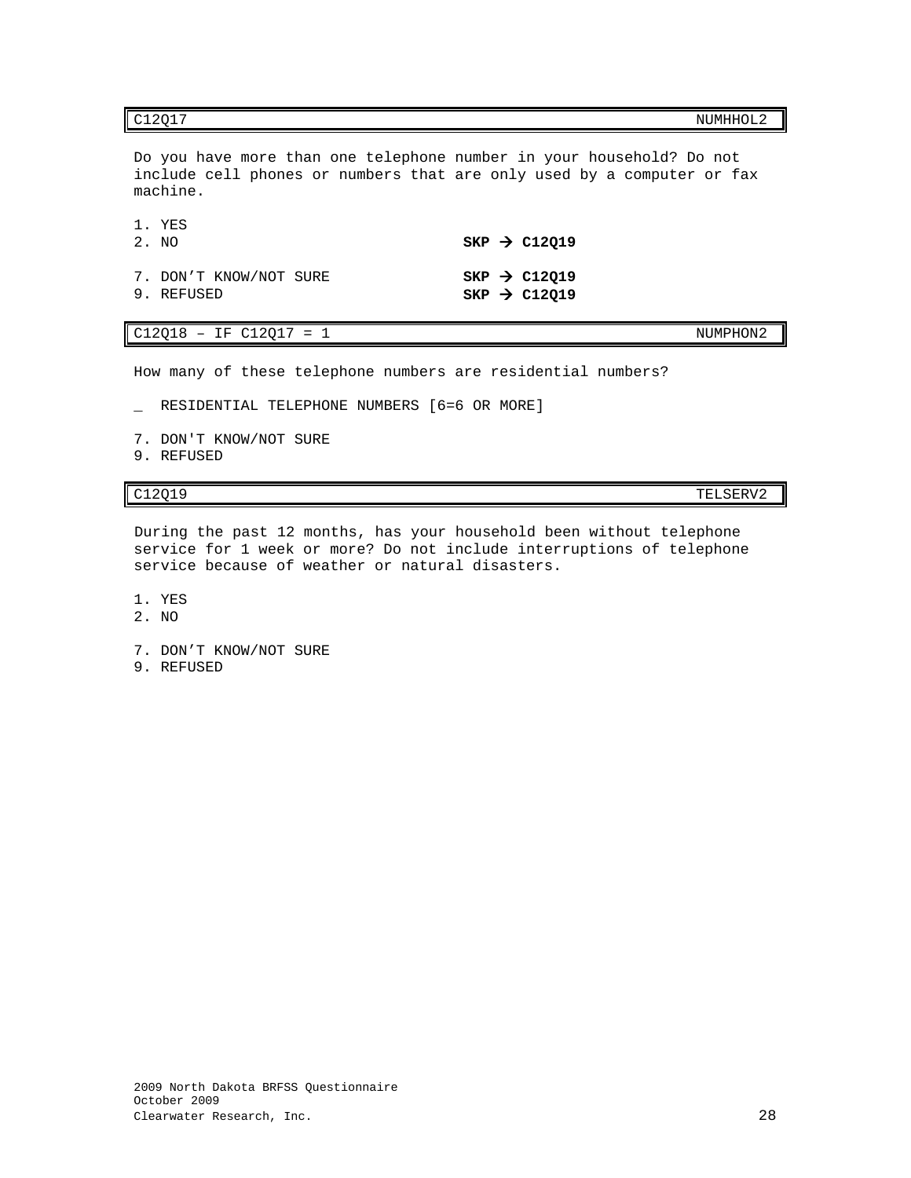| C12Q17 | NUMHHOL2 |
|---|---|

Do you have more than one telephone number in your household? Do not include cell phones or numbers that are only used by a computer or fax machine.

1. YES
2. NO **SKP → C12Q19**

7. DON’T KNOW/NOT SURE **SKP → C12Q19**
9. REFUSED **SKP → C12Q19**

| C12Q18 – IF C12Q17 = 1 | NUMPHON2 |
|---|---|

How many of these telephone numbers are residential numbers?

_ RESIDENTIAL TELEPHONE NUMBERS [6=6 OR MORE]

7. DON'T KNOW/NOT SURE
9. REFUSED

| C12Q19 | TELSERV2 |
|---|---|

During the past 12 months, has your household been without telephone service for 1 week or more? Do not include interruptions of telephone service because of weather or natural disasters.

1. YES
2. NO

7. DON’T KNOW/NOT SURE
9. REFUSED

2009 North Dakota BRFSS Questionnaire
October 2009
Clearwater Research, Inc.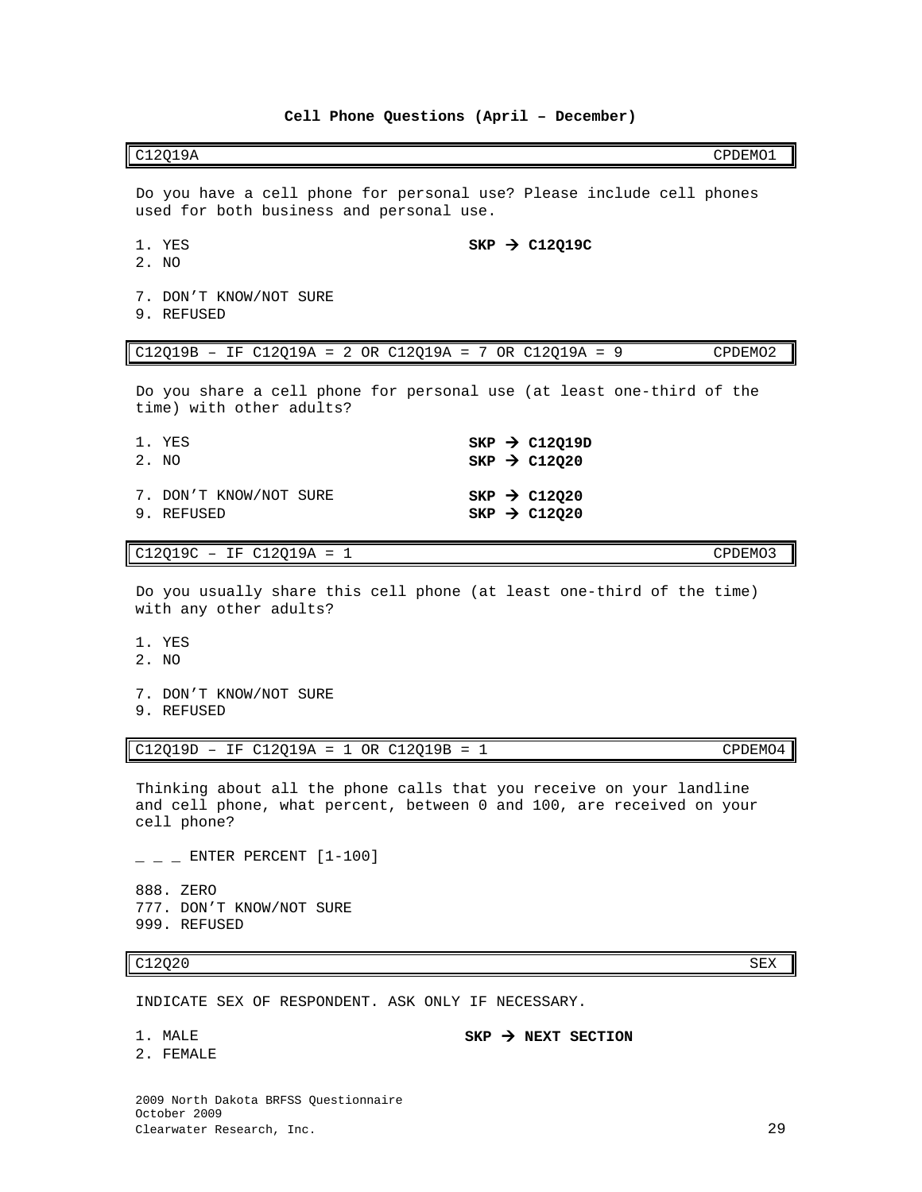## Cell Phone Questions (April – December)

| C12Q19A | CPDEMO1 |
|---|---|

Do you have a cell phone for personal use? Please include cell phones used for both business and personal use.

1. YES **SKP → C12Q19C**
2. NO

7. DON'T KNOW/NOT SURE
9. REFUSED

| C12Q19B – IF C12Q19A = 2 OR C12Q19A = 7 OR C12Q19A = 9 | CPDEMO2 |
|---|---|

Do you share a cell phone for personal use (at least one-third of the time) with other adults?

1. YES **SKP → C12Q19D**
2. NO **SKP → C12Q20**

7. DON'T KNOW/NOT SURE **SKP → C12Q20**
9. REFUSED **SKP → C12Q20**

| C12Q19C – IF C12Q19A = 1 | CPDEMO3 |
|---|---|

Do you usually share this cell phone (at least one-third of the time) with any other adults?

1. YES
2. NO

7. DON'T KNOW/NOT SURE
9. REFUSED

| C12Q19D – IF C12Q19A = 1 OR C12Q19B = 1 | CPDEMO4 |
|---|---|

Thinking about all the phone calls that you receive on your landline and cell phone, what percent, between 0 and 100, are received on your cell phone?

_ _ _ ENTER PERCENT [1-100]

888. ZERO
777. DON'T KNOW/NOT SURE
999. REFUSED

| C12Q20 | SEX |
|---|---|

INDICATE SEX OF RESPONDENT. ASK ONLY IF NECESSARY.

1. MALE **SKP → NEXT SECTION**
2. FEMALE

2009 North Dakota BRFSS Questionnaire
October 2009
Clearwater Research, Inc.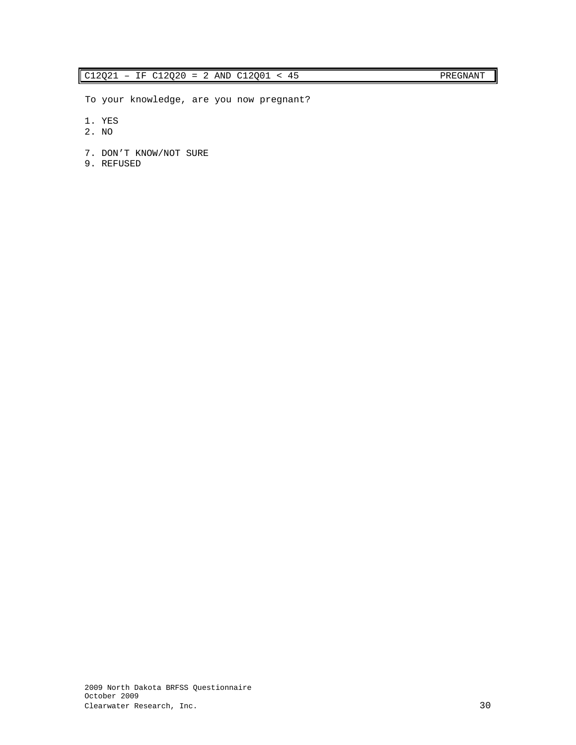| C12Q21 – IF C12Q20 = 2 AND C12Q01 < 45 | PREGNANT |
| --- | --- |

To your knowledge, are you now pregnant?

1. YES
2. NO

7. DON'T KNOW/NOT SURE
9. REFUSED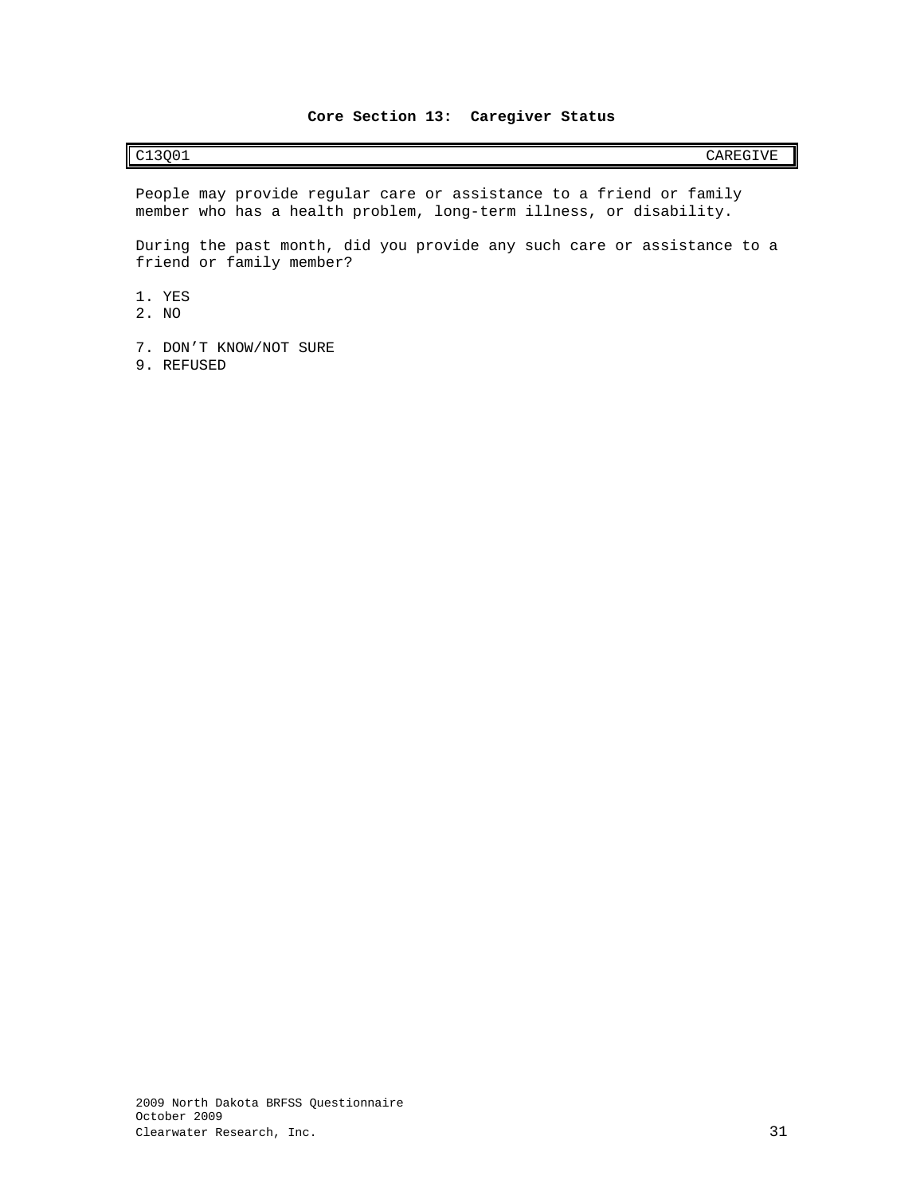## Core Section 13: Caregiver Status

| C13Q01 | CAREGIVE |
|---|---|

People may provide regular care or assistance to a friend or family member who has a health problem, long-term illness, or disability.

During the past month, did you provide any such care or assistance to a friend or family member?

1. YES
2. NO

7. DON’T KNOW/NOT SURE
9. REFUSED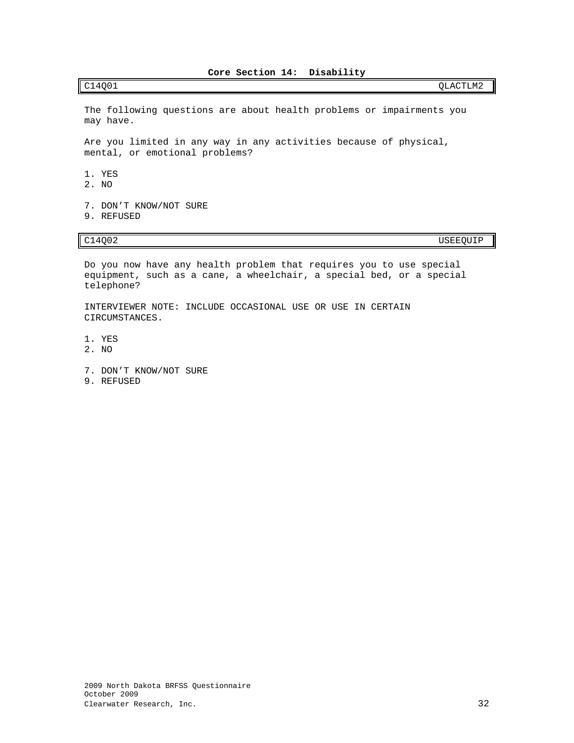## Core Section 14: Disability

| C14Q01 | QLACTLM2 |
|---|---|

The following questions are about health problems or impairments you may have.

Are you limited in any way in any activities because of physical, mental, or emotional problems?

1. YES
2. NO

7. DON'T KNOW/NOT SURE
9. REFUSED

| C14Q02 | USEEQUIP |
|---|---|

Do you now have any health problem that requires you to use special equipment, such as a cane, a wheelchair, a special bed, or a special telephone?

INTERVIEWER NOTE: INCLUDE OCCASIONAL USE OR USE IN CERTAIN CIRCUMSTANCES.

1. YES
2. NO

7. DON'T KNOW/NOT SURE
9. REFUSED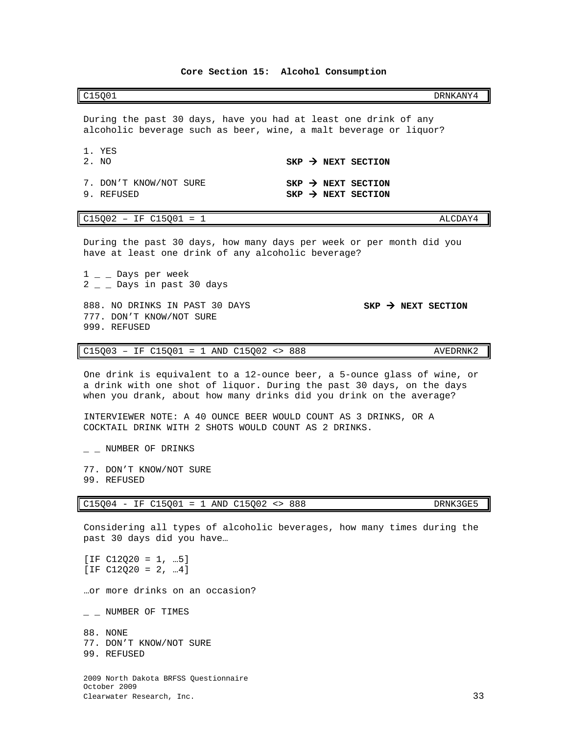## Core Section 15: Alcohol Consumption

| C15Q01 | DRNKANY4 |
|---|---|

During the past 30 days, have you had at least one drink of any alcoholic beverage such as beer, wine, a malt beverage or liquor?

1. YES
2. NO **SKP → NEXT SECTION**

7. DON'T KNOW/NOT SURE **SKP → NEXT SECTION**
9. REFUSED **SKP → NEXT SECTION**

| C15Q02 – IF C15Q01 = 1 | ALCDAY4 |
|---|---|

During the past 30 days, how many days per week or per month did you have at least one drink of any alcoholic beverage?

1 _ _ Days per week
2 _ _ Days in past 30 days

888. NO DRINKS IN PAST 30 DAYS **SKP → NEXT SECTION**
777. DON'T KNOW/NOT SURE
999. REFUSED

| C15Q03 – IF C15Q01 = 1 AND C15Q02 <> 888 | AVEDRNK2 |
|---|---|

One drink is equivalent to a 12-ounce beer, a 5-ounce glass of wine, or a drink with one shot of liquor. During the past 30 days, on the days when you drank, about how many drinks did you drink on the average?

INTERVIEWER NOTE: A 40 OUNCE BEER WOULD COUNT AS 3 DRINKS, OR A COCKTAIL DRINK WITH 2 SHOTS WOULD COUNT AS 2 DRINKS.

_ _ NUMBER OF DRINKS

77. DON'T KNOW/NOT SURE
99. REFUSED

| C15Q04 - IF C15Q01 = 1 AND C15Q02 <> 888 | DRNK3GE5 |
|---|---|

Considering all types of alcoholic beverages, how many times during the past 30 days did you have…

[IF C12Q20 = 1, …5]
[IF C12Q20 = 2, …4]

…or more drinks on an occasion?

_ _ NUMBER OF TIMES

88. NONE
77. DON'T KNOW/NOT SURE
99. REFUSED

2009 North Dakota BRFSS Questionnaire
October 2009
Clearwater Research, Inc.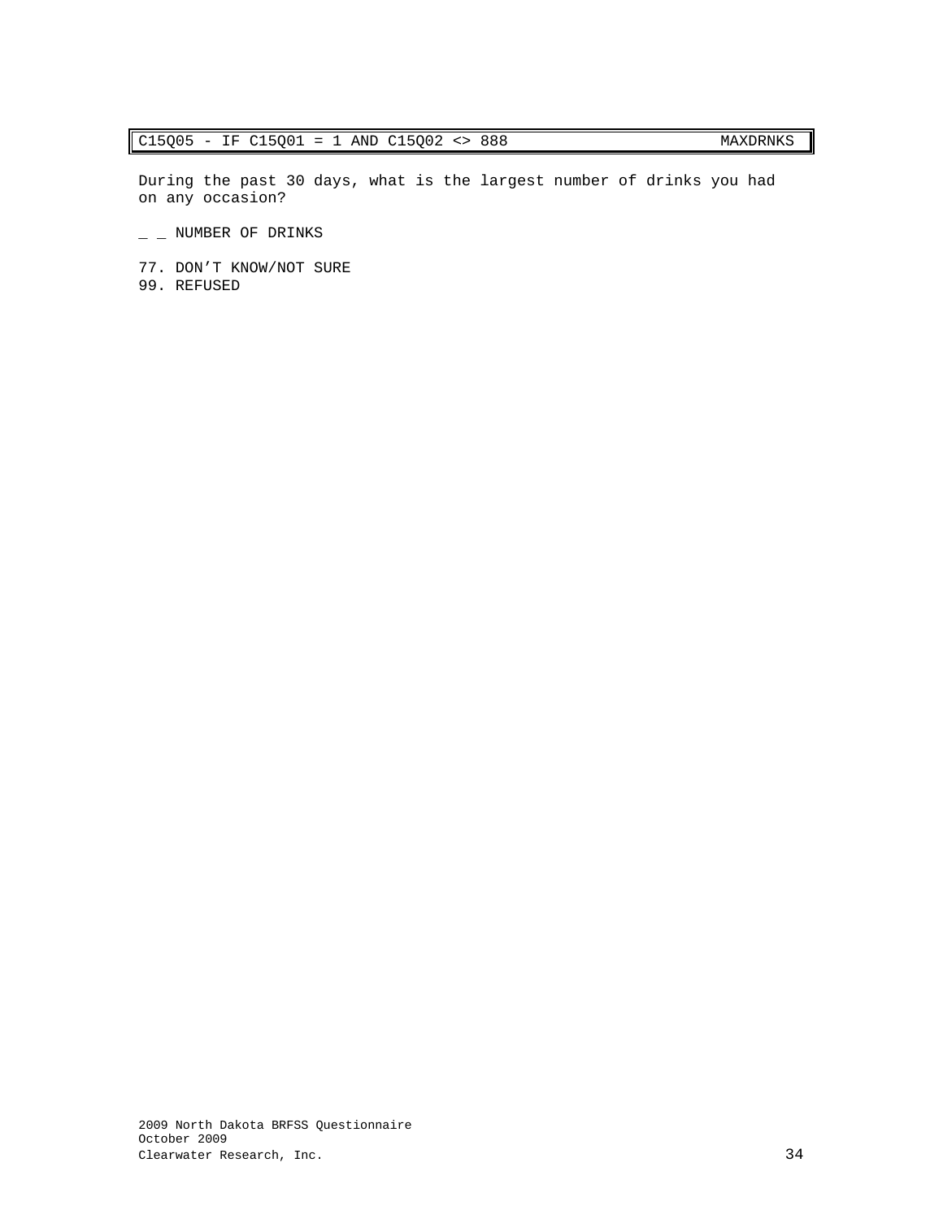C15Q05 - IF C15Q01 = 1 AND C15Q02 <> 888 MAXDRNKS

During the past 30 days, what is the largest number of drinks you had on any occasion?

_ _ NUMBER OF DRINKS

77. DON'T KNOW/NOT SURE
99. REFUSED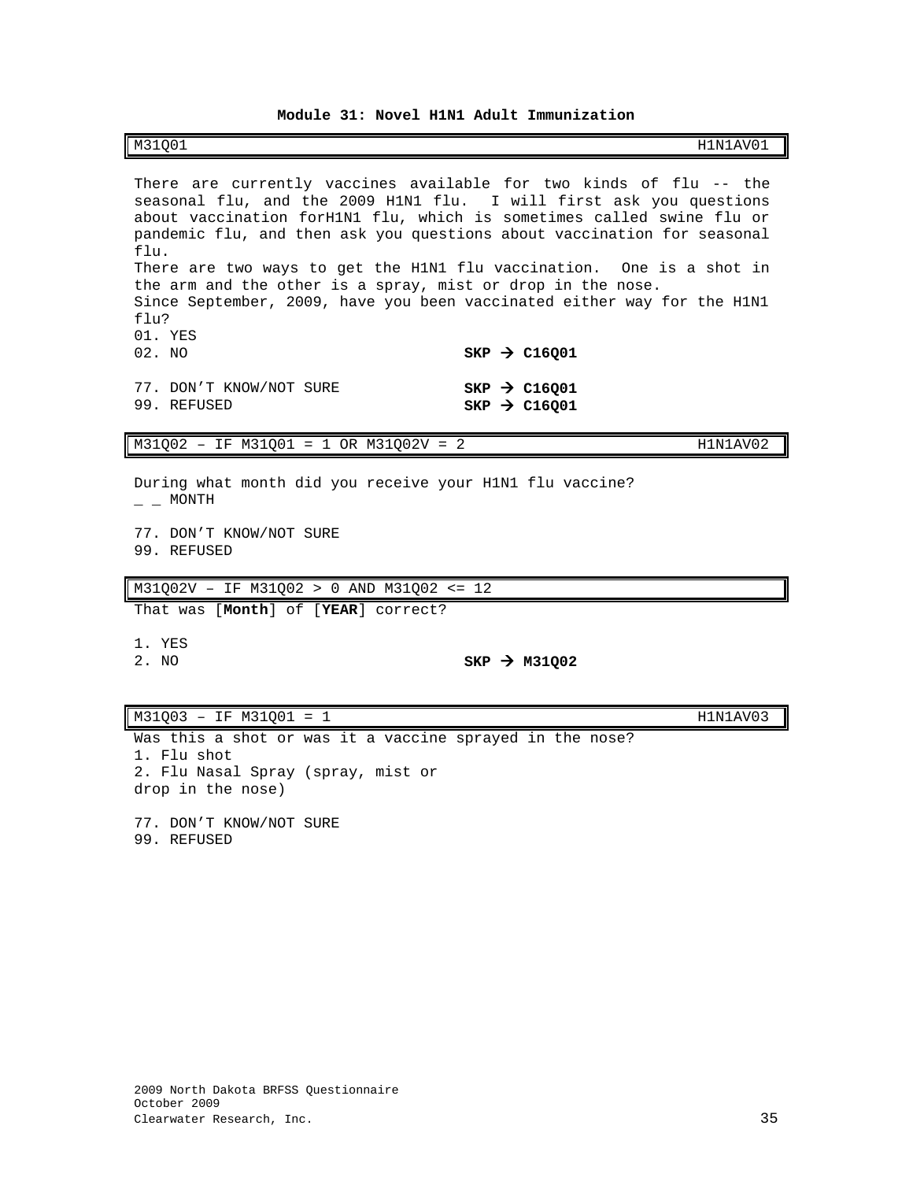# Module 31: Novel H1N1 Adult Immunization

| M31Q01 | H1N1AV01 |
|---|---|

There are currently vaccines available for two kinds of flu -- the seasonal flu, and the 2009 H1N1 flu. I will first ask you questions about vaccination forH1N1 flu, which is sometimes called swine flu or pandemic flu, and then ask you questions about vaccination for seasonal flu.

There are two ways to get the H1N1 flu vaccination. One is a shot in the arm and the other is a spray, mist or drop in the nose.

Since September, 2009, have you been vaccinated either way for the H1N1 flu?

01. YES
02. NO **SKP → C16Q01**

77. DON'T KNOW/NOT SURE **SKP → C16Q01**
99. REFUSED **SKP → C16Q01**

| M31Q02 – IF M31Q01 = 1 OR M31Q02V = 2 | H1N1AV02 |
|---|---|

During what month did you receive your H1N1 flu vaccine?

_ _ MONTH

77. DON'T KNOW/NOT SURE
99. REFUSED

| M31Q02V – IF M31Q02 > 0 AND M31Q02 <= 12 |
|---|

That was [**Month**] of [**YEAR**] correct?

1. YES
2. NO **SKP → M31Q02**

| M31Q03 – IF M31Q01 = 1 | H1N1AV03 |
|---|---|

Was this a shot or was it a vaccine sprayed in the nose?

1. Flu shot
2. Flu Nasal Spray (spray, mist or drop in the nose)

77. DON'T KNOW/NOT SURE
99. REFUSED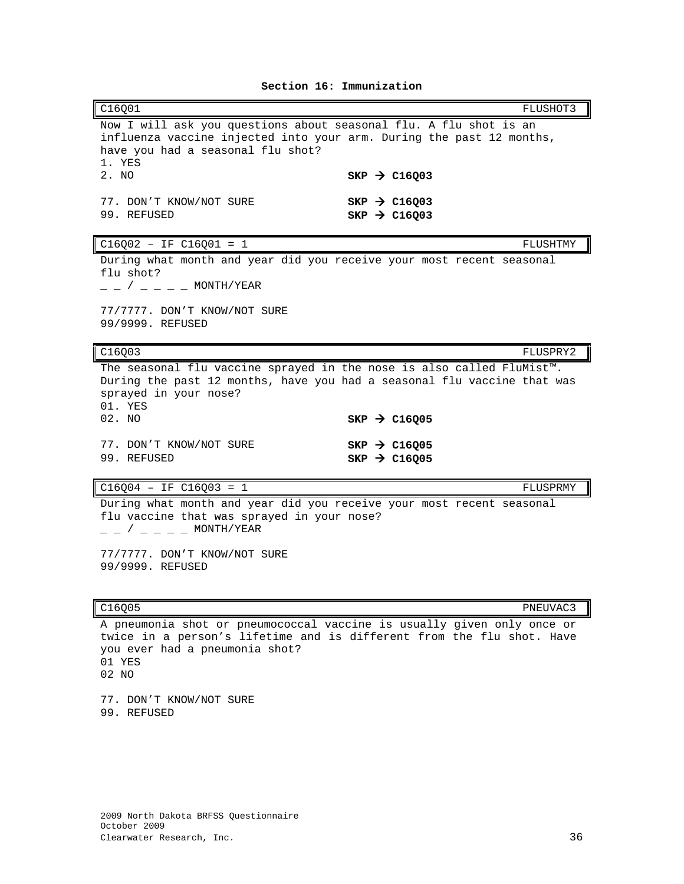## Section 16: Immunization

| C16Q01 | FLUSHOT3 |
|---|---|

Now I will ask you questions about seasonal flu. A flu shot is an influenza vaccine injected into your arm. During the past 12 months, have you had a seasonal flu shot?

1. YES
2. NO **SKP → C16Q03**

77. DON'T KNOW/NOT SURE **SKP → C16Q03**
99. REFUSED **SKP → C16Q03**

| C16Q02 – IF C16Q01 = 1 | FLUSHTMY |
|---|---|

During what month and year did you receive your most recent seasonal flu shot?

_ _ / _ _ _ _ MONTH/YEAR

77/7777. DON'T KNOW/NOT SURE
99/9999. REFUSED

| C16Q03 | FLUSPRY2 |
|---|---|

The seasonal flu vaccine sprayed in the nose is also called FluMist™. During the past 12 months, have you had a seasonal flu vaccine that was sprayed in your nose?

01. YES
02. NO **SKP → C16Q05**

77. DON'T KNOW/NOT SURE **SKP → C16Q05**
99. REFUSED **SKP → C16Q05**

| C16Q04 – IF C16Q03 = 1 | FLUSPRMY |
|---|---|

During what month and year did you receive your most recent seasonal flu vaccine that was sprayed in your nose?

_ _ / _ _ _ _ MONTH/YEAR

77/7777. DON'T KNOW/NOT SURE
99/9999. REFUSED

| C16Q05 | PNEUVAC3 |
|---|---|

A pneumonia shot or pneumococcal vaccine is usually given only once or twice in a person's lifetime and is different from the flu shot. Have you ever had a pneumonia shot?

01 YES
02 NO

77. DON'T KNOW/NOT SURE
99. REFUSED

2009 North Dakota BRFSS Questionnaire
October 2009
Clearwater Research, Inc.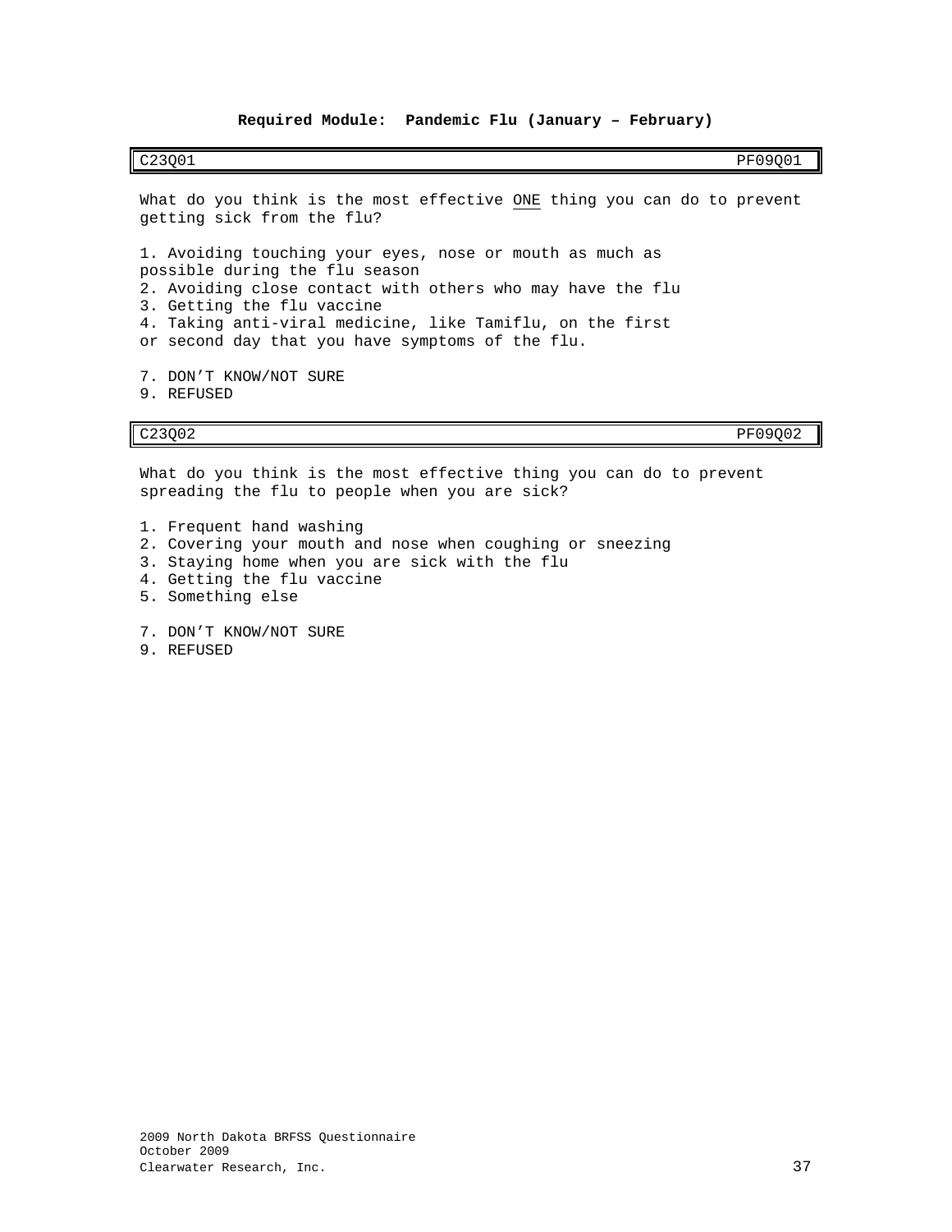**Required Module: Pandemic Flu (January – February)**

| C23Q01 | PF09Q01 |
|---|---|

What do you think is the most effective ONE thing you can do to prevent getting sick from the flu?

1. Avoiding touching your eyes, nose or mouth as much as possible during the flu season
2. Avoiding close contact with others who may have the flu
3. Getting the flu vaccine
4. Taking anti-viral medicine, like Tamiflu, on the first or second day that you have symptoms of the flu.

7. DON'T KNOW/NOT SURE
9. REFUSED

| C23Q02 | PF09Q02 |
|---|---|

What do you think is the most effective thing you can do to prevent spreading the flu to people when you are sick?

1. Frequent hand washing
2. Covering your mouth and nose when coughing or sneezing
3. Staying home when you are sick with the flu
4. Getting the flu vaccine
5. Something else

7. DON'T KNOW/NOT SURE
9. REFUSED

2009 North Dakota BRFSS Questionnaire
October 2009
Clearwater Research, Inc.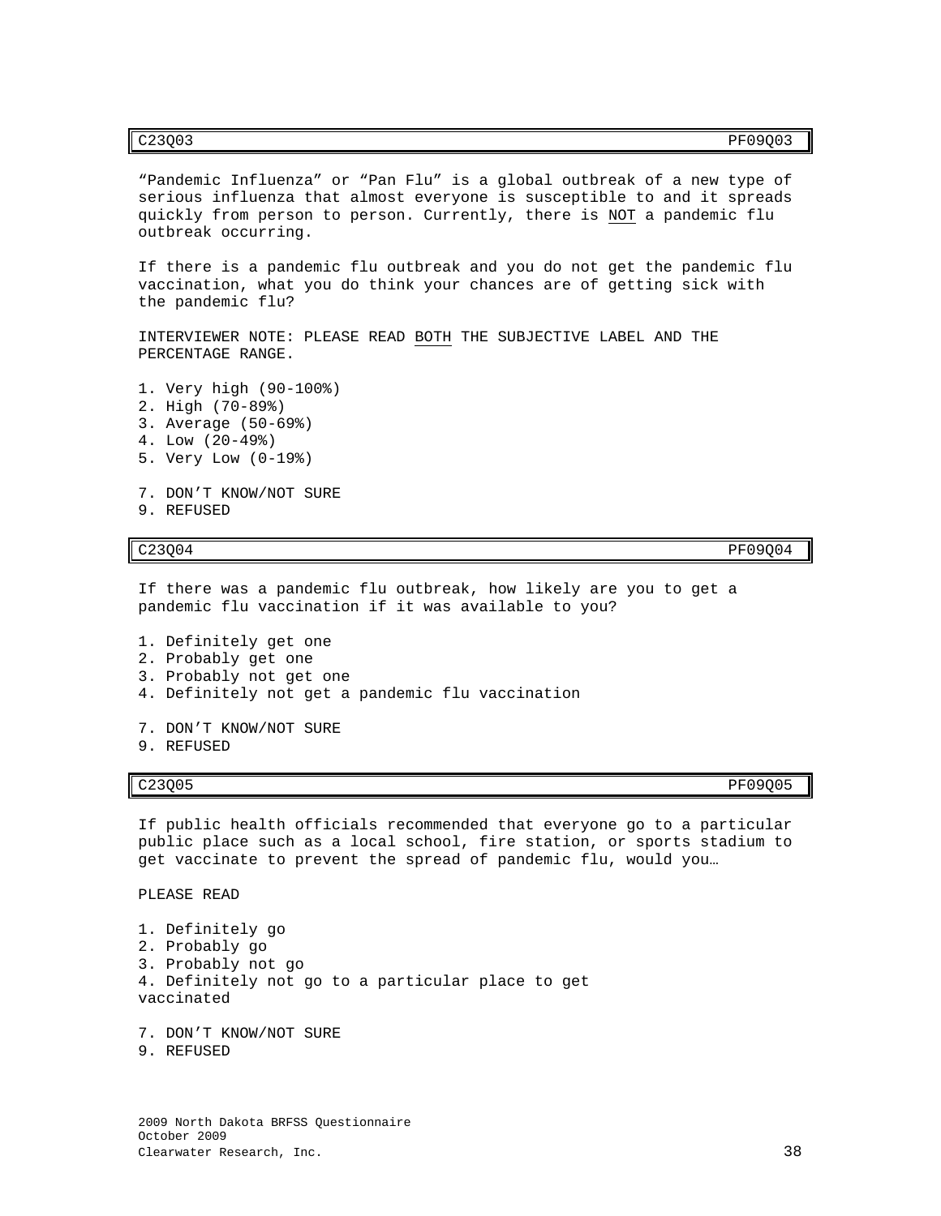| C23Q03 | PF09Q03 |
|---|---|

"Pandemic Influenza" or "Pan Flu" is a global outbreak of a new type of serious influenza that almost everyone is susceptible to and it spreads quickly from person to person. Currently, there is <u>NOT</u> a pandemic flu outbreak occurring.

If there is a pandemic flu outbreak and you do not get the pandemic flu vaccination, what you do think your chances are of getting sick with the pandemic flu?

INTERVIEWER NOTE: PLEASE READ <u>BOTH</u> THE SUBJECTIVE LABEL AND THE PERCENTAGE RANGE.

1. Very high (90-100%)
2. High (70-89%)
3. Average (50-69%)
4. Low (20-49%)
5. Very Low (0-19%)

7. DON'T KNOW/NOT SURE
9. REFUSED

| C23Q04 | PF09Q04 |
|---|---|

If there was a pandemic flu outbreak, how likely are you to get a pandemic flu vaccination if it was available to you?

1. Definitely get one
2. Probably get one
3. Probably not get one
4. Definitely not get a pandemic flu vaccination

7. DON'T KNOW/NOT SURE
9. REFUSED

| C23Q05 | PF09Q05 |
|---|---|

If public health officials recommended that everyone go to a particular public place such as a local school, fire station, or sports stadium to get vaccinate to prevent the spread of pandemic flu, would you…

PLEASE READ

1. Definitely go
2. Probably go
3. Probably not go
4. Definitely not go to a particular place to get vaccinated

7. DON'T KNOW/NOT SURE
9. REFUSED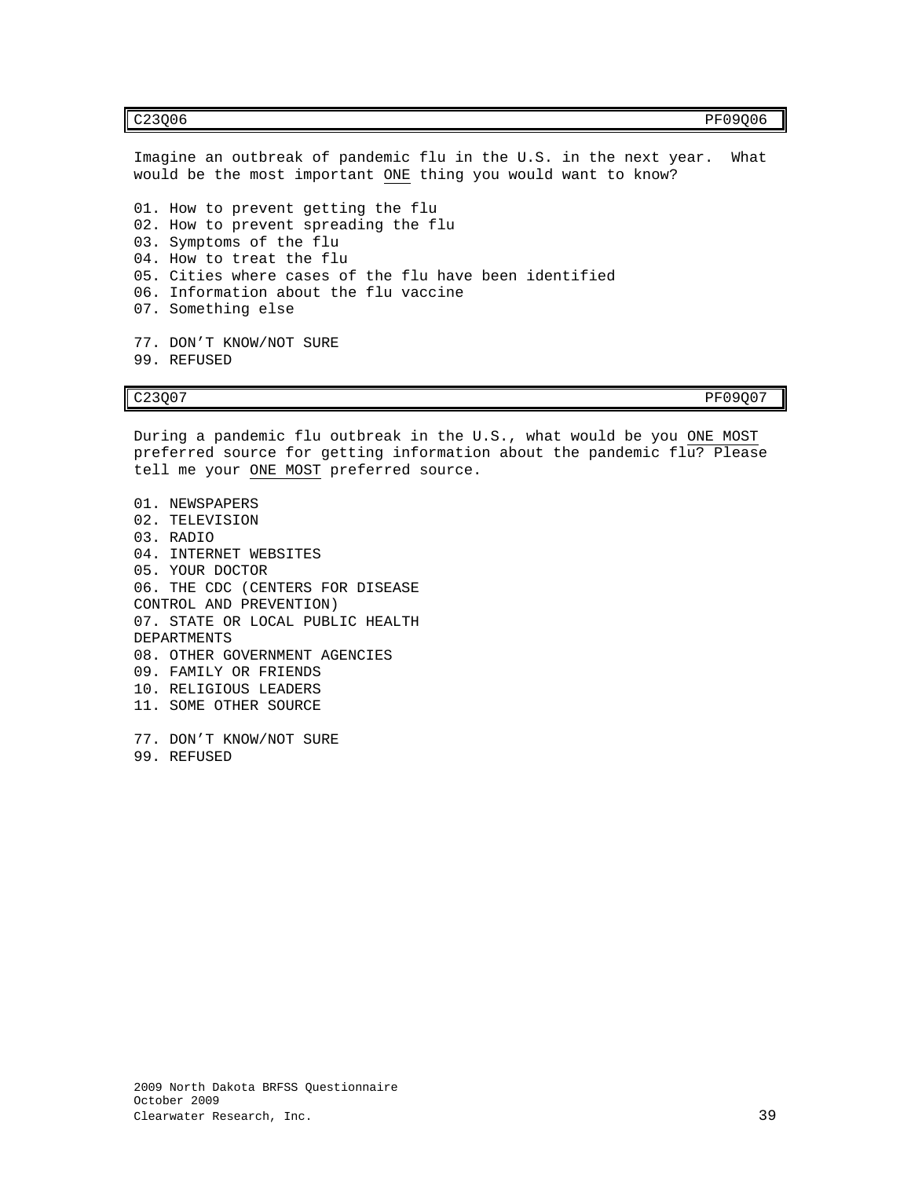| C23Q06 | PF09Q06 |
|---|---|

Imagine an outbreak of pandemic flu in the U.S. in the next year. What would be the most important ONE thing you would want to know?

01. How to prevent getting the flu
02. How to prevent spreading the flu
03. Symptoms of the flu
04. How to treat the flu
05. Cities where cases of the flu have been identified
06. Information about the flu vaccine
07. Something else

77. DON'T KNOW/NOT SURE
99. REFUSED

| C23Q07 | PF09Q07 |
|---|---|

During a pandemic flu outbreak in the U.S., what would be you ONE MOST preferred source for getting information about the pandemic flu? Please tell me your ONE MOST preferred source.

01. NEWSPAPERS
02. TELEVISION
03. RADIO
04. INTERNET WEBSITES
05. YOUR DOCTOR
06. THE CDC (CENTERS FOR DISEASE CONTROL AND PREVENTION)
07. STATE OR LOCAL PUBLIC HEALTH DEPARTMENTS
08. OTHER GOVERNMENT AGENCIES
09. FAMILY OR FRIENDS
10. RELIGIOUS LEADERS
11. SOME OTHER SOURCE

77. DON'T KNOW/NOT SURE
99. REFUSED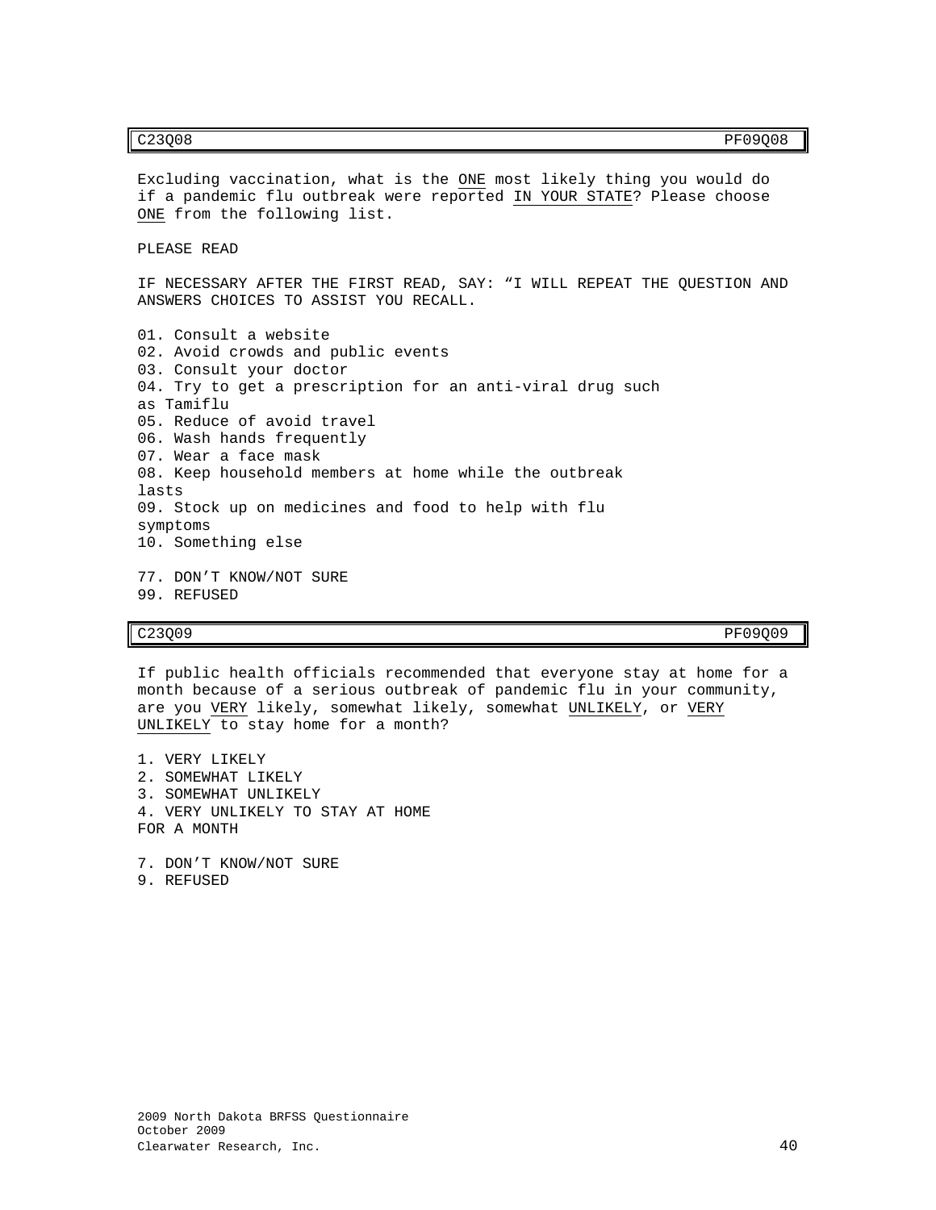| C23Q08 | PF09Q08 |
|---|---|

Excluding vaccination, what is the <u>ONE</u> most likely thing you would do if a pandemic flu outbreak were reported <u>IN YOUR STATE</u>? Please choose <u>ONE</u> from the following list.

PLEASE READ

IF NECESSARY AFTER THE FIRST READ, SAY: “I WILL REPEAT THE QUESTION AND ANSWERS CHOICES TO ASSIST YOU RECALL.

01. Consult a website
02. Avoid crowds and public events
03. Consult your doctor
04. Try to get a prescription for an anti-viral drug such as Tamiflu
05. Reduce of avoid travel
06. Wash hands frequently
07. Wear a face mask
08. Keep household members at home while the outbreak lasts
09. Stock up on medicines and food to help with flu symptoms
10. Something else

77. DON’T KNOW/NOT SURE
99. REFUSED

| C23Q09 | PF09Q09 |
|---|---|

If public health officials recommended that everyone stay at home for a month because of a serious outbreak of pandemic flu in your community, are you <u>VERY</u> likely, somewhat likely, somewhat <u>UNLIKELY</u>, or <u>VERY UNLIKELY</u> to stay home for a month?

1. VERY LIKELY
2. SOMEWHAT LIKELY
3. SOMEWHAT UNLIKELY
4. VERY UNLIKELY TO STAY AT HOME FOR A MONTH

7. DON’T KNOW/NOT SURE
9. REFUSED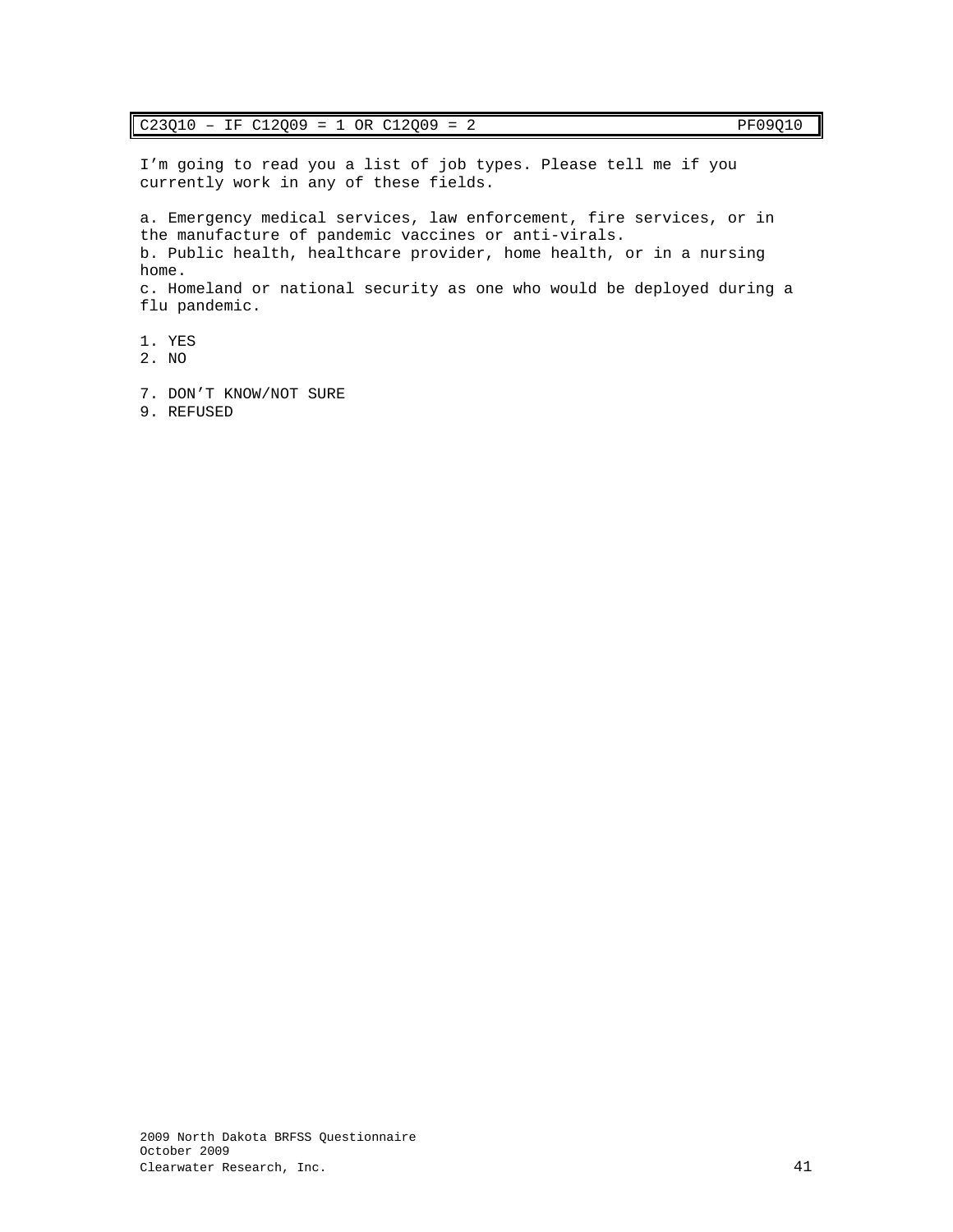| C23Q10 – IF C12Q09 = 1 OR C12Q09 = 2 | PF09Q10 |
|---|---|

I'm going to read you a list of job types. Please tell me if you currently work in any of these fields.

a. Emergency medical services, law enforcement, fire services, or in the manufacture of pandemic vaccines or anti-virals.
b. Public health, healthcare provider, home health, or in a nursing home.
c. Homeland or national security as one who would be deployed during a flu pandemic.

1. YES
2. NO

7. DON'T KNOW/NOT SURE
9. REFUSED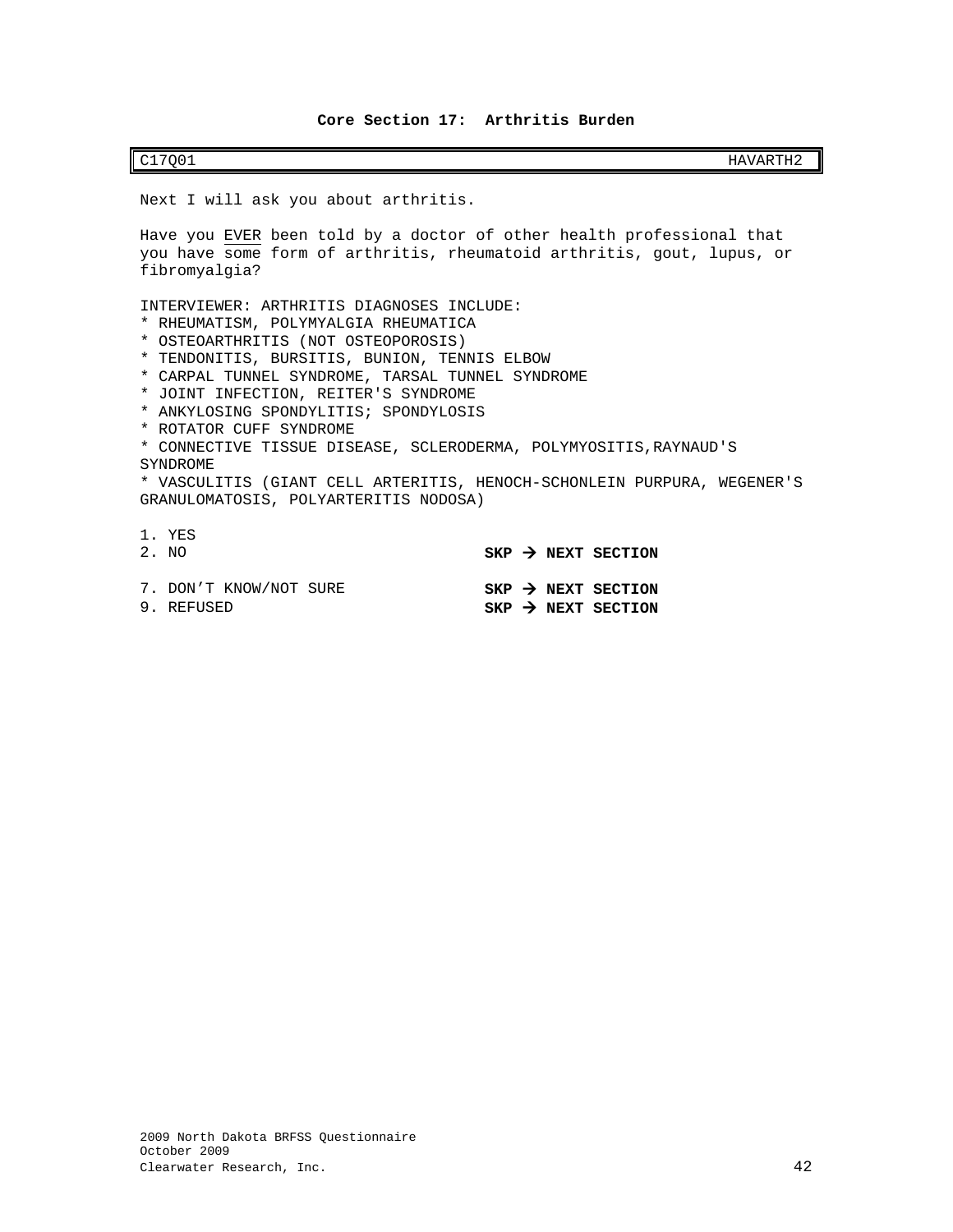## Core Section 17: Arthritis Burden

| C17Q01 | HAVARTH2 |
|---|---|

Next I will ask you about arthritis.

Have you EVER been told by a doctor of other health professional that you have some form of arthritis, rheumatoid arthritis, gout, lupus, or fibromyalgia?

INTERVIEWER: ARTHRITIS DIAGNOSES INCLUDE:
* RHEUMATISM, POLYMYALGIA RHEUMATICA
* OSTEOARTHRITIS (NOT OSTEOPOROSIS)
* TENDONITIS, BURSITIS, BUNION, TENNIS ELBOW
* CARPAL TUNNEL SYNDROME, TARSAL TUNNEL SYNDROME
* JOINT INFECTION, REITER'S SYNDROME
* ANKYLOSING SPONDYLITIS; SPONDYLOSIS
* ROTATOR CUFF SYNDROME
* CONNECTIVE TISSUE DISEASE, SCLERODERMA, POLYMYOSITIS,RAYNAUD'S SYNDROME
* VASCULITIS (GIANT CELL ARTERITIS, HENOCH-SCHONLEIN PURPURA, WEGENER'S GRANULOMATOSIS, POLYARTERITIS NODOSA)

1. YES
2. NO **SKP → NEXT SECTION**

7. DON'T KNOW/NOT SURE **SKP → NEXT SECTION**
9. REFUSED **SKP → NEXT SECTION**

2009 North Dakota BRFSS Questionnaire
October 2009
Clearwater Research, Inc.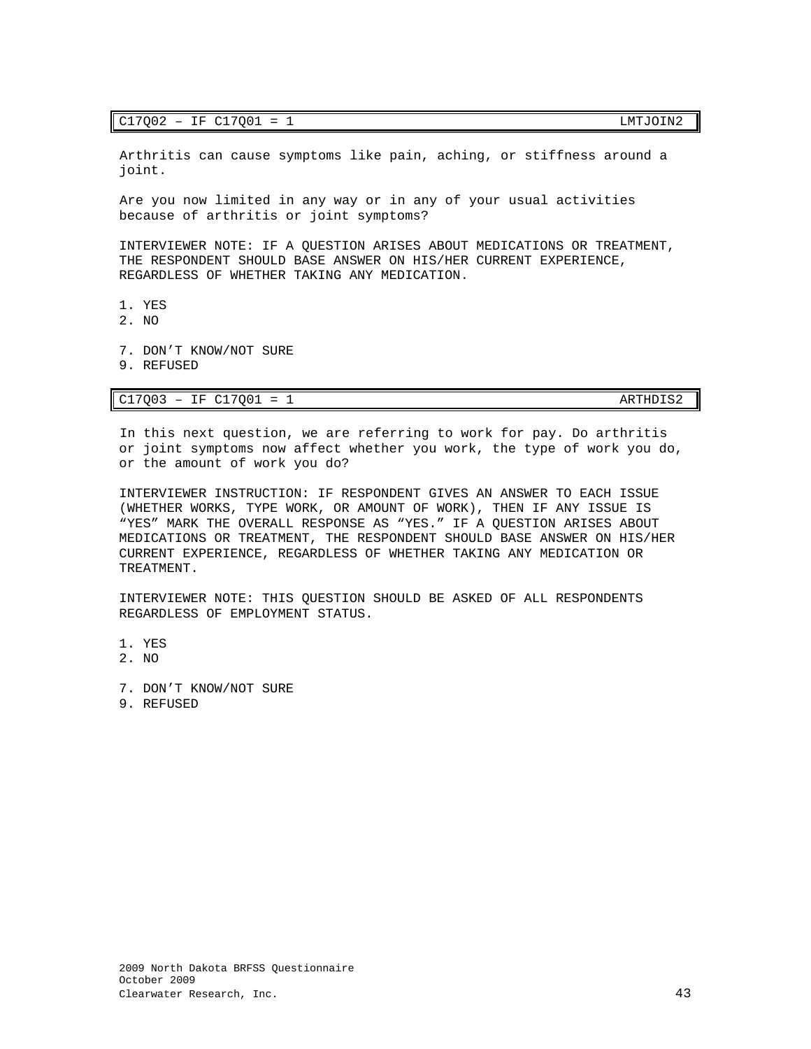| C17Q02 – IF C17Q01 = 1 | LMTJOIN2 |
|---|---|

Arthritis can cause symptoms like pain, aching, or stiffness around a joint.

Are you now limited in any way or in any of your usual activities because of arthritis or joint symptoms?

INTERVIEWER NOTE: IF A QUESTION ARISES ABOUT MEDICATIONS OR TREATMENT, THE RESPONDENT SHOULD BASE ANSWER ON HIS/HER CURRENT EXPERIENCE, REGARDLESS OF WHETHER TAKING ANY MEDICATION.

1. YES
2. NO

7. DON'T KNOW/NOT SURE
9. REFUSED

| C17Q03 – IF C17Q01 = 1 | ARTHDIS2 |
|---|---|

In this next question, we are referring to work for pay. Do arthritis or joint symptoms now affect whether you work, the type of work you do, or the amount of work you do?

INTERVIEWER INSTRUCTION: IF RESPONDENT GIVES AN ANSWER TO EACH ISSUE (WHETHER WORKS, TYPE WORK, OR AMOUNT OF WORK), THEN IF ANY ISSUE IS "YES" MARK THE OVERALL RESPONSE AS "YES." IF A QUESTION ARISES ABOUT MEDICATIONS OR TREATMENT, THE RESPONDENT SHOULD BASE ANSWER ON HIS/HER CURRENT EXPERIENCE, REGARDLESS OF WHETHER TAKING ANY MEDICATION OR TREATMENT.

INTERVIEWER NOTE: THIS QUESTION SHOULD BE ASKED OF ALL RESPONDENTS REGARDLESS OF EMPLOYMENT STATUS.

1. YES
2. NO

7. DON'T KNOW/NOT SURE
9. REFUSED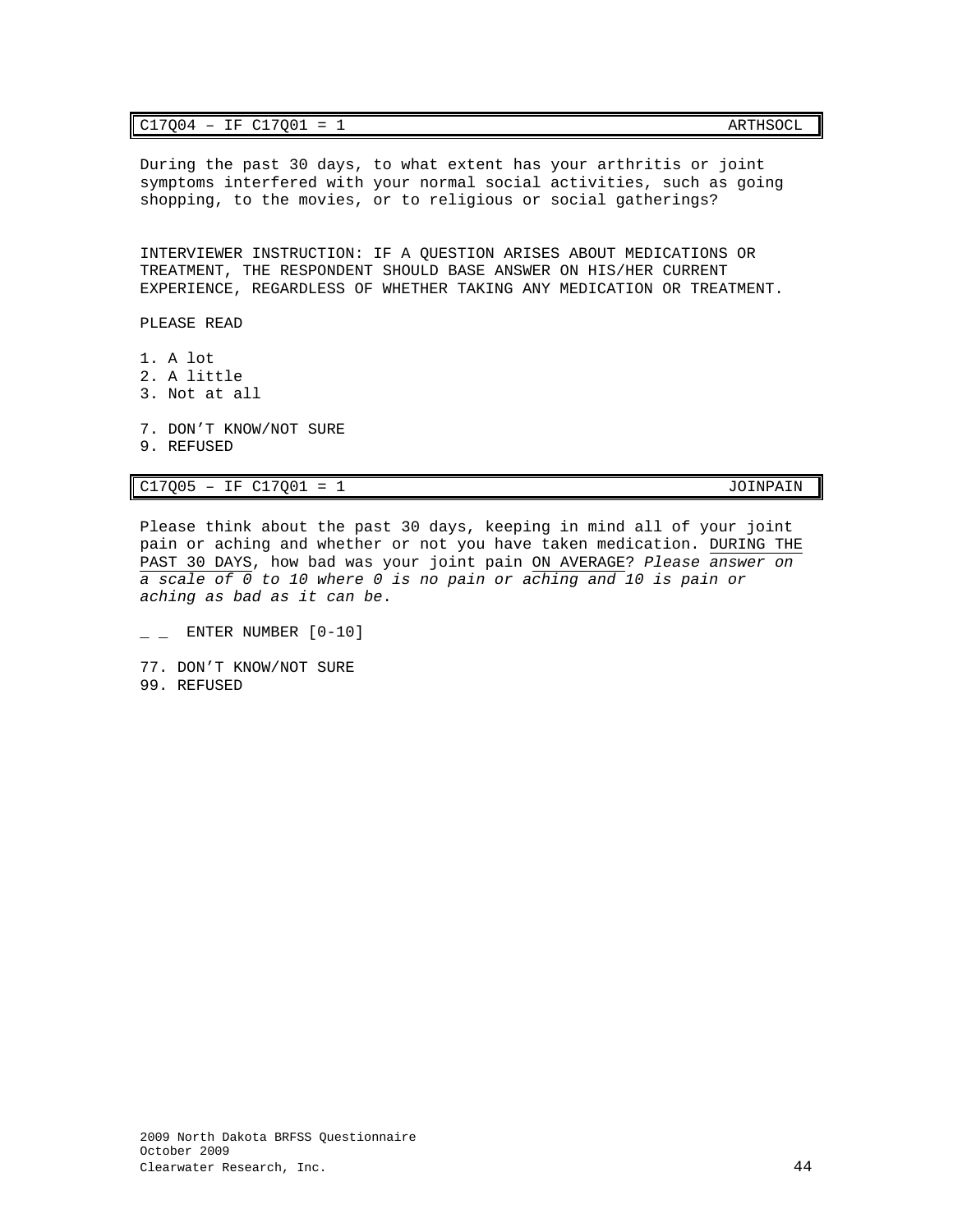| C17Q04 – IF C17Q01 = 1 | ARTHSOCL |
|---|---|

During the past 30 days, to what extent has your arthritis or joint symptoms interfered with your normal social activities, such as going shopping, to the movies, or to religious or social gatherings?

INTERVIEWER INSTRUCTION: IF A QUESTION ARISES ABOUT MEDICATIONS OR TREATMENT, THE RESPONDENT SHOULD BASE ANSWER ON HIS/HER CURRENT EXPERIENCE, REGARDLESS OF WHETHER TAKING ANY MEDICATION OR TREATMENT.

PLEASE READ

1. A lot
2. A little
3. Not at all

7. DON'T KNOW/NOT SURE
9. REFUSED

| C17Q05 – IF C17Q01 = 1 | JOINPAIN |
|---|---|

Please think about the past 30 days, keeping in mind all of your joint pain or aching and whether or not you have taken medication. <u>DURING THE PAST 30 DAYS</u>, how bad was your joint pain <u>ON AVERAGE</u>? *Please answer on a scale of 0 to 10 where 0 is no pain or aching and 10 is pain or aching as bad as it can be.*

_ _ ENTER NUMBER [0-10]

77. DON'T KNOW/NOT SURE
99. REFUSED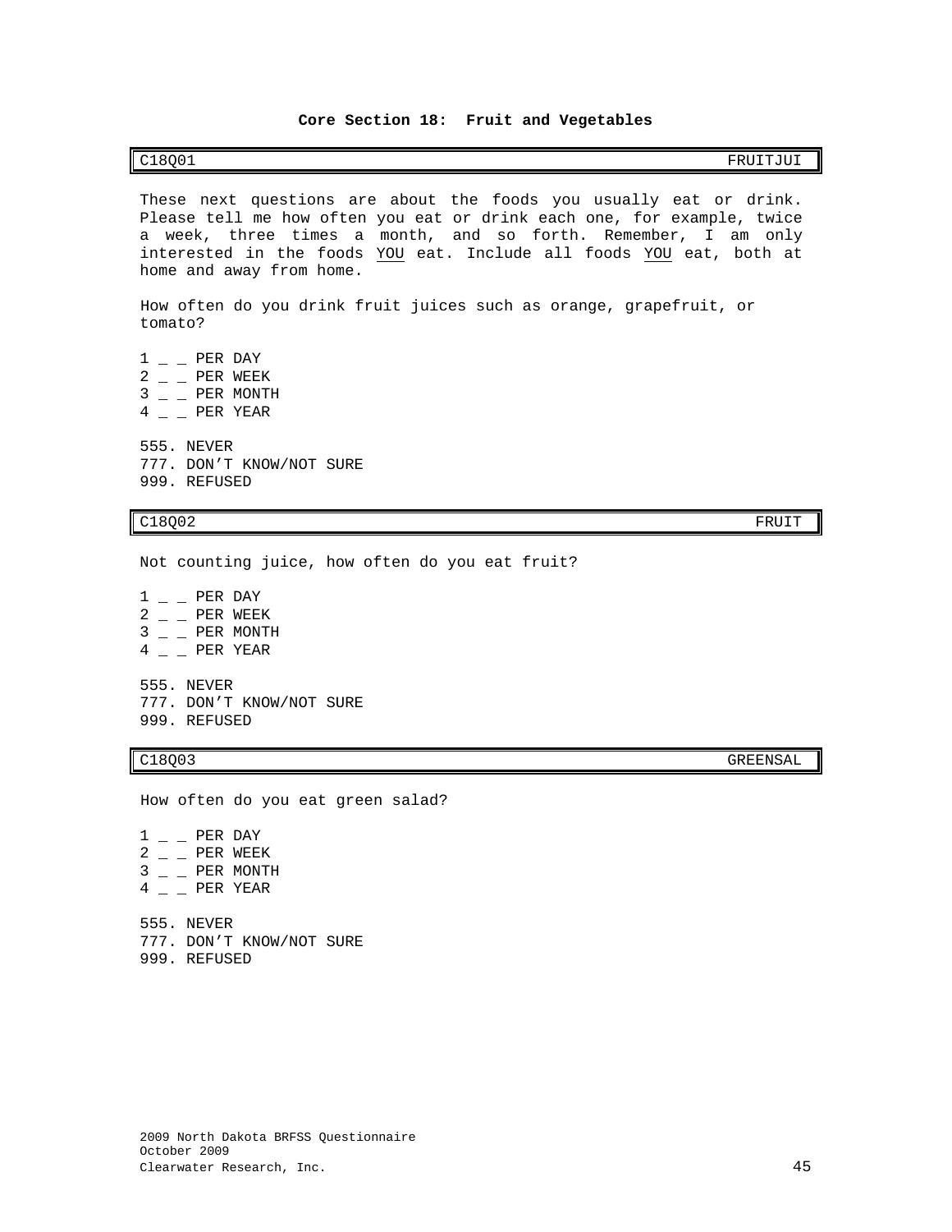## Core Section 18: Fruit and Vegetables

| C18Q01 | FRUITJUI |
|---|---|

These next questions are about the foods you usually eat or drink. Please tell me how often you eat or drink each one, for example, twice a week, three times a month, and so forth. Remember, I am only interested in the foods YOU eat. Include all foods YOU eat, both at home and away from home.

How often do you drink fruit juices such as orange, grapefruit, or tomato?

1 _ _ PER DAY
2 _ _ PER WEEK
3 _ _ PER MONTH
4 _ _ PER YEAR

555. NEVER
777. DON'T KNOW/NOT SURE
999. REFUSED

| C18Q02 | FRUIT |
|---|---|

Not counting juice, how often do you eat fruit?

1 _ _ PER DAY
2 _ _ PER WEEK
3 _ _ PER MONTH
4 _ _ PER YEAR

555. NEVER
777. DON'T KNOW/NOT SURE
999. REFUSED

| C18Q03 | GREENSAL |
|---|---|

How often do you eat green salad?

1 _ _ PER DAY
2 _ _ PER WEEK
3 _ _ PER MONTH
4 _ _ PER YEAR

555. NEVER
777. DON'T KNOW/NOT SURE
999. REFUSED

2009 North Dakota BRFSS Questionnaire
October 2009
Clearwater Research, Inc.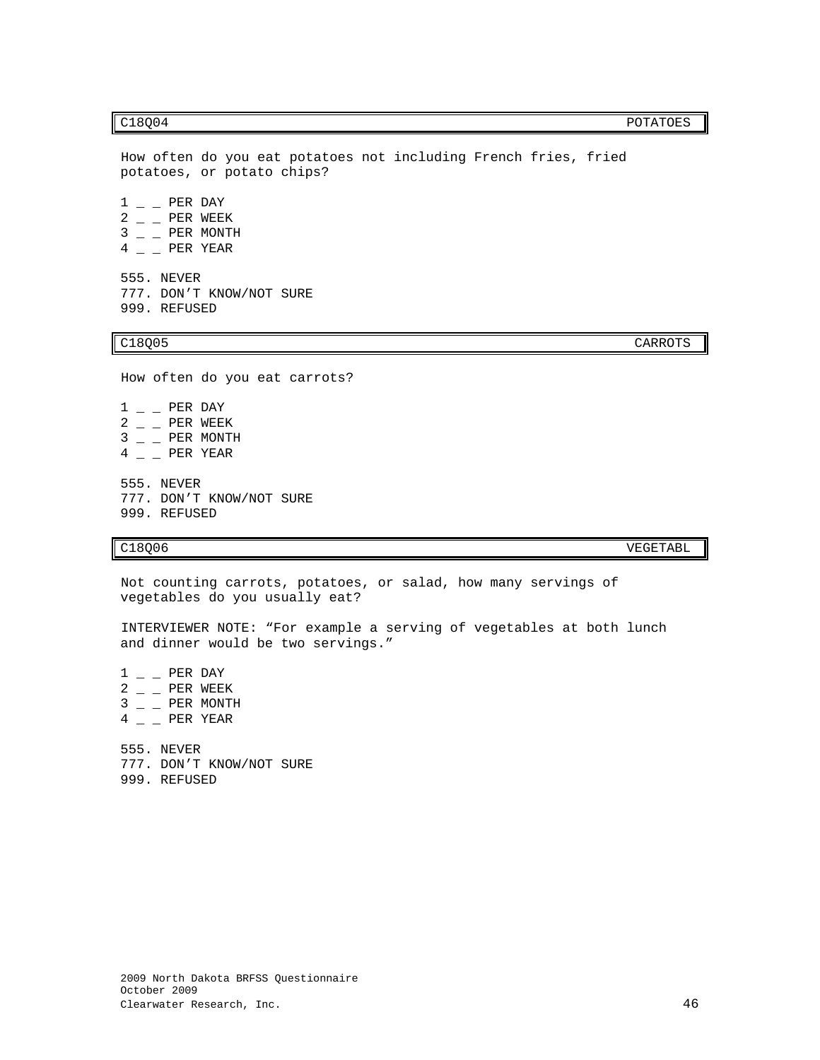| C18Q04 | POTATOES |
|---|---|

How often do you eat potatoes not including French fries, fried potatoes, or potato chips?

1 _ _ PER DAY
2 _ _ PER WEEK
3 _ _ PER MONTH
4 _ _ PER YEAR

555. NEVER
777. DON'T KNOW/NOT SURE
999. REFUSED

| C18Q05 | CARROTS |
|---|---|

How often do you eat carrots?

1 _ _ PER DAY
2 _ _ PER WEEK
3 _ _ PER MONTH
4 _ _ PER YEAR

555. NEVER
777. DON'T KNOW/NOT SURE
999. REFUSED

| C18Q06 | VEGETABL |
|---|---|

Not counting carrots, potatoes, or salad, how many servings of vegetables do you usually eat?

INTERVIEWER NOTE: "For example a serving of vegetables at both lunch and dinner would be two servings."

1 _ _ PER DAY
2 _ _ PER WEEK
3 _ _ PER MONTH
4 _ _ PER YEAR

555. NEVER
777. DON'T KNOW/NOT SURE
999. REFUSED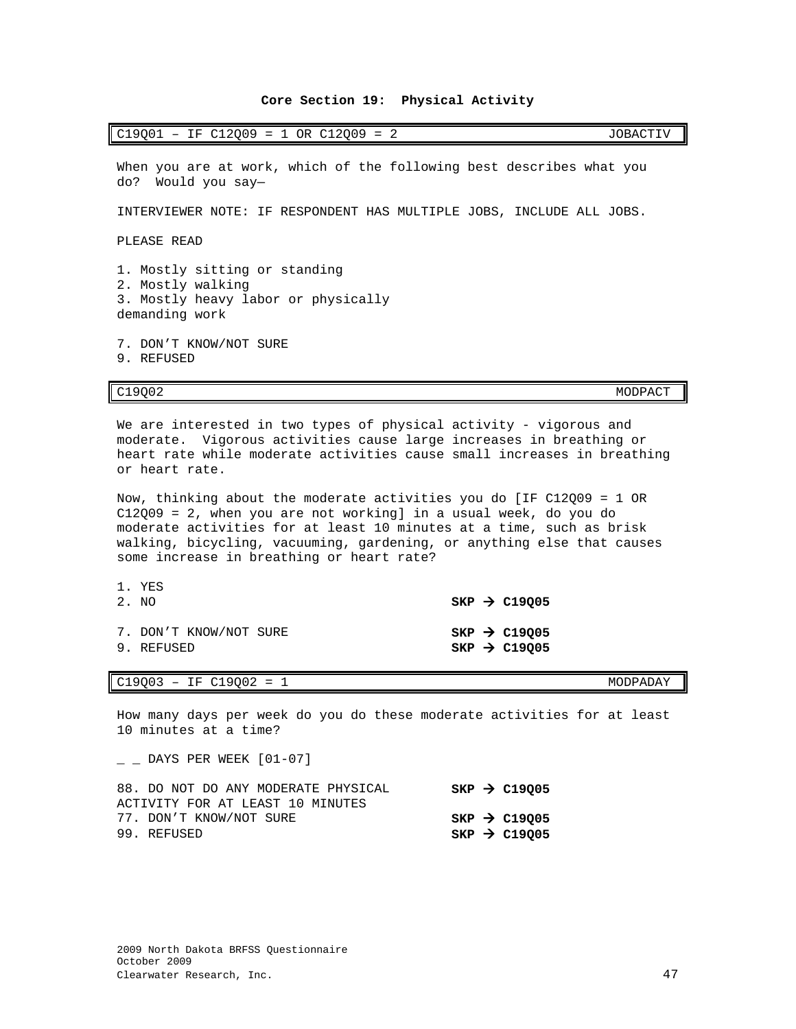## Core Section 19: Physical Activity

| C19Q01 – IF C12Q09 = 1 OR C12Q09 = 2 | JOBACTIV |
|---|---|

When you are at work, which of the following best describes what you do? Would you say—

INTERVIEWER NOTE: IF RESPONDENT HAS MULTIPLE JOBS, INCLUDE ALL JOBS.

PLEASE READ

1. Mostly sitting or standing
2. Mostly walking
3. Mostly heavy labor or physically demanding work

7. DON'T KNOW/NOT SURE
9. REFUSED

| C19Q02 | MODPACT |
|---|---|

We are interested in two types of physical activity - vigorous and moderate. Vigorous activities cause large increases in breathing or heart rate while moderate activities cause small increases in breathing or heart rate.

Now, thinking about the moderate activities you do [IF C12Q09 = 1 OR C12Q09 = 2, when you are not working] in a usual week, do you do moderate activities for at least 10 minutes at a time, such as brisk walking, bicycling, vacuuming, gardening, or anything else that causes some increase in breathing or heart rate?

| | |
|---|---|
| 1. YES | |
| 2. NO | **SKP → C19Q05** |
| 7. DON'T KNOW/NOT SURE | **SKP → C19Q05** |
| 9. REFUSED | **SKP → C19Q05** |

| C19Q03 – IF C19Q02 = 1 | MODPADAY |
|---|---|

How many days per week do you do these moderate activities for at least 10 minutes at a time?

_ _ DAYS PER WEEK [01-07]

| | |
|---|---|
| 88. DO NOT DO ANY MODERATE PHYSICAL ACTIVITY FOR AT LEAST 10 MINUTES | **SKP → C19Q05** |
| 77. DON'T KNOW/NOT SURE | **SKP → C19Q05** |
| 99. REFUSED | **SKP → C19Q05** |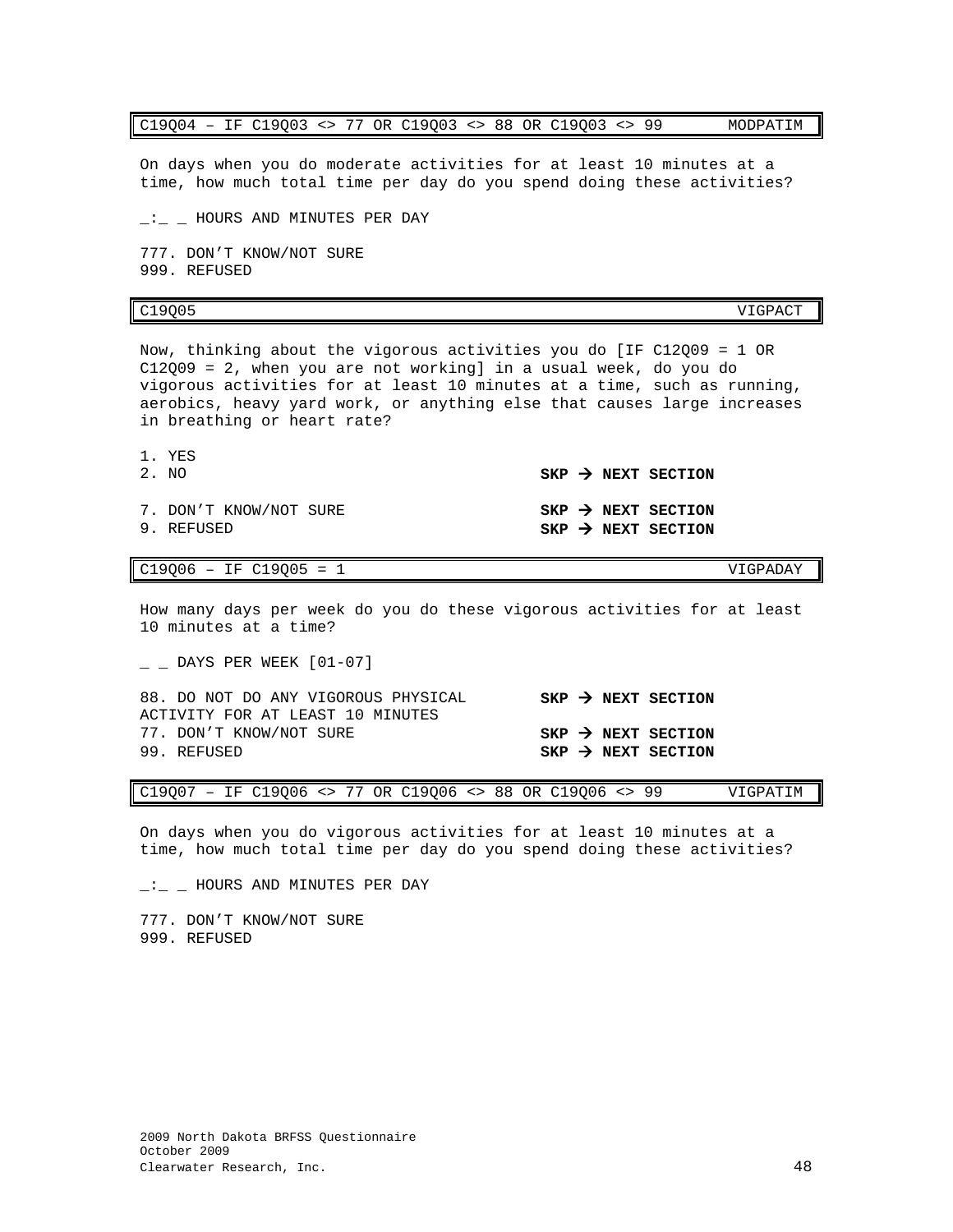| C19Q04 – IF C19Q03 <> 77 OR C19Q03 <> 88 OR C19Q03 <> 99 | MODPATIM |
|---|---|

On days when you do moderate activities for at least 10 minutes at a time, how much total time per day do you spend doing these activities?

_:_ _ HOURS AND MINUTES PER DAY

777. DON'T KNOW/NOT SURE
999. REFUSED

| C19Q05 | VIGPACT |
|---|---|

Now, thinking about the vigorous activities you do [IF C12Q09 = 1 OR C12Q09 = 2, when you are not working] in a usual week, do you do vigorous activities for at least 10 minutes at a time, such as running, aerobics, heavy yard work, or anything else that causes large increases in breathing or heart rate?

1. YES
2. NO **SKP → NEXT SECTION**

7. DON'T KNOW/NOT SURE **SKP → NEXT SECTION**
9. REFUSED **SKP → NEXT SECTION**

| C19Q06 – IF C19Q05 = 1 | VIGPADAY |
|---|---|

How many days per week do you do these vigorous activities for at least 10 minutes at a time?

_ _ DAYS PER WEEK [01-07]

88. DO NOT DO ANY VIGOROUS PHYSICAL ACTIVITY FOR AT LEAST 10 MINUTES **SKP → NEXT SECTION**
77. DON'T KNOW/NOT SURE **SKP → NEXT SECTION**
99. REFUSED **SKP → NEXT SECTION**

| C19Q07 – IF C19Q06 <> 77 OR C19Q06 <> 88 OR C19Q06 <> 99 | VIGPATIM |
|---|---|

On days when you do vigorous activities for at least 10 minutes at a time, how much total time per day do you spend doing these activities?

_:_ _ HOURS AND MINUTES PER DAY

777. DON'T KNOW/NOT SURE
999. REFUSED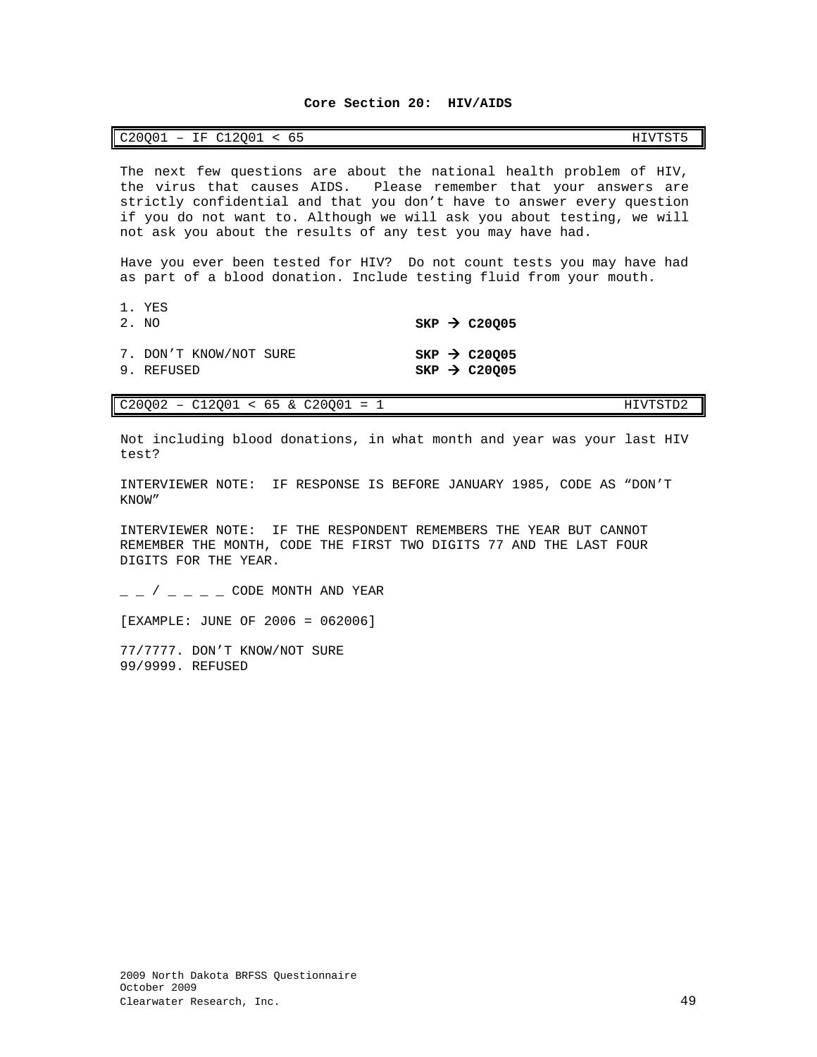## Core Section 20: HIV/AIDS

| C20Q01 – IF C12Q01 < 65 | HIVTST5 |
|---|---|

The next few questions are about the national health problem of HIV, the virus that causes AIDS. Please remember that your answers are strictly confidential and that you don't have to answer every question if you do not want to. Although we will ask you about testing, we will not ask you about the results of any test you may have had.

Have you ever been tested for HIV? Do not count tests you may have had as part of a blood donation. Include testing fluid from your mouth.

1. YES
2. NO **SKP → C20Q05**

7. DON'T KNOW/NOT SURE **SKP → C20Q05**
9. REFUSED **SKP → C20Q05**

| C20Q02 – C12Q01 < 65 & C20Q01 = 1 | HIVTSTD2 |
|---|---|

Not including blood donations, in what month and year was your last HIV test?

INTERVIEWER NOTE: IF RESPONSE IS BEFORE JANUARY 1985, CODE AS "DON'T KNOW"

INTERVIEWER NOTE: IF THE RESPONDENT REMEMBERS THE YEAR BUT CANNOT REMEMBER THE MONTH, CODE THE FIRST TWO DIGITS 77 AND THE LAST FOUR DIGITS FOR THE YEAR.

_ _ / _ _ _ _ CODE MONTH AND YEAR

[EXAMPLE: JUNE OF 2006 = 062006]

77/7777. DON'T KNOW/NOT SURE
99/9999. REFUSED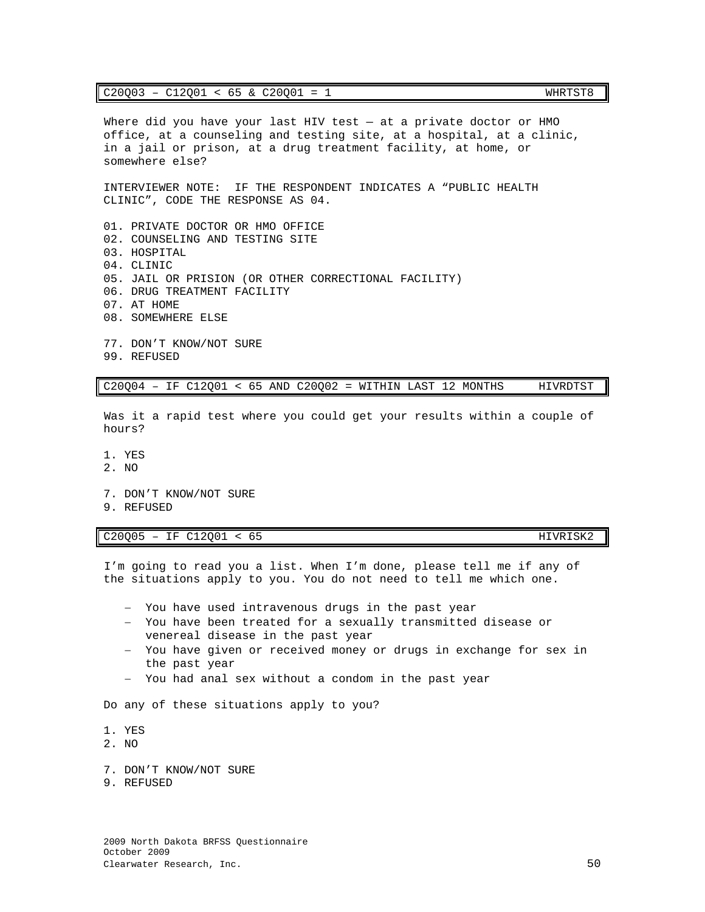**C20Q03 – C12Q01 < 65 & C20Q01 = 1** WHRTST8

Where did you have your last HIV test — at a private doctor or HMO office, at a counseling and testing site, at a hospital, at a clinic, in a jail or prison, at a drug treatment facility, at home, or somewhere else?

INTERVIEWER NOTE: IF THE RESPONDENT INDICATES A "PUBLIC HEALTH CLINIC", CODE THE RESPONSE AS 04.

01. PRIVATE DOCTOR OR HMO OFFICE
02. COUNSELING AND TESTING SITE
03. HOSPITAL
04. CLINIC
05. JAIL OR PRISION (OR OTHER CORRECTIONAL FACILITY)
06. DRUG TREATMENT FACILITY
07. AT HOME
08. SOMEWHERE ELSE

77. DON'T KNOW/NOT SURE
99. REFUSED

**C20Q04 – IF C12Q01 < 65 AND C20Q02 = WITHIN LAST 12 MONTHS** HIVRDTST

Was it a rapid test where you could get your results within a couple of hours?

1. YES
2. NO

7. DON'T KNOW/NOT SURE
9. REFUSED

**C20Q05 – IF C12Q01 < 65** HIVRISK2

I'm going to read you a list. When I'm done, please tell me if any of the situations apply to you. You do not need to tell me which one.

- You have used intravenous drugs in the past year
- You have been treated for a sexually transmitted disease or venereal disease in the past year
- You have given or received money or drugs in exchange for sex in the past year
- You had anal sex without a condom in the past year

Do any of these situations apply to you?

1. YES
2. NO

7. DON'T KNOW/NOT SURE
9. REFUSED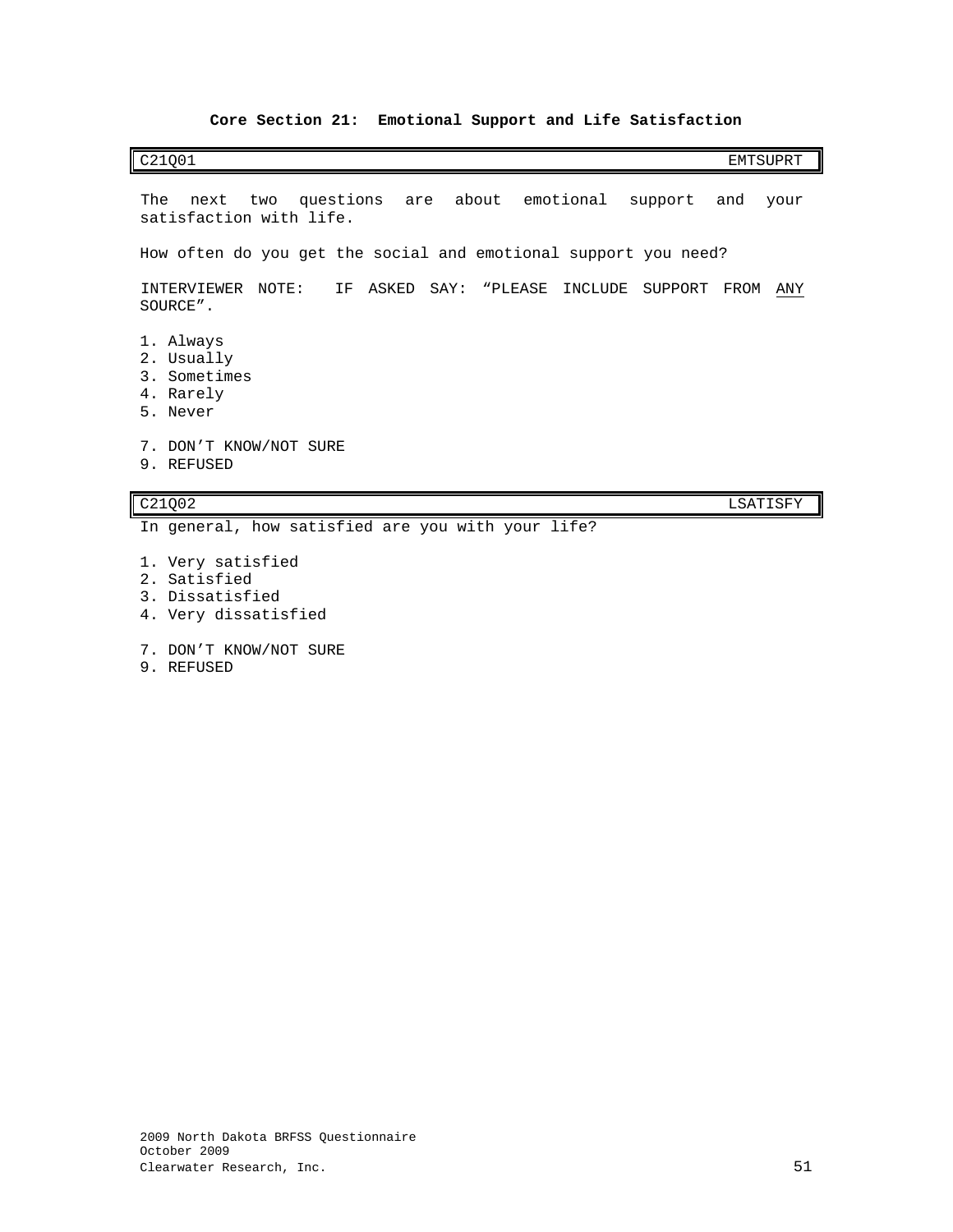**Core Section 21: Emotional Support and Life Satisfaction**

| C21Q01 | EMTSUPRT |
|---|---|

The next two questions are about emotional support and your satisfaction with life.

How often do you get the social and emotional support you need?

INTERVIEWER NOTE: IF ASKED SAY: "PLEASE INCLUDE SUPPORT FROM <u>ANY</u> SOURCE".

1. Always
2. Usually
3. Sometimes
4. Rarely
5. Never

7. DON'T KNOW/NOT SURE
9. REFUSED

| C21Q02 | LSATISFY |
|---|---|

In general, how satisfied are you with your life?

1. Very satisfied
2. Satisfied
3. Dissatisfied
4. Very dissatisfied

7. DON'T KNOW/NOT SURE
9. REFUSED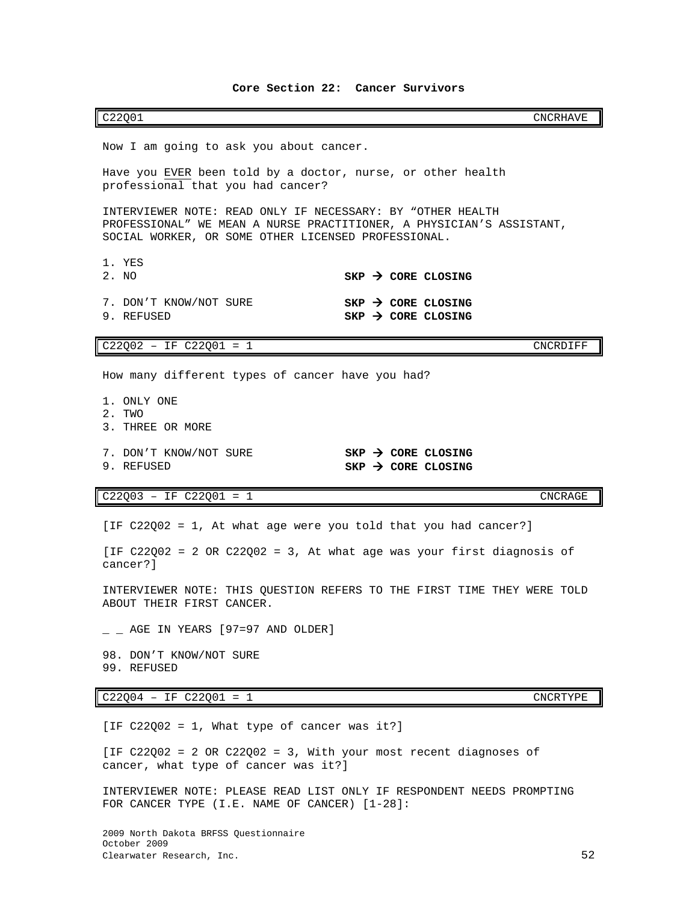**Core Section 22: Cancer Survivors**

| C22Q01 | CNCRHAVE |
|---|---|

Now I am going to ask you about cancer.

Have you EVER been told by a doctor, nurse, or other health professional that you had cancer?

INTERVIEWER NOTE: READ ONLY IF NECESSARY: BY “OTHER HEALTH PROFESSIONAL” WE MEAN A NURSE PRACTITIONER, A PHYSICIAN’S ASSISTANT, SOCIAL WORKER, OR SOME OTHER LICENSED PROFESSIONAL.

1. YES
2. NO **SKP → CORE CLOSING**

7. DON’T KNOW/NOT SURE **SKP → CORE CLOSING**
9. REFUSED **SKP → CORE CLOSING**

| C22Q02 – IF C22Q01 = 1 | CNCRDIFF |
|---|---|

How many different types of cancer have you had?

1. ONLY ONE
2. TWO
3. THREE OR MORE

7. DON’T KNOW/NOT SURE **SKP → CORE CLOSING**
9. REFUSED **SKP → CORE CLOSING**

| C22Q03 – IF C22Q01 = 1 | CNCRAGE |
|---|---|

[IF C22Q02 = 1, At what age were you told that you had cancer?]

[IF C22Q02 = 2 OR C22Q02 = 3, At what age was your first diagnosis of cancer?]

INTERVIEWER NOTE: THIS QUESTION REFERS TO THE FIRST TIME THEY WERE TOLD ABOUT THEIR FIRST CANCER.

_ _ AGE IN YEARS [97=97 AND OLDER]

98. DON’T KNOW/NOT SURE
99. REFUSED

| C22Q04 – IF C22Q01 = 1 | CNCRTYPE |
|---|---|

[IF C22Q02 = 1, What type of cancer was it?]

[IF C22Q02 = 2 OR C22Q02 = 3, With your most recent diagnoses of cancer, what type of cancer was it?]

INTERVIEWER NOTE: PLEASE READ LIST ONLY IF RESPONDENT NEEDS PROMPTING FOR CANCER TYPE (I.E. NAME OF CANCER) [1-28]: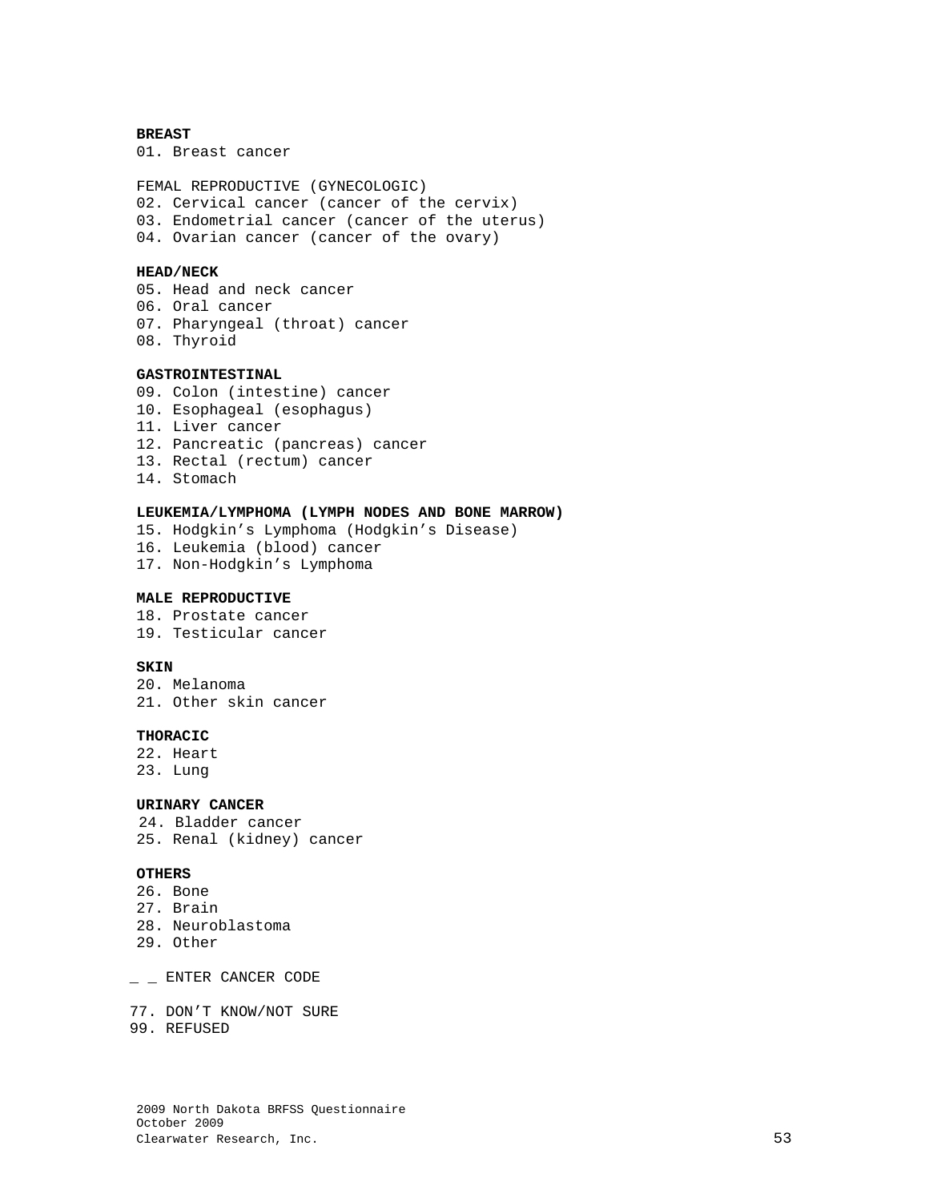**BREAST**
01. Breast cancer

FEMAL REPRODUCTIVE (GYNECOLOGIC)
02. Cervical cancer (cancer of the cervix)
03. Endometrial cancer (cancer of the uterus)
04. Ovarian cancer (cancer of the ovary)

**HEAD/NECK**
05. Head and neck cancer
06. Oral cancer
07. Pharyngeal (throat) cancer
08. Thyroid

**GASTROINTESTINAL**
09. Colon (intestine) cancer
10. Esophageal (esophagus)
11. Liver cancer
12. Pancreatic (pancreas) cancer
13. Rectal (rectum) cancer
14. Stomach

**LEUKEMIA/LYMPHOMA (LYMPH NODES AND BONE MARROW)**
15. Hodgkin's Lymphoma (Hodgkin's Disease)
16. Leukemia (blood) cancer
17. Non-Hodgkin's Lymphoma

**MALE REPRODUCTIVE**
18. Prostate cancer
19. Testicular cancer

**SKIN**
20. Melanoma
21. Other skin cancer

**THORACIC**
22. Heart
23. Lung

**URINARY CANCER**
24. Bladder cancer
25. Renal (kidney) cancer

**OTHERS**
26. Bone
27. Brain
28. Neuroblastoma
29. Other

_ _ ENTER CANCER CODE

77. DON'T KNOW/NOT SURE
99. REFUSED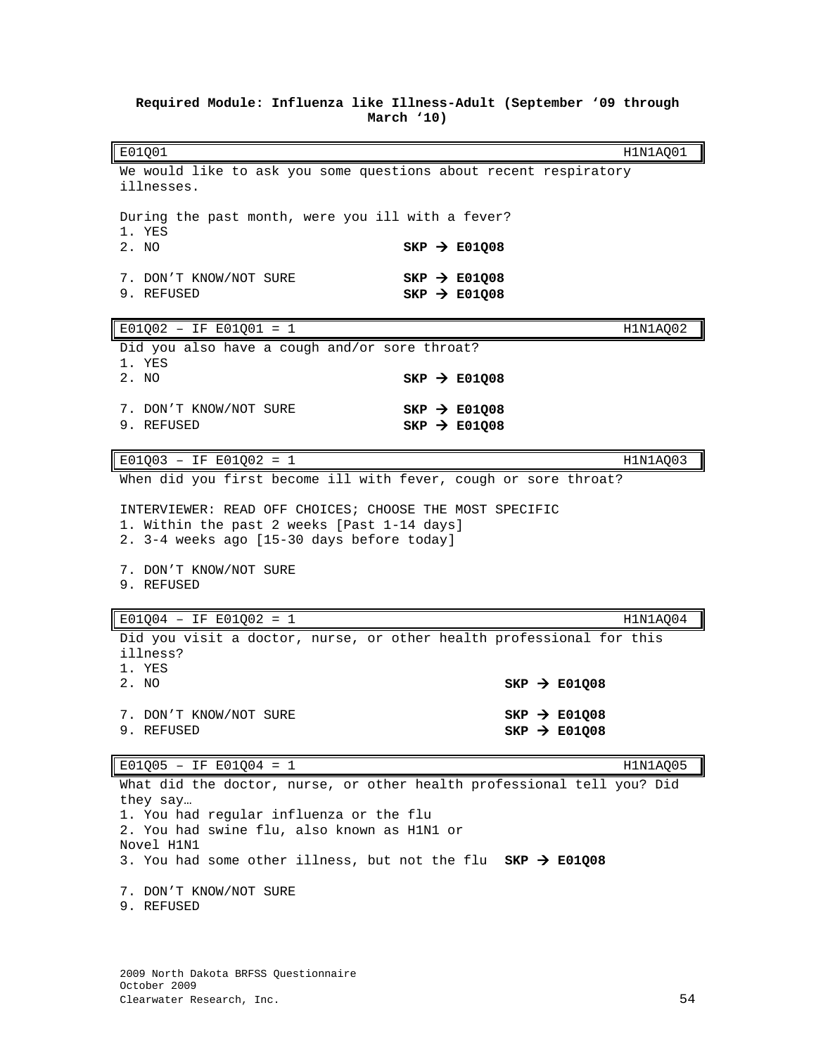**Required Module: Influenza like Illness-Adult (September '09 through March '10)**

| E01Q01 | H1N1AQ01 |
|---|---|

We would like to ask you some questions about recent respiratory illnesses.

During the past month, were you ill with a fever?

1. YES
2. NO **SKP → E01Q08**

7. DON'T KNOW/NOT SURE **SKP → E01Q08**
9. REFUSED **SKP → E01Q08**

| E01Q02 – IF E01Q01 = 1 | H1N1AQ02 |
|---|---|

Did you also have a cough and/or sore throat?

1. YES
2. NO **SKP → E01Q08**

7. DON'T KNOW/NOT SURE **SKP → E01Q08**
9. REFUSED **SKP → E01Q08**

| E01Q03 – IF E01Q02 = 1 | H1N1AQ03 |
|---|---|

When did you first become ill with fever, cough or sore throat?

INTERVIEWER: READ OFF CHOICES; CHOOSE THE MOST SPECIFIC

1. Within the past 2 weeks [Past 1-14 days]
2. 3-4 weeks ago [15-30 days before today]

7. DON'T KNOW/NOT SURE
9. REFUSED

| E01Q04 – IF E01Q02 = 1 | H1N1AQ04 |
|---|---|

Did you visit a doctor, nurse, or other health professional for this illness?

1. YES
2. NO **SKP → E01Q08**

7. DON'T KNOW/NOT SURE **SKP → E01Q08**
9. REFUSED **SKP → E01Q08**

| E01Q05 – IF E01Q04 = 1 | H1N1AQ05 |
|---|---|

What did the doctor, nurse, or other health professional tell you? Did they say…

1. You had regular influenza or the flu
2. You had swine flu, also known as H1N1 or Novel H1N1
3. You had some other illness, but not the flu **SKP → E01Q08**

7. DON'T KNOW/NOT SURE
9. REFUSED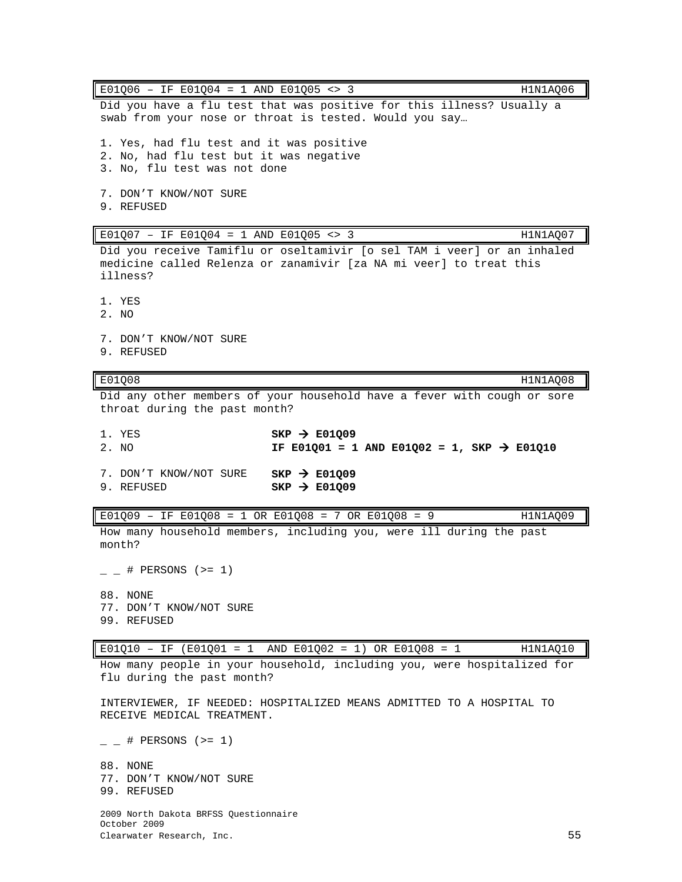| E01Q06 – IF E01Q04 = 1 AND E01Q05 <> 3 | H1N1AQ06 |
| --- | --- |

Did you have a flu test that was positive for this illness? Usually a swab from your nose or throat is tested. Would you say…

1. Yes, had flu test and it was positive
2. No, had flu test but it was negative
3. No, flu test was not done

7. DON'T KNOW/NOT SURE
9. REFUSED

| E01Q07 – IF E01Q04 = 1 AND E01Q05 <> 3 | H1N1AQ07 |
| --- | --- |

Did you receive Tamiflu or oseltamivir [o sel TAM i veer] or an inhaled medicine called Relenza or zanamivir [za NA mi veer] to treat this illness?

1. YES
2. NO

7. DON'T KNOW/NOT SURE
9. REFUSED

| E01Q08 | H1N1AQ08 |
| --- | --- |

Did any other members of your household have a fever with cough or sore throat during the past month?

| | |
| --- | --- |
| 1. YES | **SKP → E01Q09** |
| 2. NO | **IF E01Q01 = 1 AND E01Q02 = 1, SKP → E01Q10** |
| 7. DON'T KNOW/NOT SURE | **SKP → E01Q09** |
| 9. REFUSED | **SKP → E01Q09** |

| E01Q09 – IF E01Q08 = 1 OR E01Q08 = 7 OR E01Q08 = 9 | H1N1AQ09 |
| --- | --- |

How many household members, including you, were ill during the past month?

_ _ # PERSONS (>= 1)

88. NONE
77. DON'T KNOW/NOT SURE
99. REFUSED

| E01Q10 – IF (E01Q01 = 1 AND E01Q02 = 1) OR E01Q08 = 1 | H1N1AQ10 |
| --- | --- |

How many people in your household, including you, were hospitalized for flu during the past month?

INTERVIEWER, IF NEEDED: HOSPITALIZED MEANS ADMITTED TO A HOSPITAL TO RECEIVE MEDICAL TREATMENT.

_ _ # PERSONS (>= 1)

88. NONE
77. DON'T KNOW/NOT SURE
99. REFUSED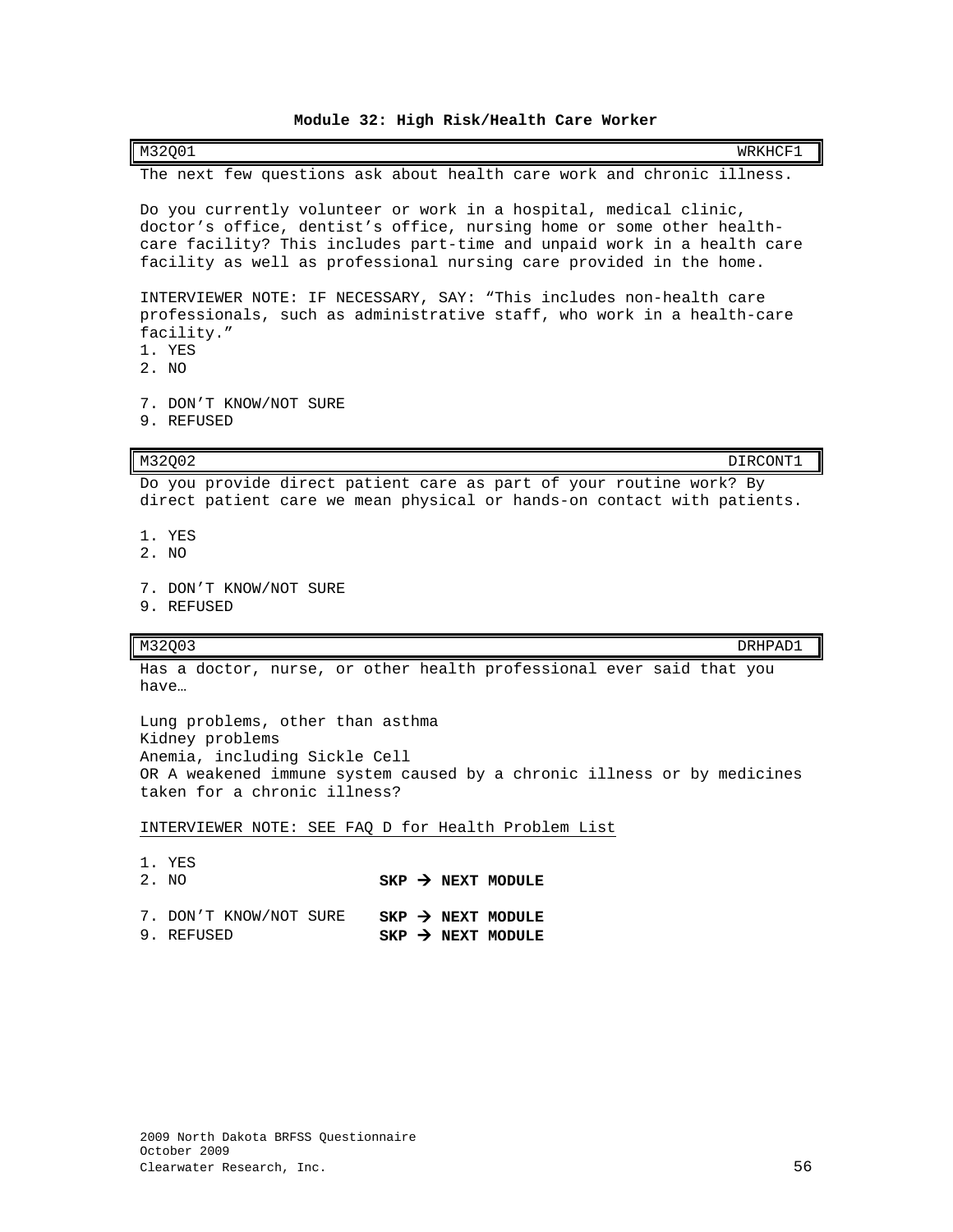**Module 32: High Risk/Health Care Worker**

| M32Q01 | WRKHCF1 |
|---|---|

The next few questions ask about health care work and chronic illness.

Do you currently volunteer or work in a hospital, medical clinic, doctor's office, dentist's office, nursing home or some other health-care facility? This includes part-time and unpaid work in a health care facility as well as professional nursing care provided in the home.

INTERVIEWER NOTE: IF NECESSARY, SAY: "This includes non-health care professionals, such as administrative staff, who work in a health-care facility."

1. YES
2. NO

7. DON'T KNOW/NOT SURE
9. REFUSED

| M32Q02 | DIRCONT1 |
|---|---|

Do you provide direct patient care as part of your routine work? By direct patient care we mean physical or hands-on contact with patients.

1. YES
2. NO

7. DON'T KNOW/NOT SURE
9. REFUSED

| M32Q03 | DRHPAD1 |
|---|---|

Has a doctor, nurse, or other health professional ever said that you have…

Lung problems, other than asthma
Kidney problems
Anemia, including Sickle Cell
OR A weakened immune system caused by a chronic illness or by medicines taken for a chronic illness?

INTERVIEWER NOTE: SEE FAQ D for Health Problem List

1. YES
2. NO **SKP → NEXT MODULE**

7. DON'T KNOW/NOT SURE **SKP → NEXT MODULE**
9. REFUSED **SKP → NEXT MODULE**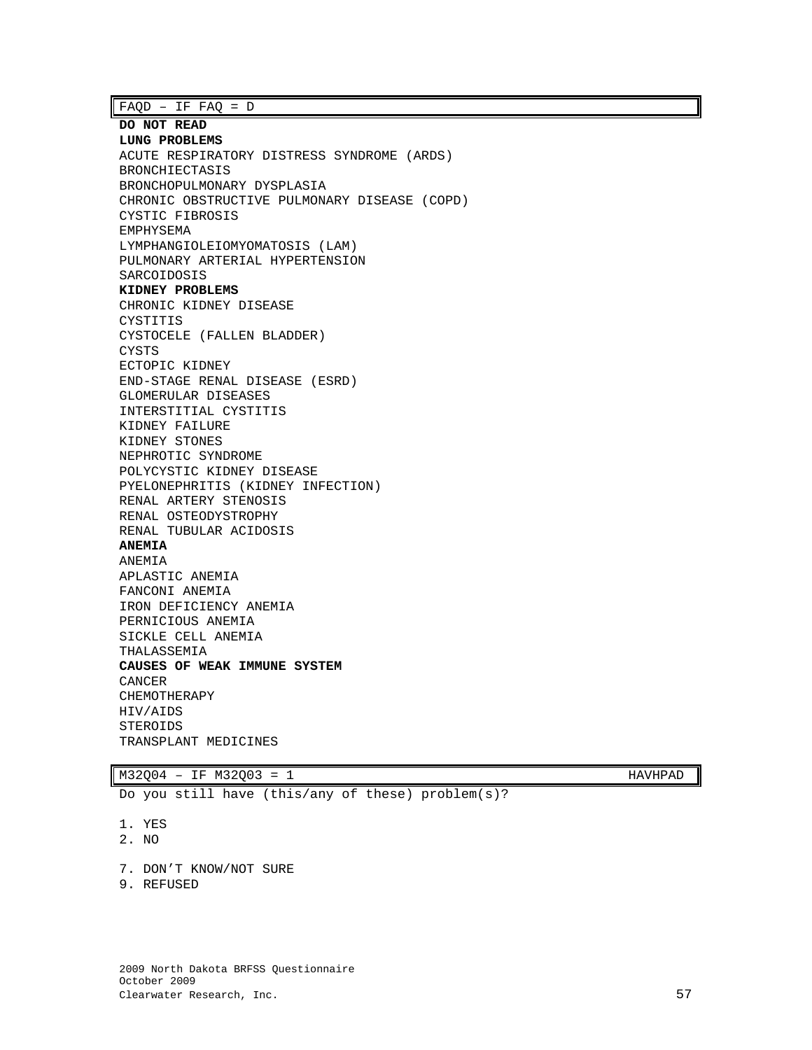FAQD – IF FAQ = D

**DO NOT READ**

**LUNG PROBLEMS**

ACUTE RESPIRATORY DISTRESS SYNDROME (ARDS)
BRONCHIECTASIS
BRONCHOPULMONARY DYSPLASIA
CHRONIC OBSTRUCTIVE PULMONARY DISEASE (COPD)
CYSTIC FIBROSIS
EMPHYSEMA
LYMPHANGIOLEIOMYOMATOSIS (LAM)
PULMONARY ARTERIAL HYPERTENSION
SARCOIDOSIS

**KIDNEY PROBLEMS**

CHRONIC KIDNEY DISEASE
CYSTITIS
CYSTOCELE (FALLEN BLADDER)
CYSTS
ECTOPIC KIDNEY
END-STAGE RENAL DISEASE (ESRD)
GLOMERULAR DISEASES
INTERSTITIAL CYSTITIS
KIDNEY FAILURE
KIDNEY STONES
NEPHROTIC SYNDROME
POLYCYSTIC KIDNEY DISEASE
PYELONEPHRITIS (KIDNEY INFECTION)
RENAL ARTERY STENOSIS
RENAL OSTEODYSTROPHY
RENAL TUBULAR ACIDOSIS

**ANEMIA**

ANEMIA
APLASTIC ANEMIA
FANCONI ANEMIA
IRON DEFICIENCY ANEMIA
PERNICIOUS ANEMIA
SICKLE CELL ANEMIA
THALASSEMIA

**CAUSES OF WEAK IMMUNE SYSTEM**

CANCER
CHEMOTHERAPY
HIV/AIDS
STEROIDS
TRANSPLANT MEDICINES

M32Q04 – IF M32Q03 = 1 HAVHPAD

Do you still have (this/any of these) problem(s)?

1. YES
2. NO

7. DON'T KNOW/NOT SURE
9. REFUSED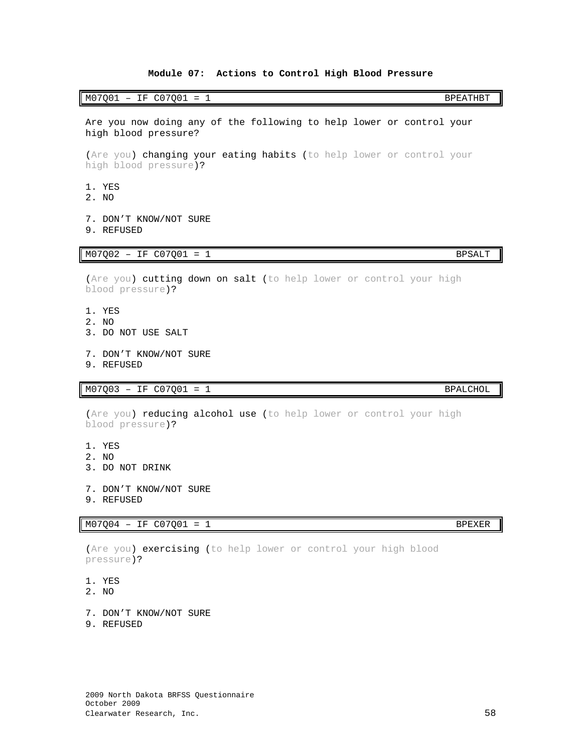## Module 07: Actions to Control High Blood Pressure

| M07Q01 – IF C07Q01 = 1 | BPEATHBT |
|---|---|

Are you now doing any of the following to help lower or control your high blood pressure?

(Are you) changing your eating habits (to help lower or control your high blood pressure)?

1. YES
2. NO

7. DON'T KNOW/NOT SURE
9. REFUSED

| M07Q02 – IF C07Q01 = 1 | BPSALT |
|---|---|

(Are you) cutting down on salt (to help lower or control your high blood pressure)?

1. YES
2. NO
3. DO NOT USE SALT

7. DON'T KNOW/NOT SURE
9. REFUSED

| M07Q03 – IF C07Q01 = 1 | BPALCHOL |
|---|---|

(Are you) reducing alcohol use (to help lower or control your high blood pressure)?

1. YES
2. NO
3. DO NOT DRINK

7. DON'T KNOW/NOT SURE
9. REFUSED

| M07Q04 – IF C07Q01 = 1 | BPEXER |
|---|---|

(Are you) exercising (to help lower or control your high blood pressure)?

1. YES
2. NO

7. DON'T KNOW/NOT SURE
9. REFUSED

2009 North Dakota BRFSS Questionnaire
October 2009
Clearwater Research, Inc.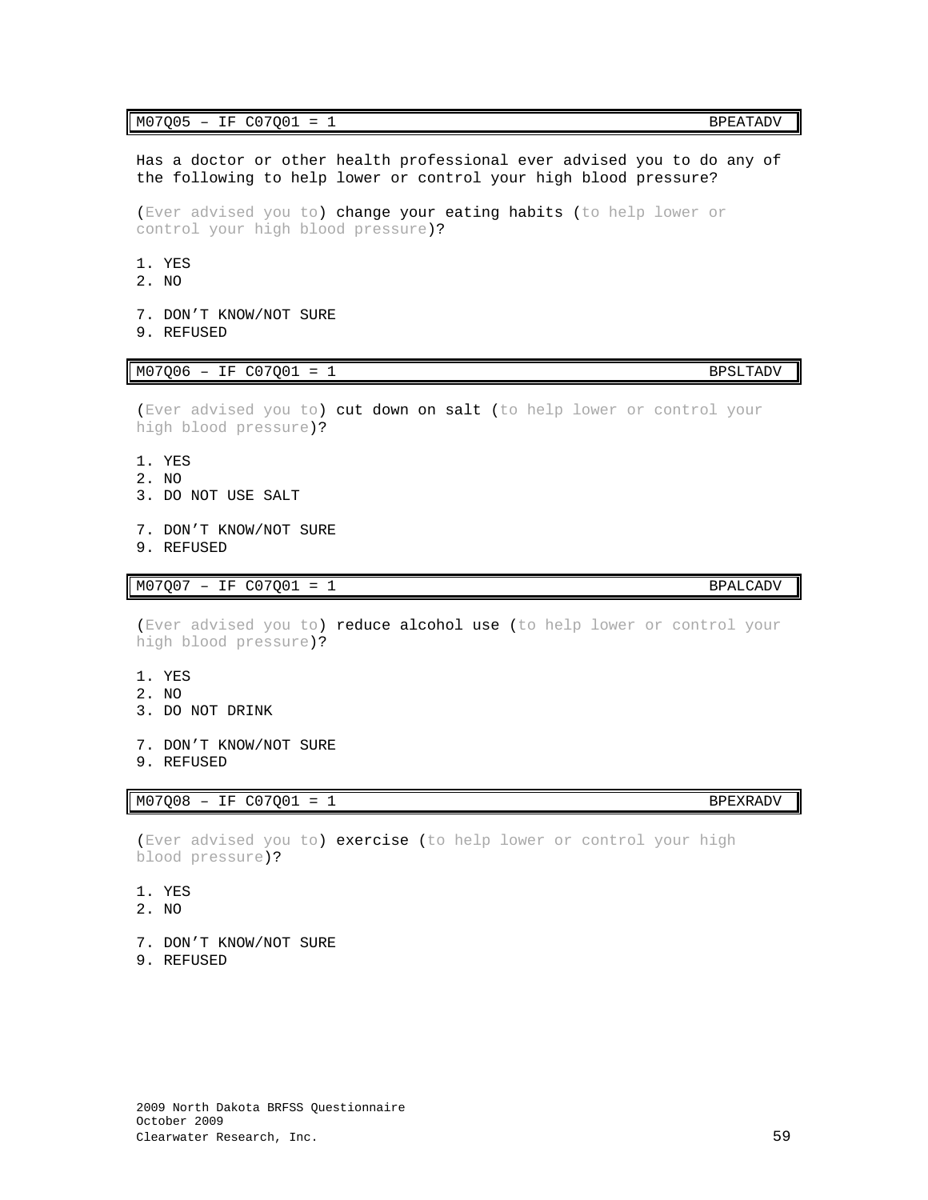| M07Q05 – IF C07Q01 = 1 | BPEATADV |
|---|---|

Has a doctor or other health professional ever advised you to do any of the following to help lower or control your high blood pressure?

(Ever advised you to) change your eating habits (to help lower or control your high blood pressure)?

1. YES
2. NO

7. DON’T KNOW/NOT SURE
9. REFUSED

| M07Q06 – IF C07Q01 = 1 | BPSLTADV |
|---|---|

(Ever advised you to) cut down on salt (to help lower or control your high blood pressure)?

1. YES
2. NO
3. DO NOT USE SALT

7. DON’T KNOW/NOT SURE
9. REFUSED

| M07Q07 – IF C07Q01 = 1 | BPALCADV |
|---|---|

(Ever advised you to) reduce alcohol use (to help lower or control your high blood pressure)?

1. YES
2. NO
3. DO NOT DRINK

7. DON’T KNOW/NOT SURE
9. REFUSED

| M07Q08 – IF C07Q01 = 1 | BPEXRADV |
|---|---|

(Ever advised you to) exercise (to help lower or control your high blood pressure)?

1. YES
2. NO

7. DON’T KNOW/NOT SURE
9. REFUSED

2009 North Dakota BRFSS Questionnaire
October 2009
Clearwater Research, Inc.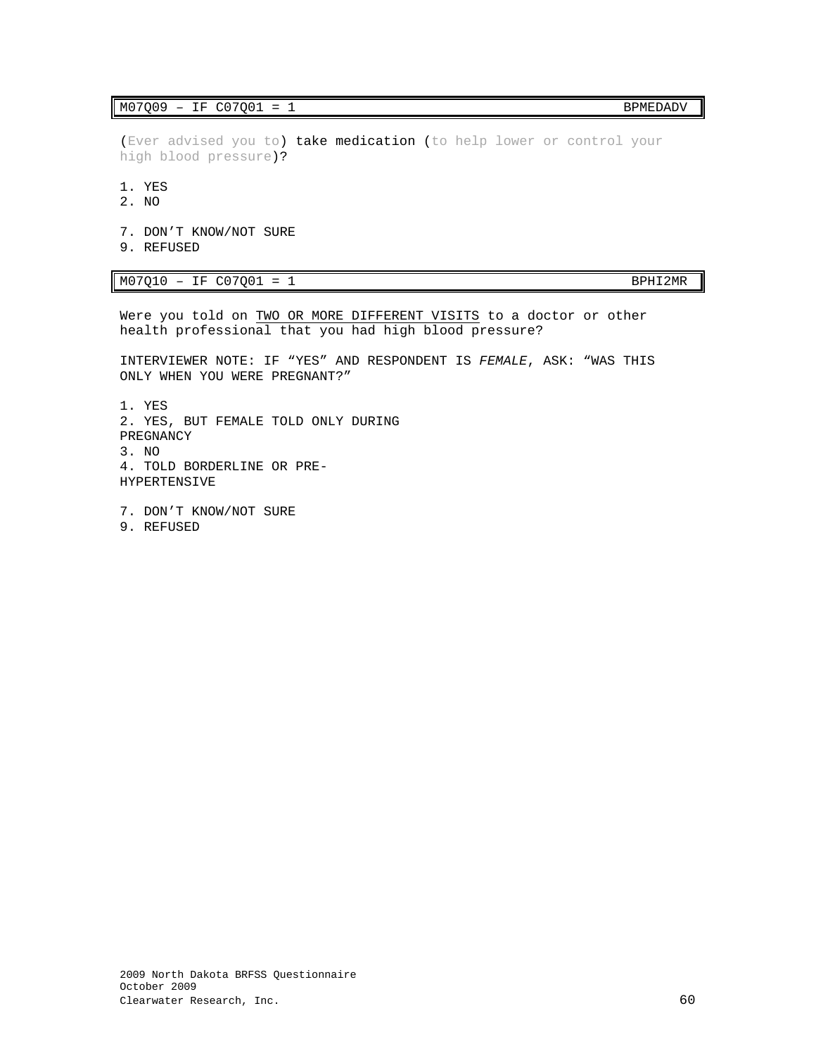| M07Q09 – IF C07Q01 = 1 | BPMEDADV |
|---|---|

(Ever advised you to) take medication (to help lower or control your high blood pressure)?

1. YES
2. NO

7. DON'T KNOW/NOT SURE
9. REFUSED

| M07Q10 – IF C07Q01 = 1 | BPHI2MR |
|---|---|

Were you told on TWO OR MORE DIFFERENT VISITS to a doctor or other health professional that you had high blood pressure?

INTERVIEWER NOTE: IF "YES" AND RESPONDENT IS *FEMALE*, ASK: "WAS THIS ONLY WHEN YOU WERE PREGNANT?"

1. YES
2. YES, BUT FEMALE TOLD ONLY DURING PREGNANCY
3. NO
4. TOLD BORDERLINE OR PRE-HYPERTENSIVE

7. DON'T KNOW/NOT SURE
9. REFUSED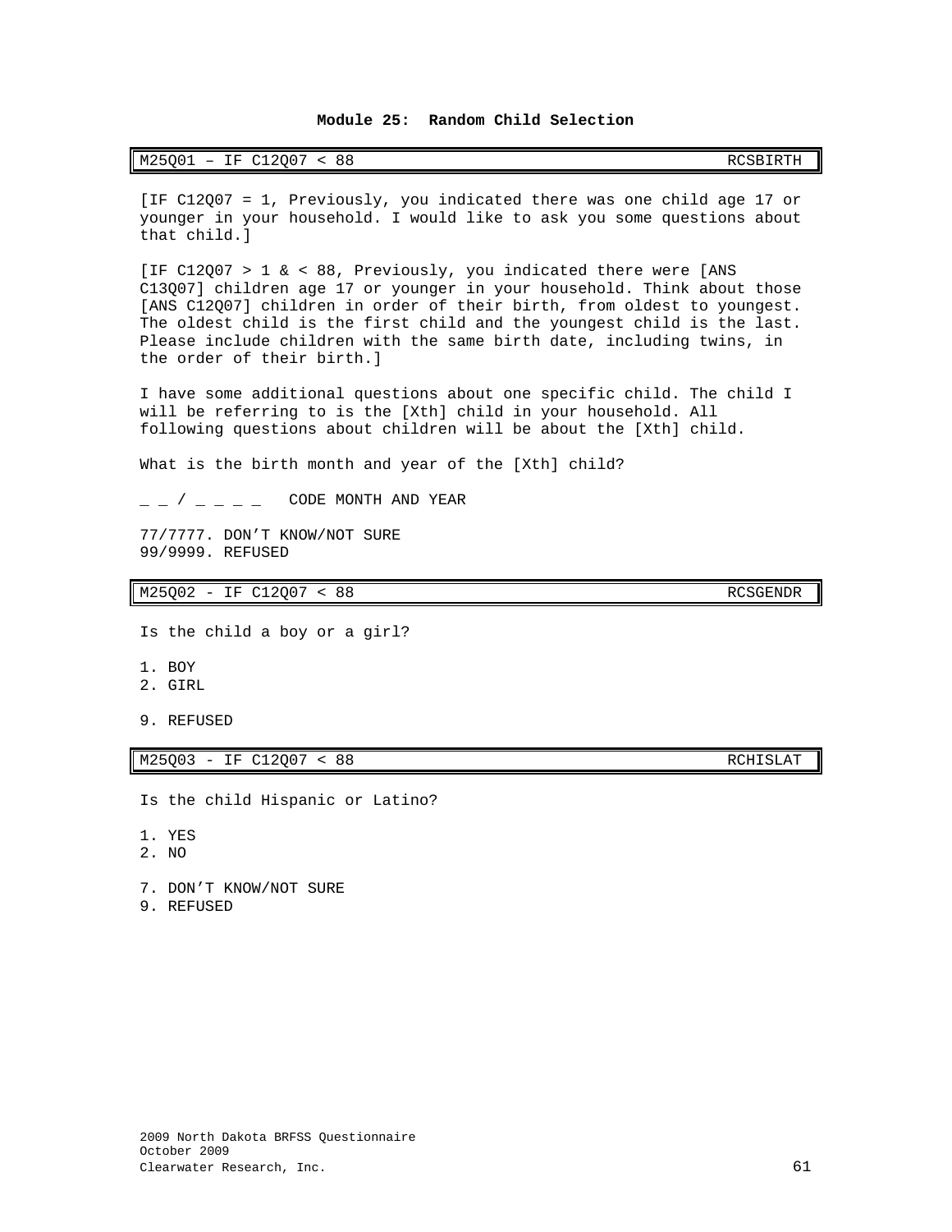### Module 25: Random Child Selection

| M25Q01 – IF C12Q07 < 88 | RCSBIRTH |
|---|---|

[IF C12Q07 = 1, Previously, you indicated there was one child age 17 or younger in your household. I would like to ask you some questions about that child.]

[IF C12Q07 > 1 & < 88, Previously, you indicated there were [ANS C13Q07] children age 17 or younger in your household. Think about those [ANS C12Q07] children in order of their birth, from oldest to youngest. The oldest child is the first child and the youngest child is the last. Please include children with the same birth date, including twins, in the order of their birth.]

I have some additional questions about one specific child. The child I will be referring to is the [Xth] child in your household. All following questions about children will be about the [Xth] child.

What is the birth month and year of the [Xth] child?

_ _ / _ _ _ _ CODE MONTH AND YEAR

77/7777. DON'T KNOW/NOT SURE
99/9999. REFUSED

| M25Q02 - IF C12Q07 < 88 | RCSGENDR |
|---|---|

Is the child a boy or a girl?

1. BOY
2. GIRL

9. REFUSED

| M25Q03 - IF C12Q07 < 88 | RCHISLAT |
|---|---|

Is the child Hispanic or Latino?

1. YES
2. NO

7. DON'T KNOW/NOT SURE
9. REFUSED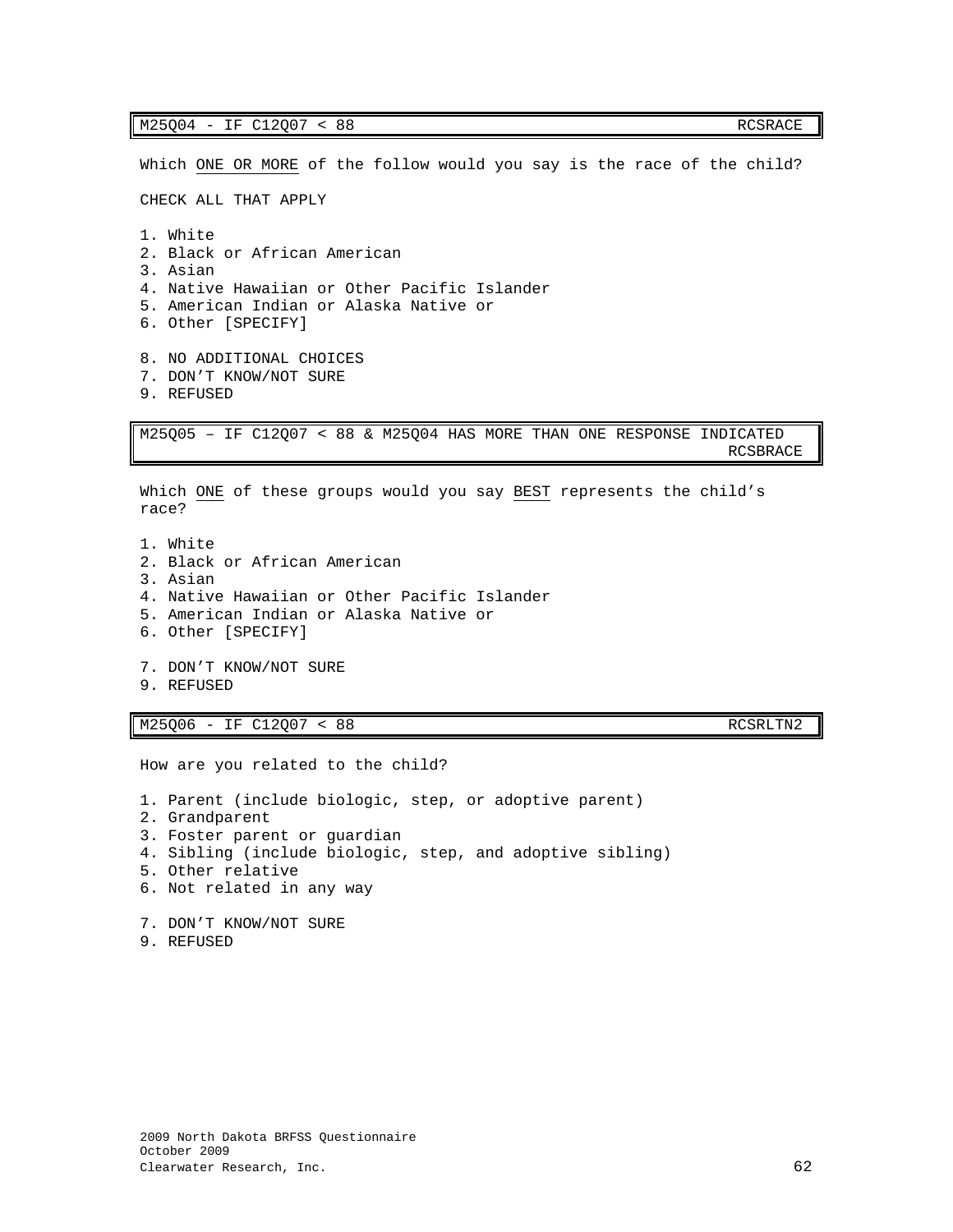| M25Q04 - IF C12Q07 < 88 | RCSRACE |
| --- | --- |

Which ONE OR MORE of the follow would you say is the race of the child?

CHECK ALL THAT APPLY

1. White
2. Black or African American
3. Asian
4. Native Hawaiian or Other Pacific Islander
5. American Indian or Alaska Native or
6. Other [SPECIFY]

8. NO ADDITIONAL CHOICES
7. DON'T KNOW/NOT SURE
9. REFUSED

| M25Q05 – IF C12Q07 < 88 & M25Q04 HAS MORE THAN ONE RESPONSE INDICATED | RCSBRACE |
| --- | --- |

Which ONE of these groups would you say BEST represents the child's race?

1. White
2. Black or African American
3. Asian
4. Native Hawaiian or Other Pacific Islander
5. American Indian or Alaska Native or
6. Other [SPECIFY]

7. DON'T KNOW/NOT SURE
9. REFUSED

| M25Q06 - IF C12Q07 < 88 | RCSRLTN2 |
| --- | --- |

How are you related to the child?

1. Parent (include biologic, step, or adoptive parent)
2. Grandparent
3. Foster parent or guardian
4. Sibling (include biologic, step, and adoptive sibling)
5. Other relative
6. Not related in any way

7. DON'T KNOW/NOT SURE
9. REFUSED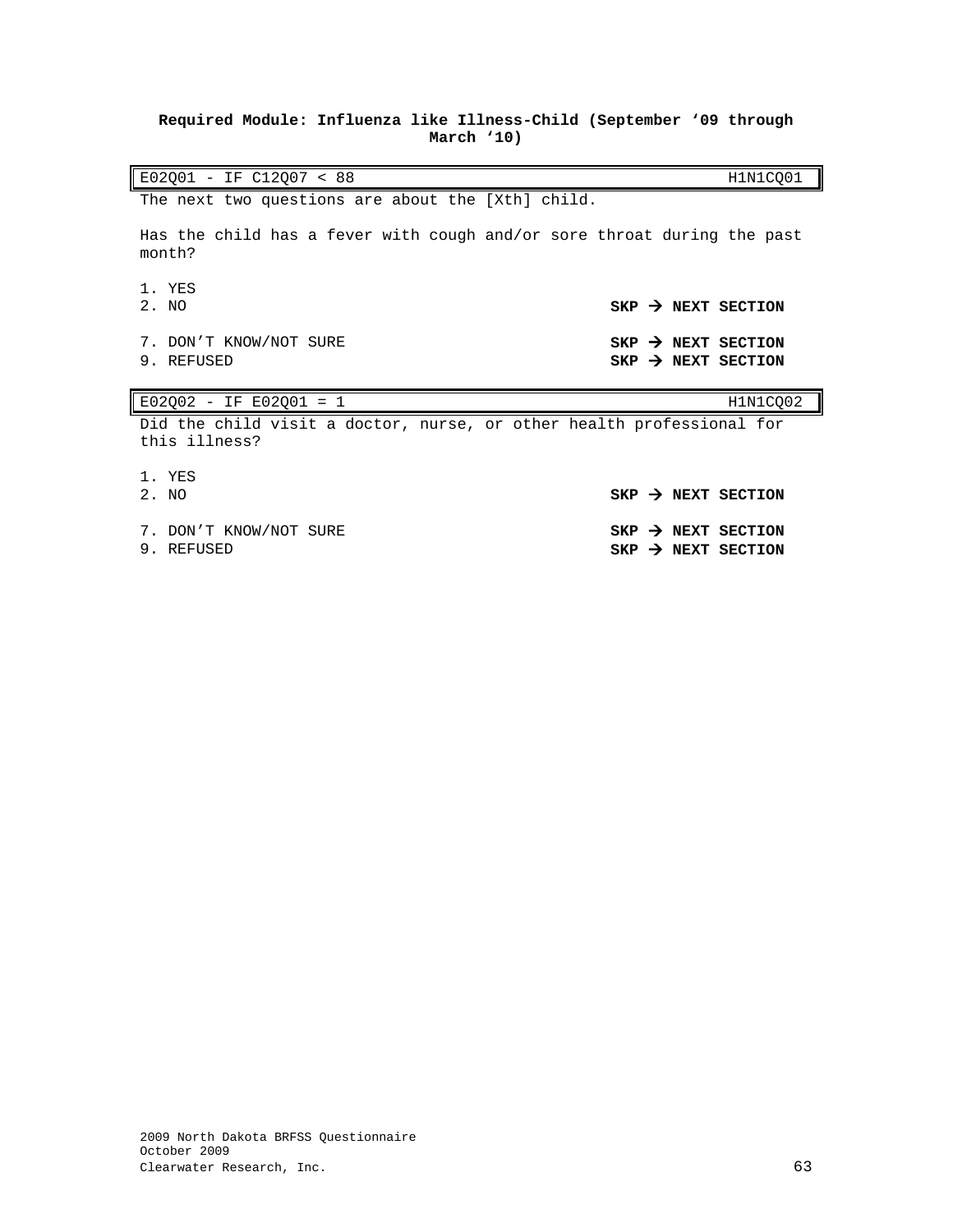**Required Module: Influenza like Illness-Child (September '09 through March '10)**

| E02Q01 - IF C12Q07 < 88 | H1N1CQ01 |
|---|---|

The next two questions are about the [Xth] child.

Has the child has a fever with cough and/or sore throat during the past month?

1. YES
2. NO — **SKP → NEXT SECTION**

7. DON'T KNOW/NOT SURE — **SKP → NEXT SECTION**
9. REFUSED — **SKP → NEXT SECTION**

| E02Q02 - IF E02Q01 = 1 | H1N1CQ02 |
|---|---|

Did the child visit a doctor, nurse, or other health professional for this illness?

1. YES
2. NO — **SKP → NEXT SECTION**

7. DON'T KNOW/NOT SURE — **SKP → NEXT SECTION**
9. REFUSED — **SKP → NEXT SECTION**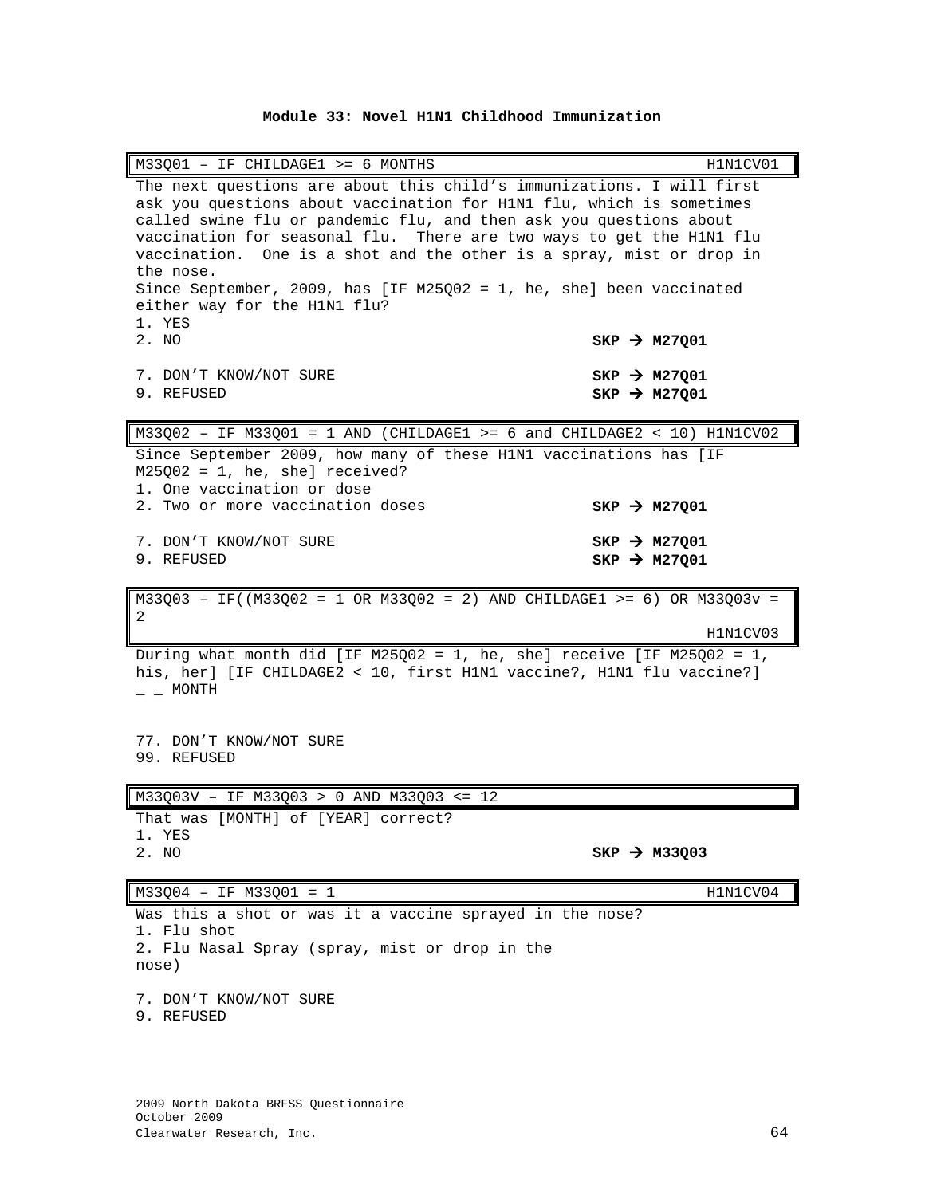# Module 33: Novel H1N1 Childhood Immunization

| M33Q01 – IF CHILDAGE1 >= 6 MONTHS | H1N1CV01 |
|---|---|

The next questions are about this child's immunizations. I will first ask you questions about vaccination for H1N1 flu, which is sometimes called swine flu or pandemic flu, and then ask you questions about vaccination for seasonal flu. There are two ways to get the H1N1 flu vaccination. One is a shot and the other is a spray, mist or drop in the nose.

Since September, 2009, has [IF M25Q02 = 1, he, she] been vaccinated either way for the H1N1 flu?

1. YES
2. NO **SKP → M27Q01**

7. DON'T KNOW/NOT SURE **SKP → M27Q01**
9. REFUSED **SKP → M27Q01**

| M33Q02 – IF M33Q01 = 1 AND (CHILDAGE1 >= 6 and CHILDAGE2 < 10) | H1N1CV02 |
|---|---|

Since September 2009, how many of these H1N1 vaccinations has [IF M25Q02 = 1, he, she] received?

1. One vaccination or dose
2. Two or more vaccination doses **SKP → M27Q01**

7. DON'T KNOW/NOT SURE **SKP → M27Q01**
9. REFUSED **SKP → M27Q01**

| M33Q03 – IF((M33Q02 = 1 OR M33Q02 = 2) AND CHILDAGE1 >= 6) OR M33Q03v = 2 | H1N1CV03 |
|---|---|

During what month did [IF M25Q02 = 1, he, she] receive [IF M25Q02 = 1, his, her] [IF CHILDAGE2 < 10, first H1N1 vaccine?, H1N1 flu vaccine?]

_ _ MONTH

77. DON'T KNOW/NOT SURE
99. REFUSED

| M33Q03V – IF M33Q03 > 0 AND M33Q03 <= 12 | |
|---|---|

That was [MONTH] of [YEAR] correct?

1. YES
2. NO **SKP → M33Q03**

| M33Q04 – IF M33Q01 = 1 | H1N1CV04 |
|---|---|

Was this a shot or was it a vaccine sprayed in the nose?

1. Flu shot
2. Flu Nasal Spray (spray, mist or drop in the nose)

7. DON'T KNOW/NOT SURE
9. REFUSED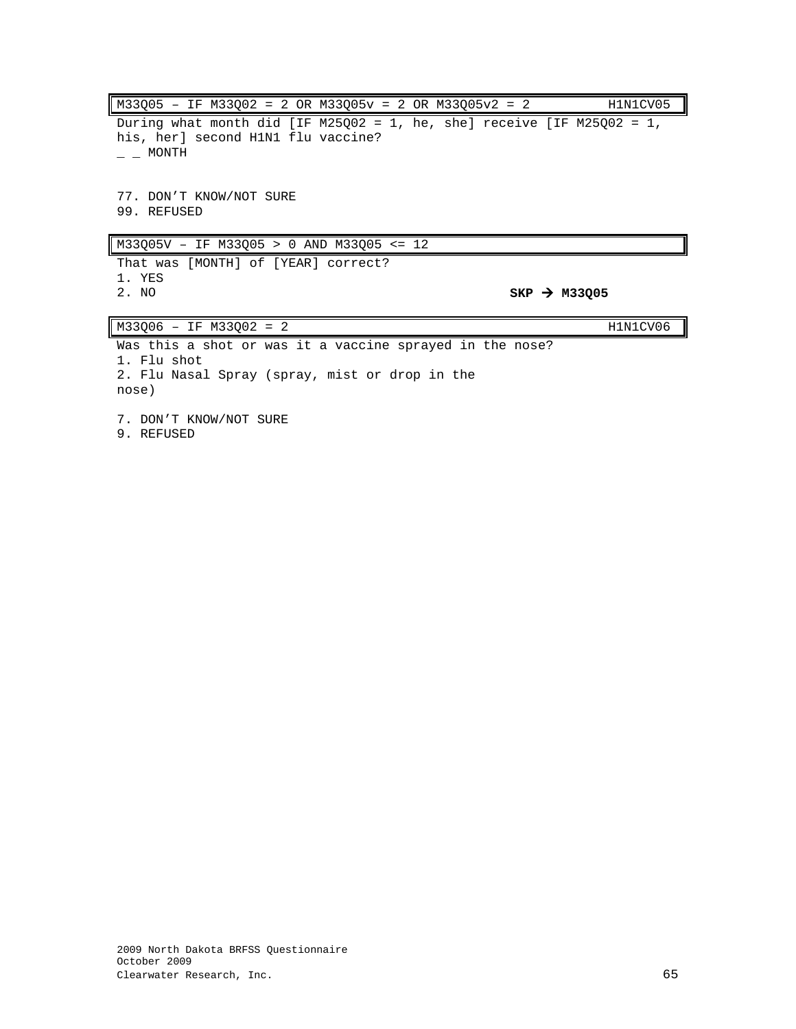| M33Q05 – IF M33Q02 = 2 OR M33Q05v = 2 OR M33Q05v2 = 2 | H1N1CV05 |
|---|---|

During what month did [IF M25Q02 = 1, he, she] receive [IF M25Q02 = 1, his, her] second H1N1 flu vaccine?

_ _ MONTH

77. DON'T KNOW/NOT SURE
99. REFUSED

| M33Q05V – IF M33Q05 > 0 AND M33Q05 <= 12 |
|---|

That was [MONTH] of [YEAR] correct?

1. YES
2. NO **SKP → M33Q05**

| M33Q06 – IF M33Q02 = 2 | H1N1CV06 |
|---|---|

Was this a shot or was it a vaccine sprayed in the nose?

1. Flu shot
2. Flu Nasal Spray (spray, mist or drop in the nose)

7. DON'T KNOW/NOT SURE
9. REFUSED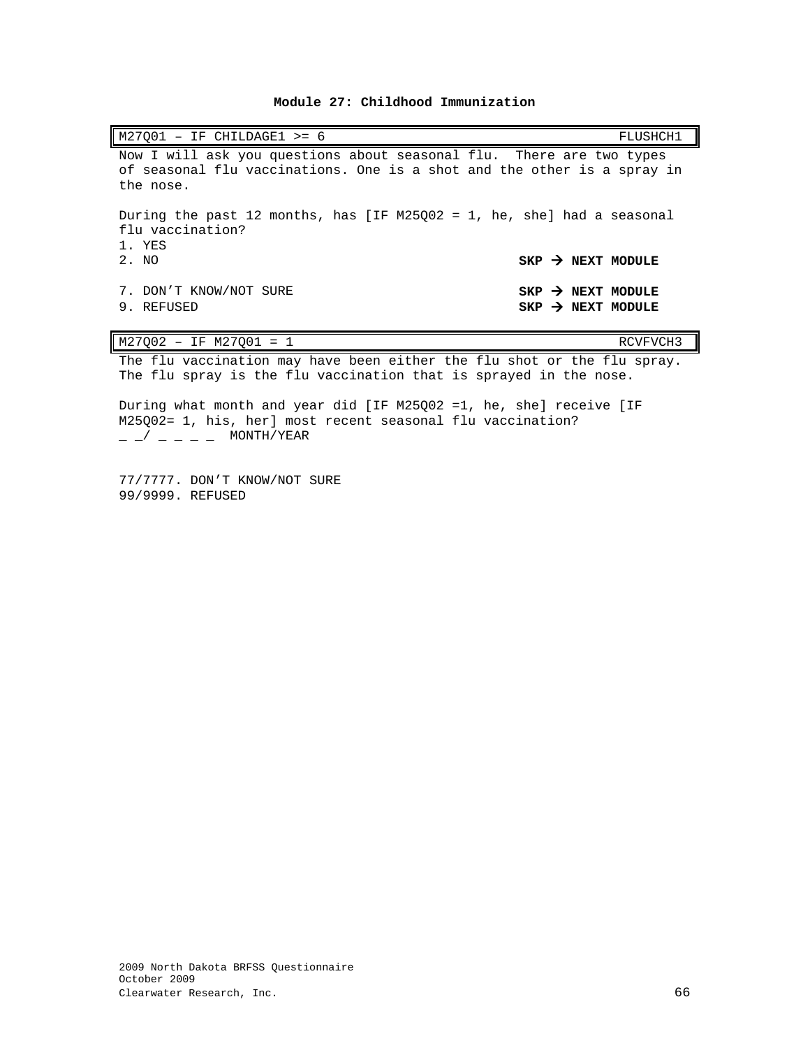# Module 27: Childhood Immunization

| M27Q01 – IF CHILDAGE1 >= 6 | FLUSHCH1 |
|---|---|

Now I will ask you questions about seasonal flu. There are two types of seasonal flu vaccinations. One is a shot and the other is a spray in the nose.

During the past 12 months, has [IF M25Q02 = 1, he, she] had a seasonal flu vaccination?

1. YES
2. NO **SKP → NEXT MODULE**

7. DON'T KNOW/NOT SURE **SKP → NEXT MODULE**
9. REFUSED **SKP → NEXT MODULE**

| M27Q02 – IF M27Q01 = 1 | RCVFVCH3 |
|---|---|

The flu vaccination may have been either the flu shot or the flu spray. The flu spray is the flu vaccination that is sprayed in the nose.

During what month and year did [IF M25Q02 =1, he, she] receive [IF M25Q02= 1, his, her] most recent seasonal flu vaccination?

_ _/ _ _ _ _ MONTH/YEAR

77/7777. DON'T KNOW/NOT SURE
99/9999. REFUSED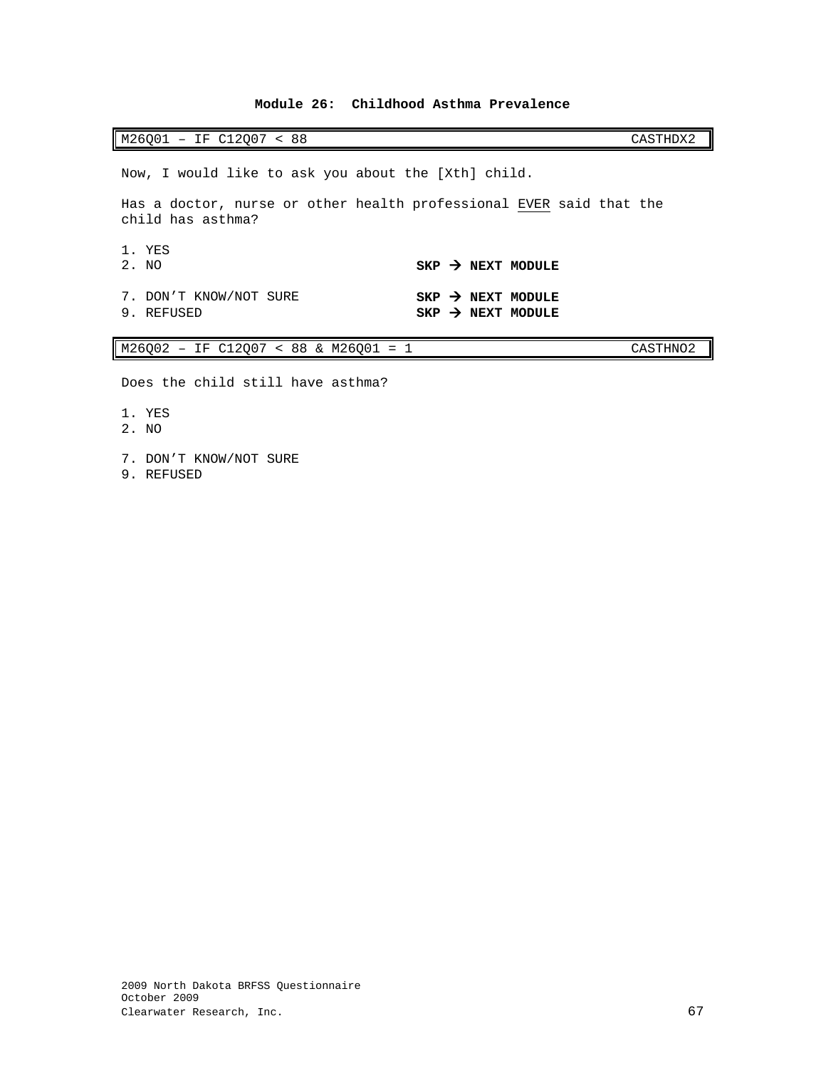## Module 26: Childhood Asthma Prevalence

| M26Q01 – IF C12Q07 < 88 | CASTHDX2 |
|---|---|

Now, I would like to ask you about the [Xth] child.

Has a doctor, nurse or other health professional EVER said that the child has asthma?

1. YES
2. NO **SKP → NEXT MODULE**

7. DON'T KNOW/NOT SURE **SKP → NEXT MODULE**
9. REFUSED **SKP → NEXT MODULE**

| M26Q02 – IF C12Q07 < 88 & M26Q01 = 1 | CASTHNO2 |
|---|---|

Does the child still have asthma?

1. YES
2. NO

7. DON'T KNOW/NOT SURE
9. REFUSED

2009 North Dakota BRFSS Questionnaire
October 2009
Clearwater Research, Inc.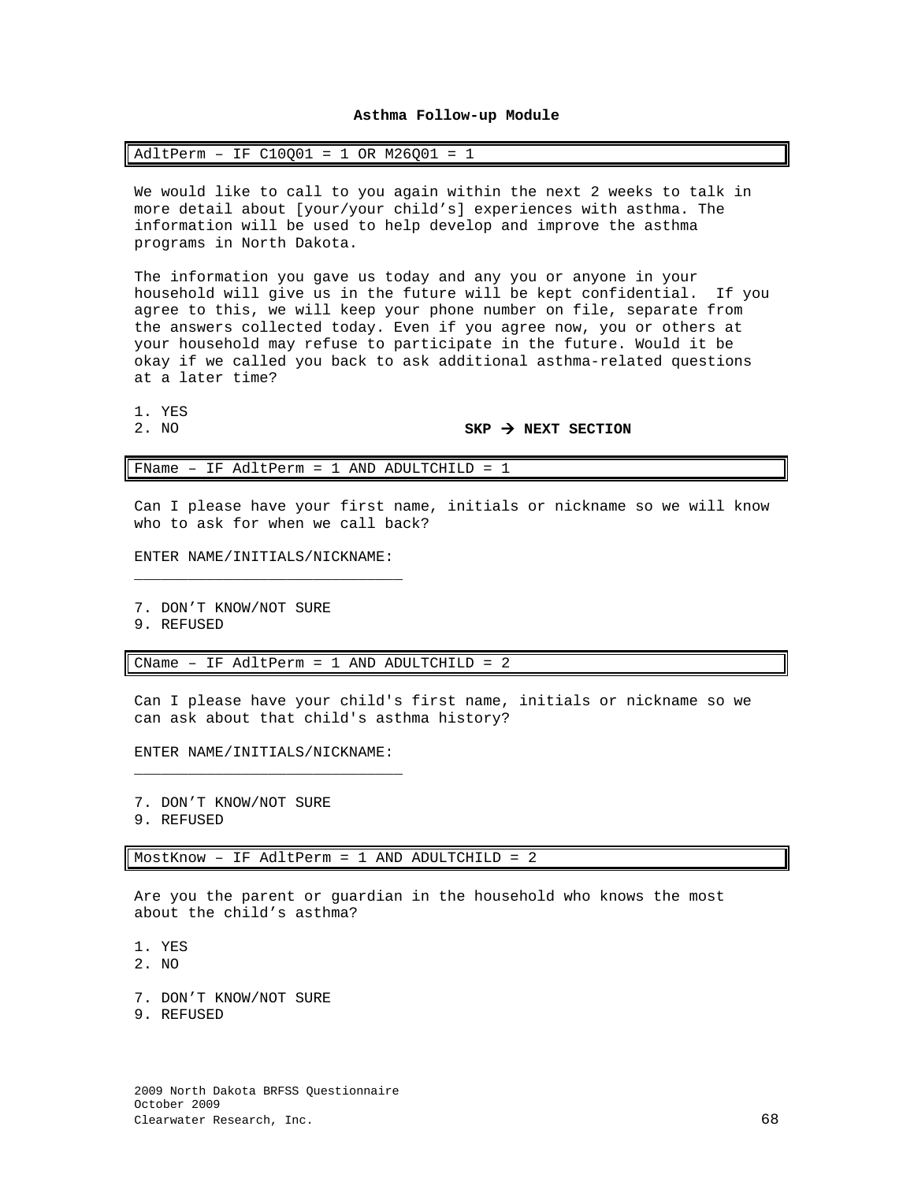## Asthma Follow-up Module

AdltPerm – IF C10Q01 = 1 OR M26Q01 = 1

We would like to call to you again within the next 2 weeks to talk in more detail about [your/your child's] experiences with asthma. The information will be used to help develop and improve the asthma programs in North Dakota.

The information you gave us today and any you or anyone in your household will give us in the future will be kept confidential. If you agree to this, we will keep your phone number on file, separate from the answers collected today. Even if you agree now, you or others at your household may refuse to participate in the future. Would it be okay if we called you back to ask additional asthma-related questions at a later time?

1. YES
2. NO **SKP → NEXT SECTION**

FName – IF AdltPerm = 1 AND ADULTCHILD = 1

Can I please have your first name, initials or nickname so we will know who to ask for when we call back?

ENTER NAME/INITIALS/NICKNAME:
______________________________

7. DON'T KNOW/NOT SURE
9. REFUSED

CName – IF AdltPerm = 1 AND ADULTCHILD = 2

Can I please have your child's first name, initials or nickname so we can ask about that child's asthma history?

ENTER NAME/INITIALS/NICKNAME:
______________________________

7. DON'T KNOW/NOT SURE
9. REFUSED

MostKnow – IF AdltPerm = 1 AND ADULTCHILD = 2

Are you the parent or guardian in the household who knows the most about the child's asthma?

1. YES
2. NO

7. DON'T KNOW/NOT SURE
9. REFUSED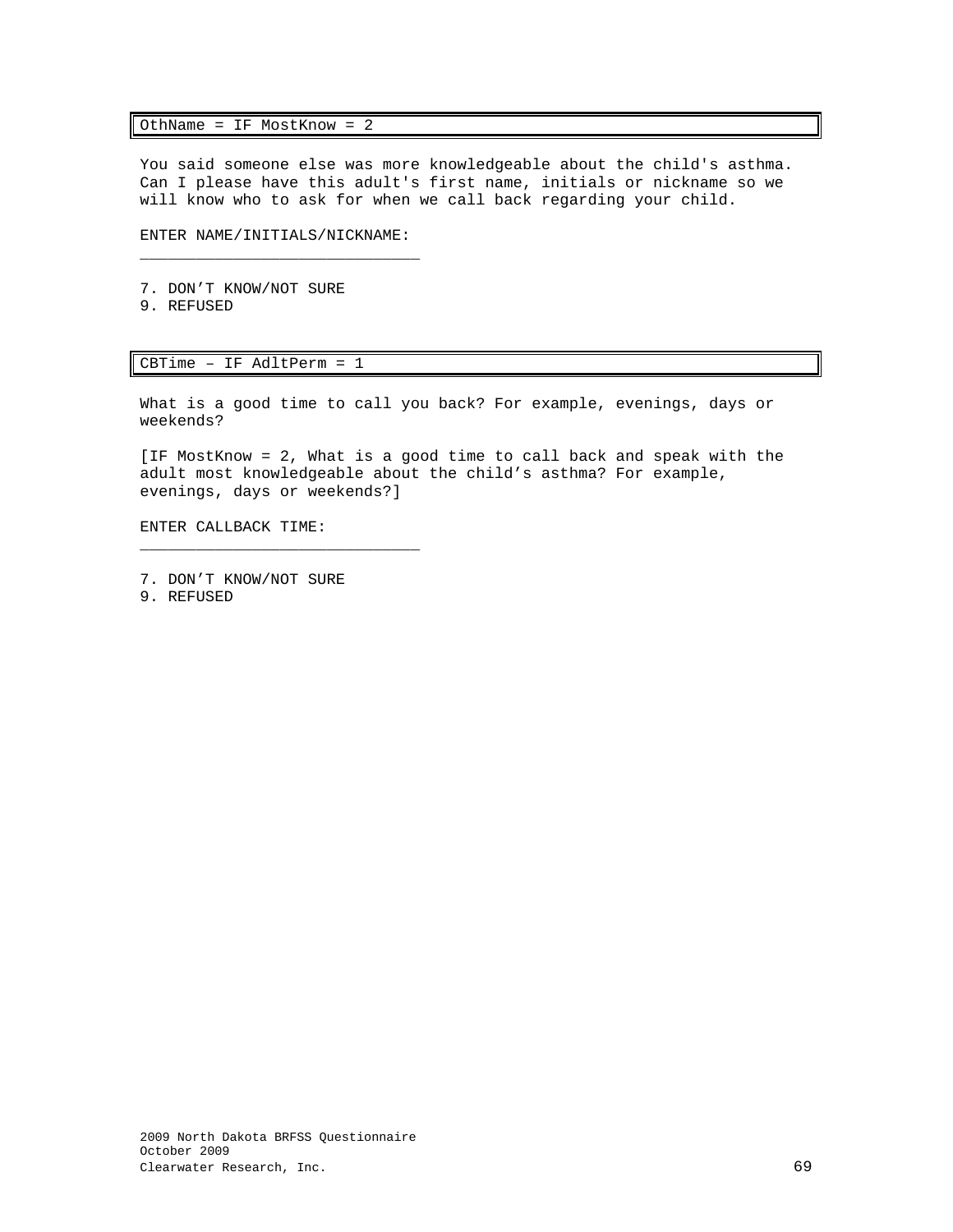OthName = IF MostKnow = 2

You said someone else was more knowledgeable about the child's asthma. Can I please have this adult's first name, initials or nickname so we will know who to ask for when we call back regarding your child.

ENTER NAME/INITIALS/NICKNAME:
______________________________

7. DON'T KNOW/NOT SURE
9. REFUSED

CBTime – IF AdltPerm = 1

What is a good time to call you back? For example, evenings, days or weekends?

[IF MostKnow = 2, What is a good time to call back and speak with the adult most knowledgeable about the child's asthma? For example, evenings, days or weekends?]

ENTER CALLBACK TIME:
______________________________

7. DON'T KNOW/NOT SURE
9. REFUSED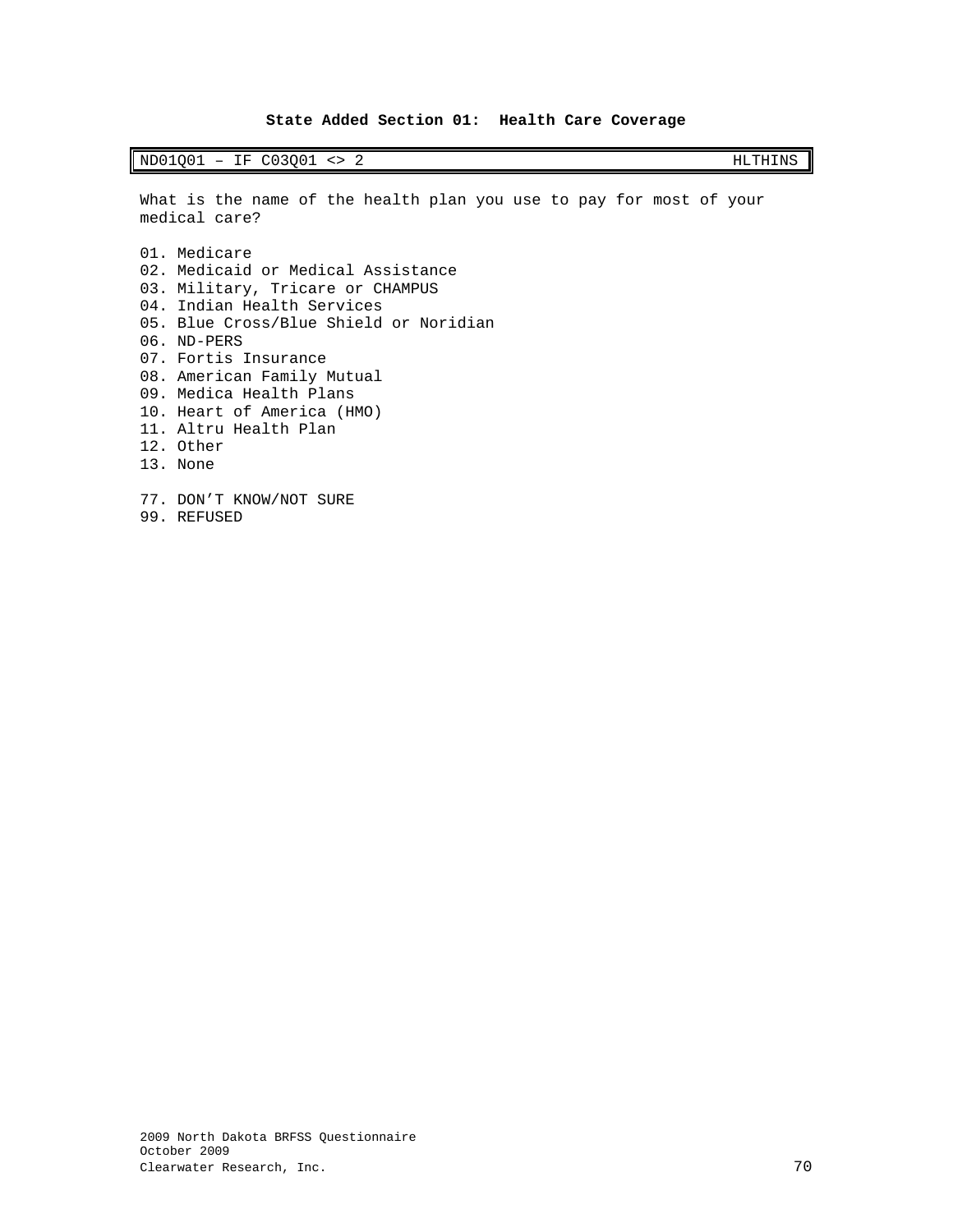## State Added Section 01: Health Care Coverage

| ND01Q01 – IF C03Q01 <> 2 | HLTHINS |
|---|---|

What is the name of the health plan you use to pay for most of your medical care?

01. Medicare
02. Medicaid or Medical Assistance
03. Military, Tricare or CHAMPUS
04. Indian Health Services
05. Blue Cross/Blue Shield or Noridian
06. ND-PERS
07. Fortis Insurance
08. American Family Mutual
09. Medica Health Plans
10. Heart of America (HMO)
11. Altru Health Plan
12. Other
13. None

77. DON'T KNOW/NOT SURE
99. REFUSED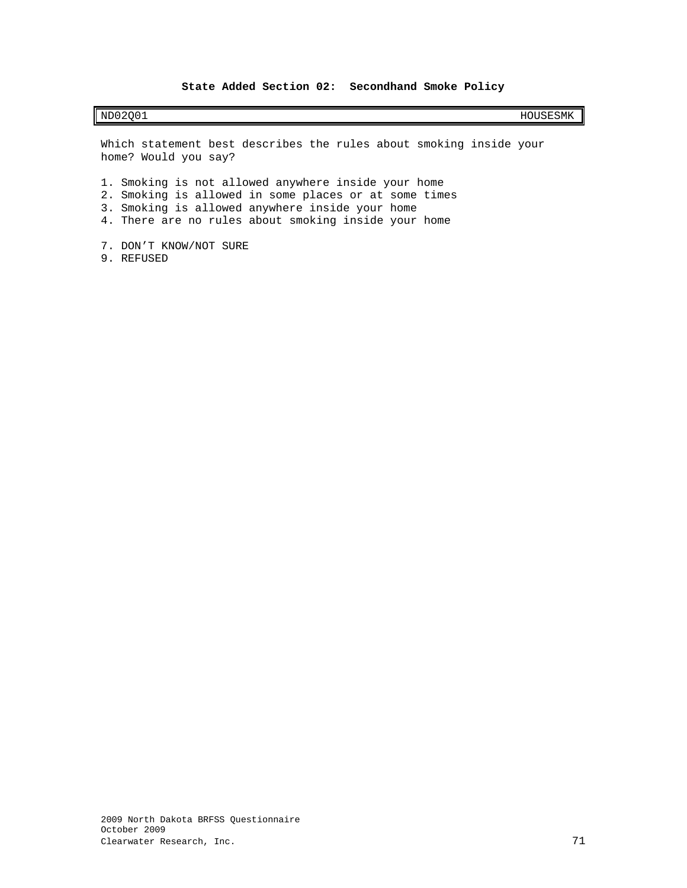**State Added Section 02: Secondhand Smoke Policy**

| ND02Q01 | HOUSESMK |
|---|---|

Which statement best describes the rules about smoking inside your home? Would you say?

1. Smoking is not allowed anywhere inside your home
2. Smoking is allowed in some places or at some times
3. Smoking is allowed anywhere inside your home
4. There are no rules about smoking inside your home

7. DON’T KNOW/NOT SURE
9. REFUSED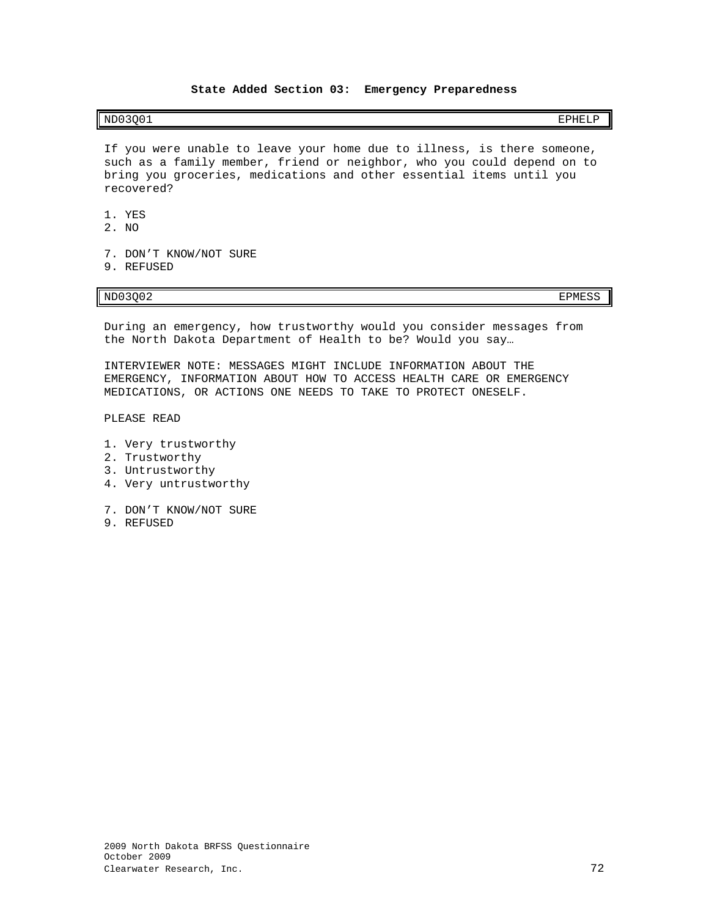## State Added Section 03: Emergency Preparedness

| ND03Q01 | EPHELP |
|---|---|

If you were unable to leave your home due to illness, is there someone, such as a family member, friend or neighbor, who you could depend on to bring you groceries, medications and other essential items until you recovered?

1. YES
2. NO

7. DON'T KNOW/NOT SURE
9. REFUSED

| ND03Q02 | EPMESS |
|---|---|

During an emergency, how trustworthy would you consider messages from the North Dakota Department of Health to be? Would you say…

INTERVIEWER NOTE: MESSAGES MIGHT INCLUDE INFORMATION ABOUT THE EMERGENCY, INFORMATION ABOUT HOW TO ACCESS HEALTH CARE OR EMERGENCY MEDICATIONS, OR ACTIONS ONE NEEDS TO TAKE TO PROTECT ONESELF.

PLEASE READ

1. Very trustworthy
2. Trustworthy
3. Untrustworthy
4. Very untrustworthy

7. DON'T KNOW/NOT SURE
9. REFUSED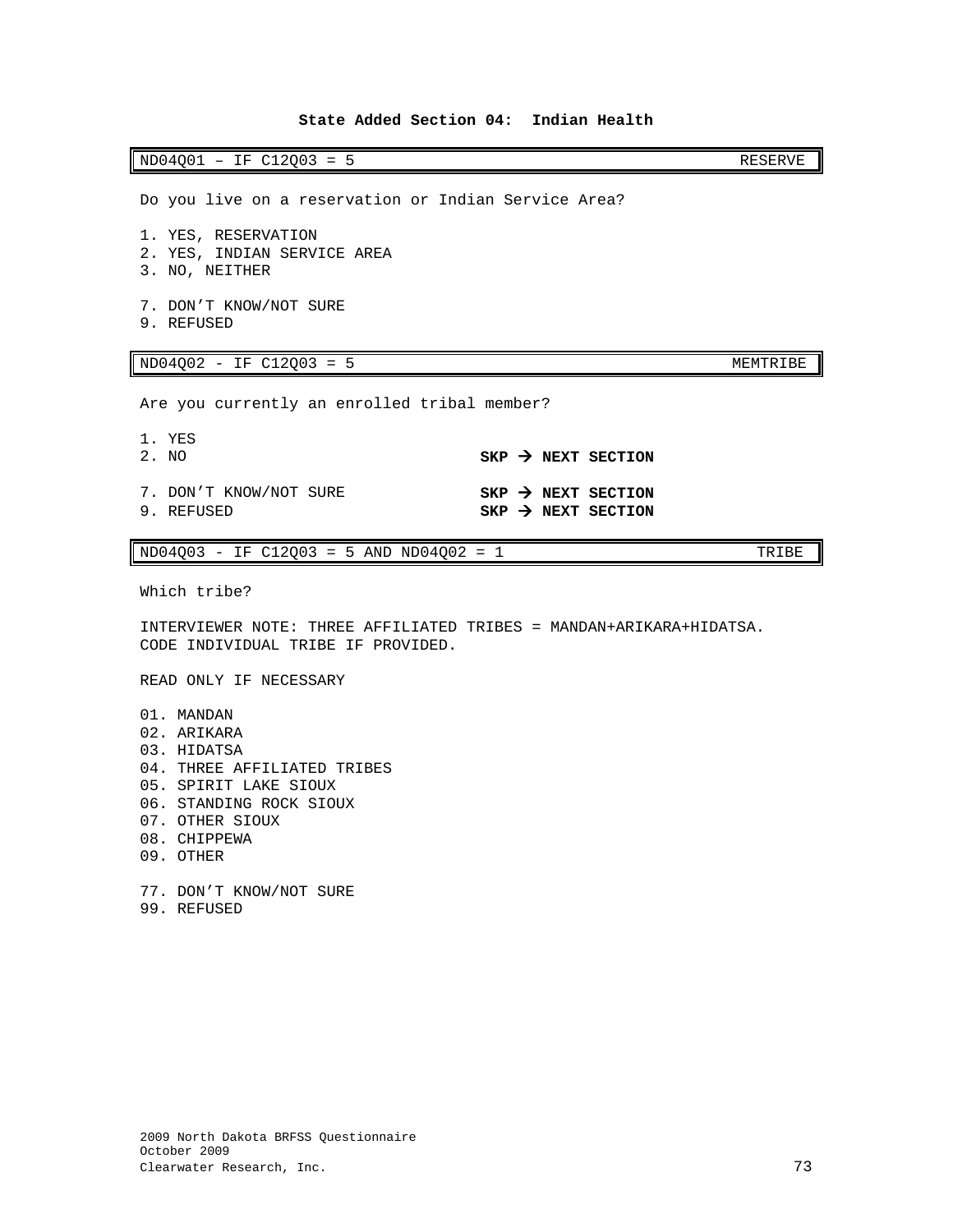## State Added Section 04: Indian Health

| ND04Q01 – IF C12Q03 = 5 | RESERVE |
|---|---|

Do you live on a reservation or Indian Service Area?

1. YES, RESERVATION
2. YES, INDIAN SERVICE AREA
3. NO, NEITHER

7. DON'T KNOW/NOT SURE
9. REFUSED

| ND04Q02 - IF C12Q03 = 5 | MEMTRIBE |
|---|---|

Are you currently an enrolled tribal member?

1. YES
2. NO **SKP → NEXT SECTION**

7. DON'T KNOW/NOT SURE **SKP → NEXT SECTION**
9. REFUSED **SKP → NEXT SECTION**

| ND04Q03 - IF C12Q03 = 5 AND ND04Q02 = 1 | TRIBE |
|---|---|

Which tribe?

INTERVIEWER NOTE: THREE AFFILIATED TRIBES = MANDAN+ARIKARA+HIDATSA. CODE INDIVIDUAL TRIBE IF PROVIDED.

READ ONLY IF NECESSARY

01. MANDAN
02. ARIKARA
03. HIDATSA
04. THREE AFFILIATED TRIBES
05. SPIRIT LAKE SIOUX
06. STANDING ROCK SIOUX
07. OTHER SIOUX
08. CHIPPEWA
09. OTHER

77. DON'T KNOW/NOT SURE
99. REFUSED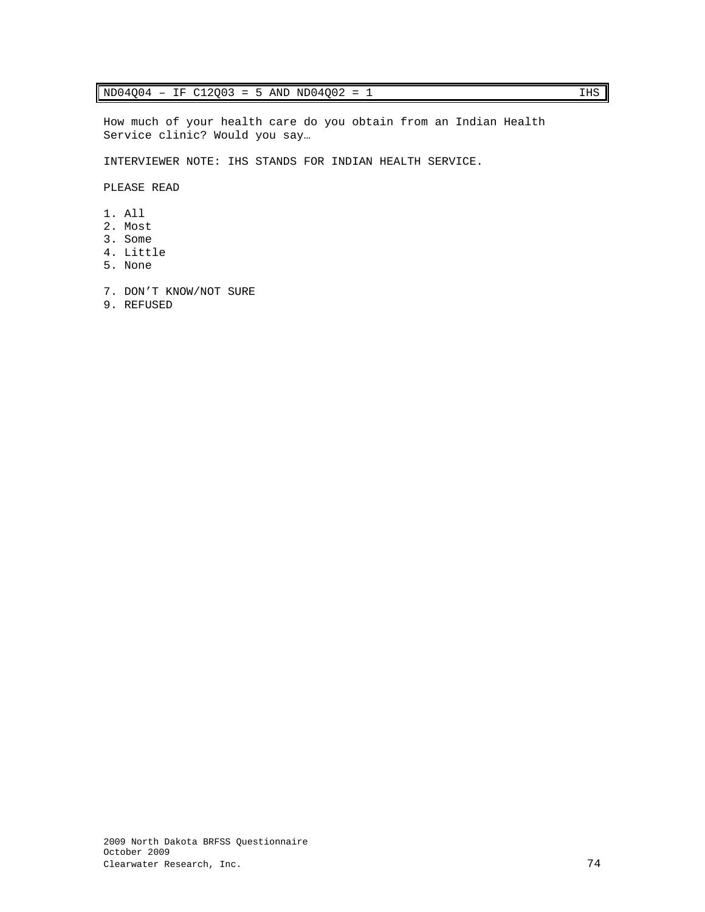| ND04Q04 – IF C12Q03 = 5 AND ND04Q02 = 1 | IHS |
|---|---|

How much of your health care do you obtain from an Indian Health Service clinic? Would you say…

INTERVIEWER NOTE: IHS STANDS FOR INDIAN HEALTH SERVICE.

PLEASE READ

1. All
2. Most
3. Some
4. Little
5. None

7. DON'T KNOW/NOT SURE
9. REFUSED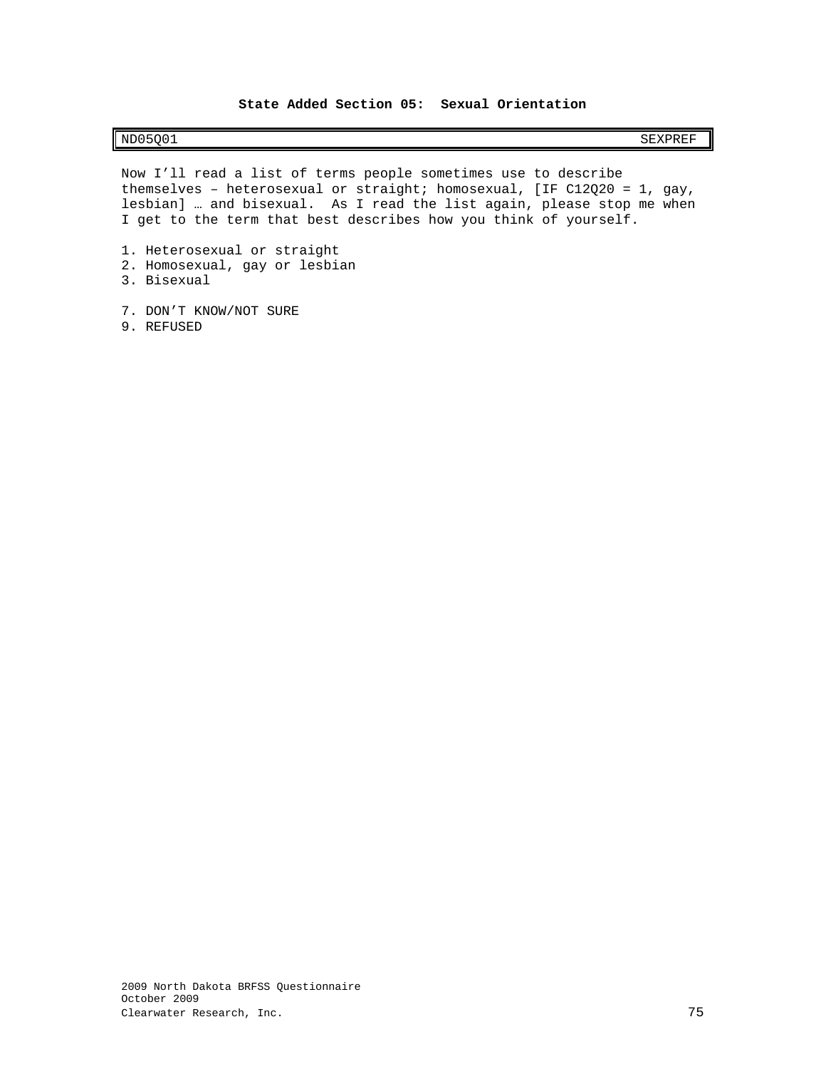## State Added Section 05: Sexual Orientation

| ND05Q01 | SEXPREF |
|---|---|

Now I'll read a list of terms people sometimes use to describe themselves – heterosexual or straight; homosexual, [IF C12Q20 = 1, gay, lesbian] … and bisexual. As I read the list again, please stop me when I get to the term that best describes how you think of yourself.

1. Heterosexual or straight
2. Homosexual, gay or lesbian
3. Bisexual

7. DON'T KNOW/NOT SURE
9. REFUSED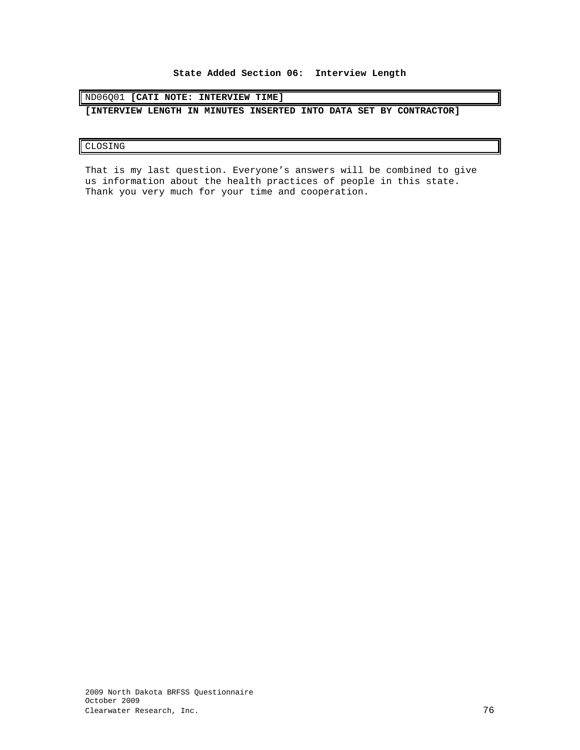### State Added Section 06: Interview Length

ND06Q01 **[CATI NOTE: INTERVIEW TIME]**

**[INTERVIEW LENGTH IN MINUTES INSERTED INTO DATA SET BY CONTRACTOR]**

CLOSING

That is my last question. Everyone's answers will be combined to give us information about the health practices of people in this state. Thank you very much for your time and cooperation.